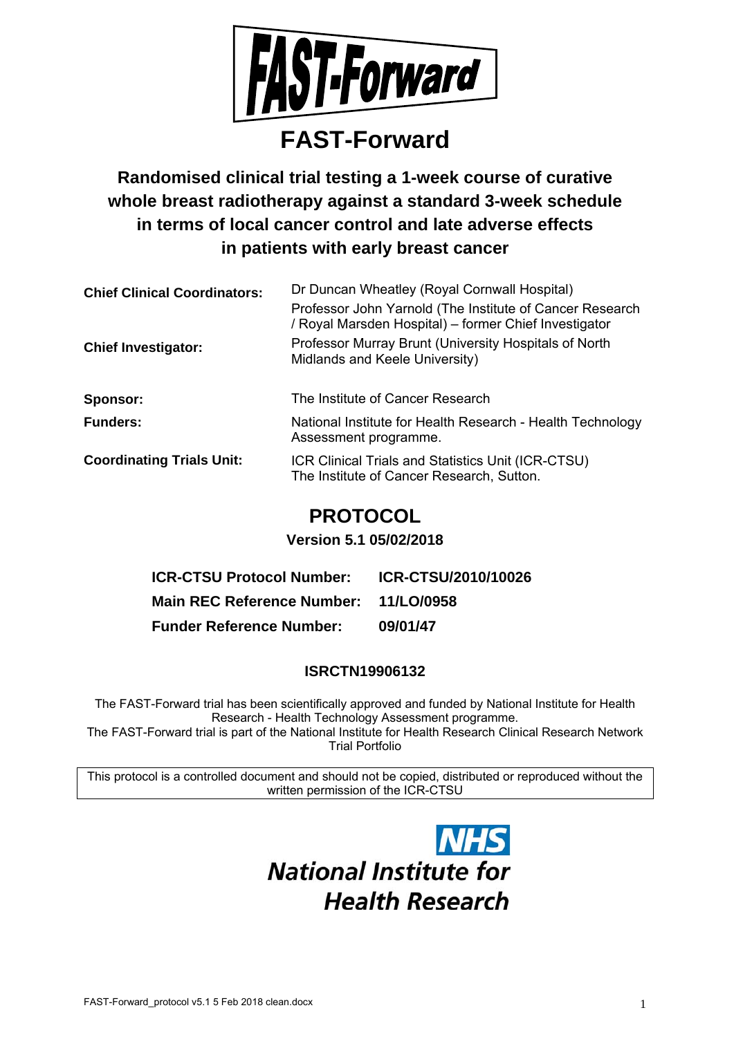# FAST-Forward

## Randomised clinical trial testing a 1-week course of curative whole breast radiotherapy against a standard 3-week schedule in terms of local cancer control and late adverse effects in patients with early breast cancer

| | |
|---|---|
| **Chief Clinical Coordinators:** | Dr Duncan Wheatley (Royal Cornwall Hospital) |
| | Professor John Yarnold (The Institute of Cancer Research / Royal Marsden Hospital) – former Chief Investigator |
| **Chief Investigator:** | Professor Murray Brunt (University Hospitals of North Midlands and Keele University) |
| **Sponsor:** | The Institute of Cancer Research |
| **Funders:** | National Institute for Health Research - Health Technology Assessment programme. |
| **Coordinating Trials Unit:** | ICR Clinical Trials and Statistics Unit (ICR-CTSU) The Institute of Cancer Research, Sutton. |

## PROTOCOL

**Version 5.1 05/02/2018**

| | |
|---|---|
| **ICR-CTSU Protocol Number:** | **ICR-CTSU/2010/10026** |
| **Main REC Reference Number:** | **11/LO/0958** |
| **Funder Reference Number:** | **09/01/47** |

**ISRCTN19906132**

The FAST-Forward trial has been scientifically approved and funded by National Institute for Health Research - Health Technology Assessment programme.
The FAST-Forward trial is part of the National Institute for Health Research Clinical Research Network Trial Portfolio

This protocol is a controlled document and should not be copied, distributed or reproduced without the written permission of the ICR-CTSU

NHS
National Institute for Health Research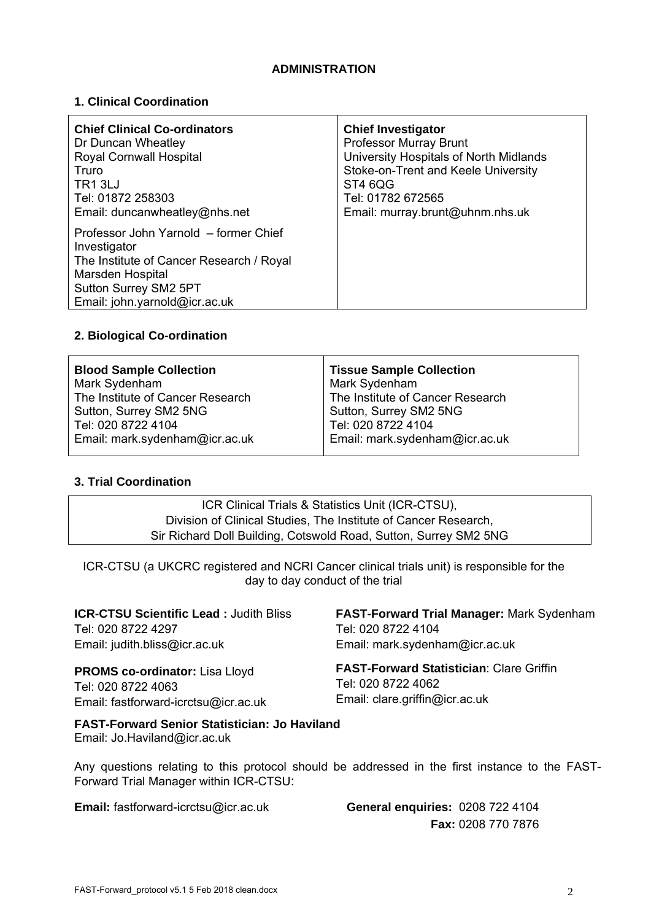# ADMINISTRATION

## 1. Clinical Coordination

| **Chief Clinical Co-ordinators** | **Chief Investigator** |
|---|---|
| Dr Duncan Wheatley<br>Royal Cornwall Hospital<br>Truro<br>TR1 3LJ<br>Tel: 01872 258303<br>Email: duncanwheatley@nhs.net<br><br>Professor John Yarnold – former Chief Investigator<br>The Institute of Cancer Research / Royal Marsden Hospital<br>Sutton Surrey SM2 5PT<br>Email: john.yarnold@icr.ac.uk | Professor Murray Brunt<br>University Hospitals of North Midlands<br>Stoke-on-Trent and Keele University<br>ST4 6QG<br>Tel: 01782 672565<br>Email: murray.brunt@uhnm.nhs.uk |

## 2. Biological Co-ordination

| **Blood Sample Collection** | **Tissue Sample Collection** |
|---|---|
| Mark Sydenham<br>The Institute of Cancer Research<br>Sutton, Surrey SM2 5NG<br>Tel: 020 8722 4104<br>Email: mark.sydenham@icr.ac.uk | Mark Sydenham<br>The Institute of Cancer Research<br>Sutton, Surrey SM2 5NG<br>Tel: 020 8722 4104<br>Email: mark.sydenham@icr.ac.uk |

## 3. Trial Coordination

ICR Clinical Trials & Statistics Unit (ICR-CTSU),
Division of Clinical Studies, The Institute of Cancer Research,
Sir Richard Doll Building, Cotswold Road, Sutton, Surrey SM2 5NG

ICR-CTSU (a UKCRC registered and NCRI Cancer clinical trials unit) is responsible for the day to day conduct of the trial

**ICR-CTSU Scientific Lead :** Judith Bliss
Tel: 020 8722 4297
Email: judith.bliss@icr.ac.uk

**FAST-Forward Trial Manager:** Mark Sydenham
Tel: 020 8722 4104
Email: mark.sydenham@icr.ac.uk

**PROMS co-ordinator:** Lisa Lloyd
Tel: 020 8722 4063
Email: fastforward-icrctsu@icr.ac.uk

**FAST-Forward Statistician**: Clare Griffin
Tel: 020 8722 4062
Email: clare.griffin@icr.ac.uk

**FAST-Forward Senior Statistician: Jo Haviland**
Email: Jo.Haviland@icr.ac.uk

Any questions relating to this protocol should be addressed in the first instance to the FAST-Forward Trial Manager within ICR-CTSU:

**Email:** fastforward-icrctsu@icr.ac.uk

**General enquiries:** 0208 722 4104
**Fax:** 0208 770 7876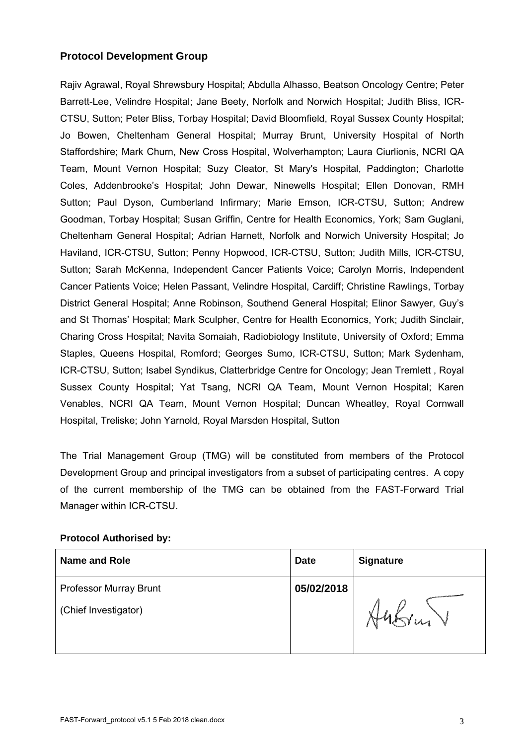## Protocol Development Group

Rajiv Agrawal, Royal Shrewsbury Hospital; Abdulla Alhasso, Beatson Oncology Centre; Peter Barrett-Lee, Velindre Hospital; Jane Beety, Norfolk and Norwich Hospital; Judith Bliss, ICR-CTSU, Sutton; Peter Bliss, Torbay Hospital; David Bloomfield, Royal Sussex County Hospital; Jo Bowen, Cheltenham General Hospital; Murray Brunt, University Hospital of North Staffordshire; Mark Churn, New Cross Hospital, Wolverhampton; Laura Ciurlionis, NCRI QA Team, Mount Vernon Hospital; Suzy Cleator, St Mary's Hospital, Paddington; Charlotte Coles, Addenbrooke's Hospital; John Dewar, Ninewells Hospital; Ellen Donovan, RMH Sutton; Paul Dyson, Cumberland Infirmary; Marie Emson, ICR-CTSU, Sutton; Andrew Goodman, Torbay Hospital; Susan Griffin, Centre for Health Economics, York; Sam Guglani, Cheltenham General Hospital; Adrian Harnett, Norfolk and Norwich University Hospital; Jo Haviland, ICR-CTSU, Sutton; Penny Hopwood, ICR-CTSU, Sutton; Judith Mills, ICR-CTSU, Sutton; Sarah McKenna, Independent Cancer Patients Voice; Carolyn Morris, Independent Cancer Patients Voice; Helen Passant, Velindre Hospital, Cardiff; Christine Rawlings, Torbay District General Hospital; Anne Robinson, Southend General Hospital; Elinor Sawyer, Guy's and St Thomas' Hospital; Mark Sculpher, Centre for Health Economics, York; Judith Sinclair, Charing Cross Hospital; Navita Somaiah, Radiobiology Institute, University of Oxford; Emma Staples, Queens Hospital, Romford; Georges Sumo, ICR-CTSU, Sutton; Mark Sydenham, ICR-CTSU, Sutton; Isabel Syndikus, Clatterbridge Centre for Oncology; Jean Tremlett , Royal Sussex County Hospital; Yat Tsang, NCRI QA Team, Mount Vernon Hospital; Karen Venables, NCRI QA Team, Mount Vernon Hospital; Duncan Wheatley, Royal Cornwall Hospital, Treliske; John Yarnold, Royal Marsden Hospital, Sutton

The Trial Management Group (TMG) will be constituted from members of the Protocol Development Group and principal investigators from a subset of participating centres. A copy of the current membership of the TMG can be obtained from the FAST-Forward Trial Manager within ICR-CTSU.

**Protocol Authorised by:**

| Name and Role | Date | Signature |
|---|---|---|
| Professor Murray Brunt<br>(Chief Investigator) | **05/02/2018** | |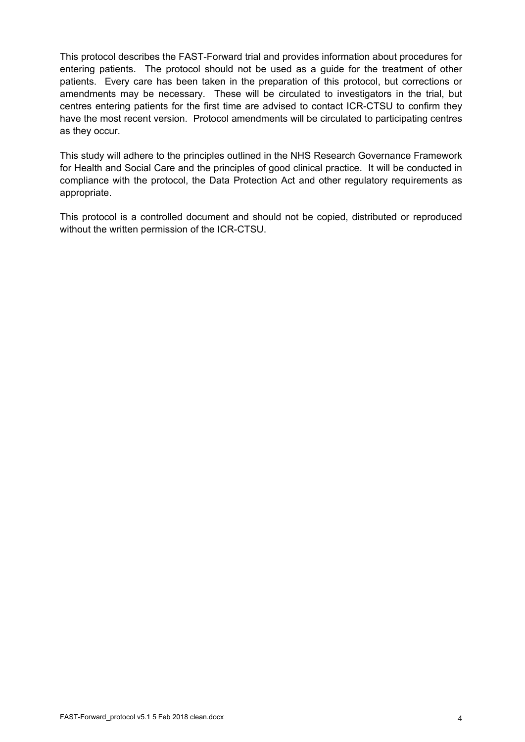This protocol describes the FAST-Forward trial and provides information about procedures for entering patients. The protocol should not be used as a guide for the treatment of other patients. Every care has been taken in the preparation of this protocol, but corrections or amendments may be necessary. These will be circulated to investigators in the trial, but centres entering patients for the first time are advised to contact ICR-CTSU to confirm they have the most recent version. Protocol amendments will be circulated to participating centres as they occur.

This study will adhere to the principles outlined in the NHS Research Governance Framework for Health and Social Care and the principles of good clinical practice. It will be conducted in compliance with the protocol, the Data Protection Act and other regulatory requirements as appropriate.

This protocol is a controlled document and should not be copied, distributed or reproduced without the written permission of the ICR-CTSU.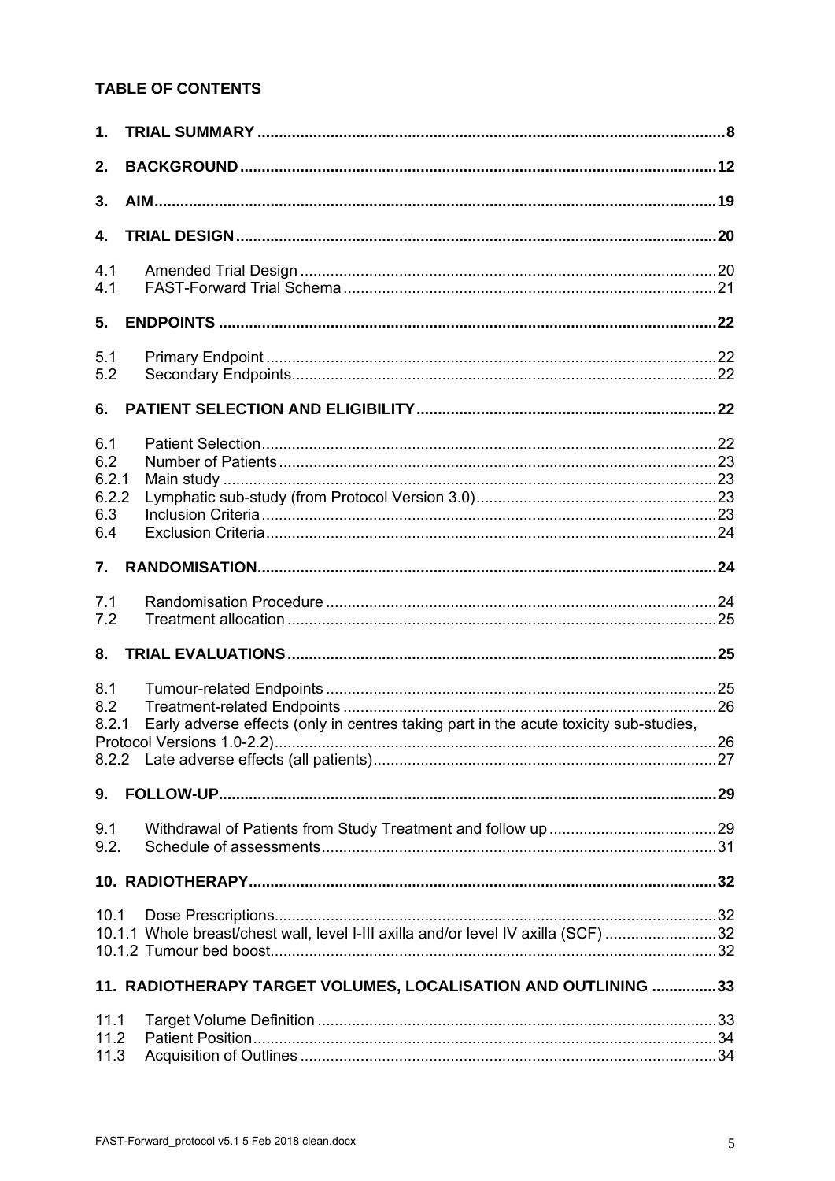**TABLE OF CONTENTS**

**1. TRIAL SUMMARY ............................................................................................................ 8**

**2. BACKGROUND ............................................................................................................ 12**

**3. AIM ................................................................................................................................ 19**

**4. TRIAL DESIGN ............................................................................................................ 20**

4.1 Amended Trial Design ................................................................................................ 20
4.1 FAST-Forward Trial Schema ...................................................................................... 21

**5. ENDPOINTS ................................................................................................................. 22**

5.1 Primary Endpoint ........................................................................................................ 22
5.2 Secondary Endpoints .................................................................................................. 22

**6. PATIENT SELECTION AND ELIGIBILITY .................................................................. 22**

6.1 Patient Selection ......................................................................................................... 22
6.2 Number of Patients ..................................................................................................... 23
6.2.1 Main study ................................................................................................................ 23
6.2.2 Lymphatic sub-study (from Protocol Version 3.0) ..................................................... 23
6.3 Inclusion Criteria ......................................................................................................... 23
6.4 Exclusion Criteria ........................................................................................................ 24

**7. RANDOMISATION ........................................................................................................ 24**

7.1 Randomisation Procedure ........................................................................................... 24
7.2 Treatment allocation ................................................................................................... 25

**8. TRIAL EVALUATIONS ................................................................................................. 25**

8.1 Tumour-related Endpoints ........................................................................................... 25
8.2 Treatment-related Endpoints ....................................................................................... 26
8.2.1 Early adverse effects (only in centres taking part in the acute toxicity sub-studies, Protocol Versions 1.0-2.2) ...................................................................................................... 26
8.2.2 Late adverse effects (all patients) ............................................................................... 27

**9. FOLLOW-UP ................................................................................................................. 29**

9.1 Withdrawal of Patients from Study Treatment and follow up ....................................... 29
9.2. Schedule of assessments ........................................................................................... 31

**10. RADIOTHERAPY ......................................................................................................... 32**

10.1 Dose Prescriptions ..................................................................................................... 32
10.1.1 Whole breast/chest wall, level I-III axilla and/or level IV axilla (SCF) ......................... 32
10.1.2 Tumour bed boost ....................................................................................................... 32

**11. RADIOTHERAPY TARGET VOLUMES, LOCALISATION AND OUTLINING ............... 33**

11.1 Target Volume Definition ............................................................................................ 33
11.2 Patient Position ........................................................................................................... 34
11.3 Acquisition of Outlines ................................................................................................ 34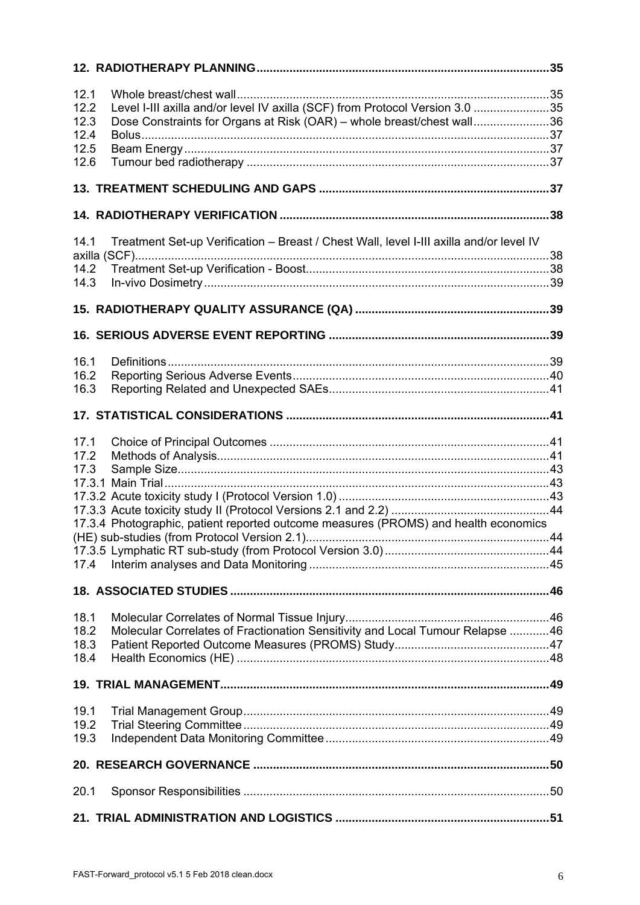**12. RADIOTHERAPY PLANNING** ........................................................................................35

12.1 Whole breast/chest wall ..............................................................................................35
12.2 Level I-III axilla and/or level IV axilla (SCF) from Protocol Version 3.0 .......................35
12.3 Dose Constraints for Organs at Risk (OAR) – whole breast/chest wall .......................36
12.4 Bolus ...........................................................................................................................37
12.5 Beam Energy ..............................................................................................................37
12.6 Tumour bed radiotherapy ...........................................................................................37

**13. TREATMENT SCHEDULING AND GAPS** .....................................................................37

**14. RADIOTHERAPY VERIFICATION** .................................................................................38

14.1 Treatment Set-up Verification – Breast / Chest Wall, level I-III axilla and/or level IV axilla (SCF) .............................................................................................................................38
14.2 Treatment Set-up Verification - Boost .........................................................................38
14.3 In-vivo Dosimetry ........................................................................................................39

**15. RADIOTHERAPY QUALITY ASSURANCE (QA)** ...........................................................39

**16. SERIOUS ADVERSE EVENT REPORTING** ..................................................................39

16.1 Definitions ...................................................................................................................39
16.2 Reporting Serious Adverse Events .............................................................................40
16.3 Reporting Related and Unexpected SAEs ..................................................................41

**17. STATISTICAL CONSIDERATIONS** ...............................................................................41

17.1 Choice of Principal Outcomes ....................................................................................41
17.2 Methods of Analysis ....................................................................................................41
17.3 Sample Size ................................................................................................................43
17.3.1 Main Trial ..................................................................................................................43
17.3.2 Acute toxicity study I (Protocol Version 1.0) ...............................................................43
17.3.3 Acute toxicity study II (Protocol Versions 2.1 and 2.2) ................................................44
17.3.4 Photographic, patient reported outcome measures (PROMS) and health economics (HE) sub-studies (from Protocol Version 2.1) ..........................................................................44
17.3.5 Lymphatic RT sub-study (from Protocol Version 3.0) ..................................................44
17.4 Interim analyses and Data Monitoring ........................................................................45

**18. ASSOCIATED STUDIES** ................................................................................................46

18.1 Molecular Correlates of Normal Tissue Injury .............................................................46
18.2 Molecular Correlates of Fractionation Sensitivity and Local Tumour Relapse ............46
18.3 Patient Reported Outcome Measures (PROMS) Study ...............................................47
18.4 Health Economics (HE) ..............................................................................................48

**19. TRIAL MANAGEMENT** ...................................................................................................49

19.1 Trial Management Group ............................................................................................49
19.2 Trial Steering Committee ............................................................................................49
19.3 Independent Data Monitoring Committee ....................................................................49

**20. RESEARCH GOVERNANCE** .........................................................................................50

20.1 Sponsor Responsibilities ............................................................................................50

**21. TRIAL ADMINISTRATION AND LOGISTICS** ................................................................51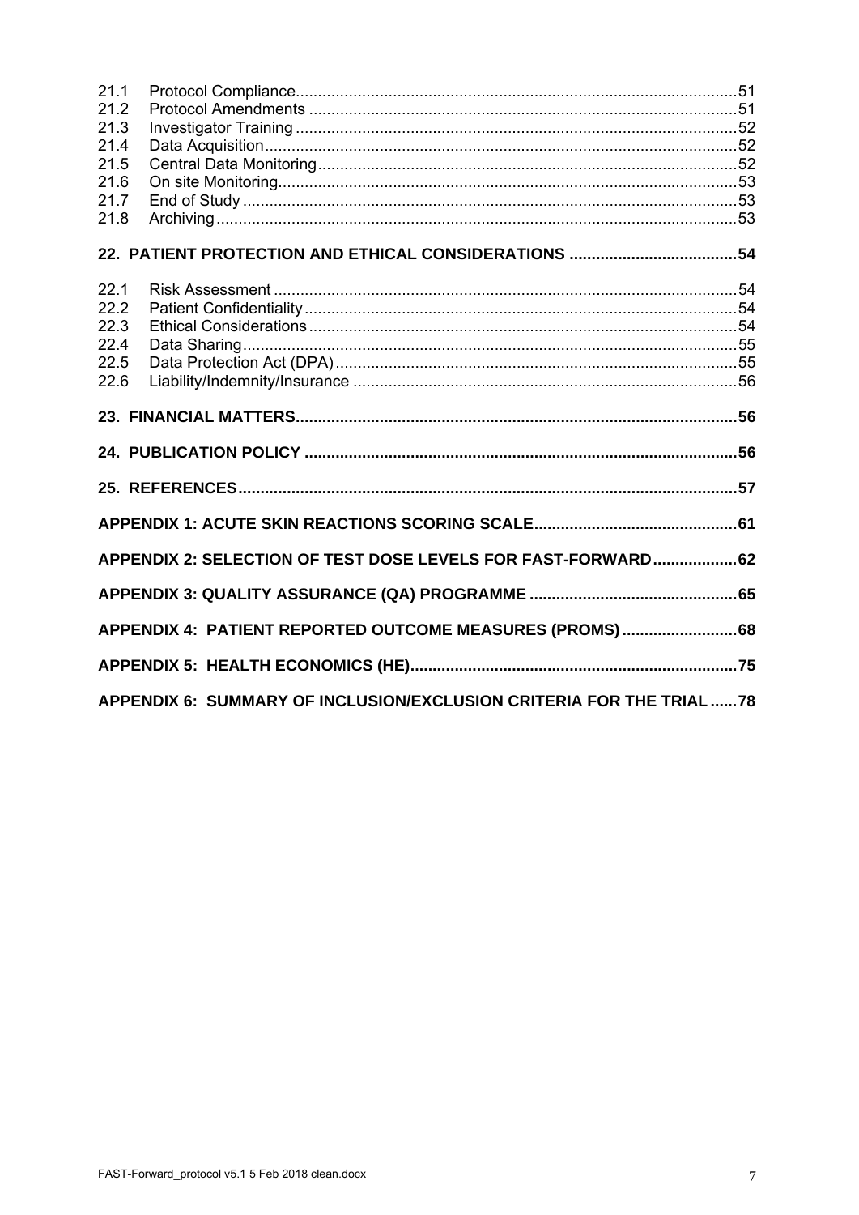| | | |
|---|---|---|
| 21.1 | Protocol Compliance | 51 |
| 21.2 | Protocol Amendments | 51 |
| 21.3 | Investigator Training | 52 |
| 21.4 | Data Acquisition | 52 |
| 21.5 | Central Data Monitoring | 52 |
| 21.6 | On site Monitoring | 53 |
| 21.7 | End of Study | 53 |
| 21.8 | Archiving | 53 |

**22. PATIENT PROTECTION AND ETHICAL CONSIDERATIONS .......... 54**

| | | |
|---|---|---|
| 22.1 | Risk Assessment | 54 |
| 22.2 | Patient Confidentiality | 54 |
| 22.3 | Ethical Considerations | 54 |
| 22.4 | Data Sharing | 55 |
| 22.5 | Data Protection Act (DPA) | 55 |
| 22.6 | Liability/Indemnity/Insurance | 56 |

**23. FINANCIAL MATTERS .......... 56**

**24. PUBLICATION POLICY .......... 56**

**25. REFERENCES .......... 57**

**APPENDIX 1: ACUTE SKIN REACTIONS SCORING SCALE .......... 61**

**APPENDIX 2: SELECTION OF TEST DOSE LEVELS FOR FAST-FORWARD .......... 62**

**APPENDIX 3: QUALITY ASSURANCE (QA) PROGRAMME .......... 65**

**APPENDIX 4: PATIENT REPORTED OUTCOME MEASURES (PROMS) .......... 68**

**APPENDIX 5: HEALTH ECONOMICS (HE) .......... 75**

**APPENDIX 6: SUMMARY OF INCLUSION/EXCLUSION CRITERIA FOR THE TRIAL .......... 78**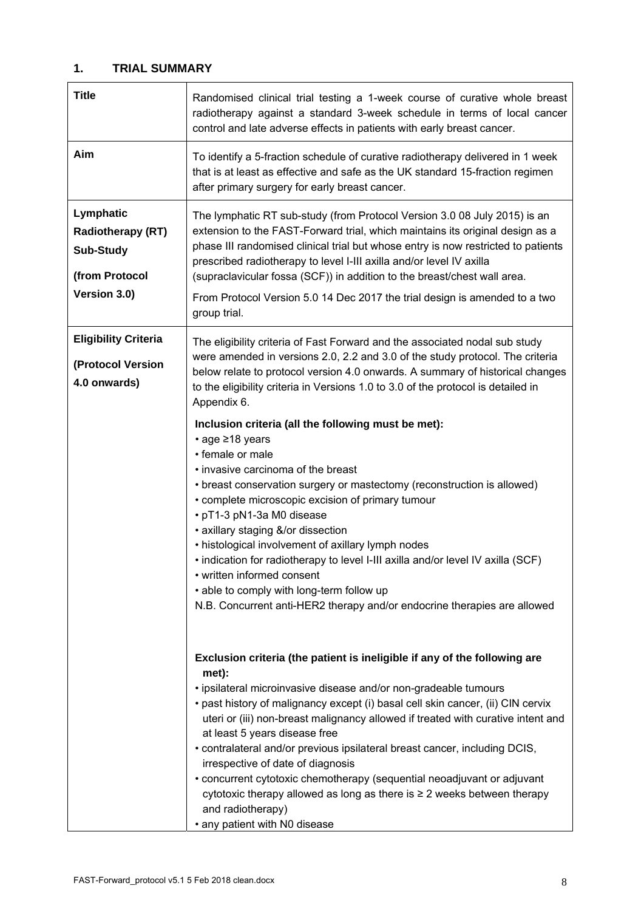## 1. TRIAL SUMMARY

| | |
|---|---|
| **Title** | Randomised clinical trial testing a 1-week course of curative whole breast radiotherapy against a standard 3-week schedule in terms of local cancer control and late adverse effects in patients with early breast cancer. |
| **Aim** | To identify a 5-fraction schedule of curative radiotherapy delivered in 1 week that is at least as effective and safe as the UK standard 15-fraction regimen after primary surgery for early breast cancer. |
| **Lymphatic Radiotherapy (RT) Sub-Study (from Protocol Version 3.0)** | The lymphatic RT sub-study (from Protocol Version 3.0 08 July 2015) is an extension to the FAST-Forward trial, which maintains its original design as a phase III randomised clinical trial but whose entry is now restricted to patients prescribed radiotherapy to level I-III axilla and/or level IV axilla (supraclavicular fossa (SCF)) in addition to the breast/chest wall area.<br><br>From Protocol Version 5.0 14 Dec 2017 the trial design is amended to a two group trial. |
| **Eligibility Criteria (Protocol Version 4.0 onwards)** | The eligibility criteria of Fast Forward and the associated nodal sub study were amended in versions 2.0, 2.2 and 3.0 of the study protocol. The criteria below relate to protocol version 4.0 onwards. A summary of historical changes to the eligibility criteria in Versions 1.0 to 3.0 of the protocol is detailed in Appendix 6.<br><br>**Inclusion criteria (all the following must be met):**<br>• age ≥18 years<br>• female or male<br>• invasive carcinoma of the breast<br>• breast conservation surgery or mastectomy (reconstruction is allowed)<br>• complete microscopic excision of primary tumour<br>• pT1-3 pN1-3a M0 disease<br>• axillary staging &/or dissection<br>• histological involvement of axillary lymph nodes<br>• indication for radiotherapy to level I-III axilla and/or level IV axilla (SCF)<br>• written informed consent<br>• able to comply with long-term follow up<br>N.B. Concurrent anti-HER2 therapy and/or endocrine therapies are allowed<br><br>**Exclusion criteria (the patient is ineligible if any of the following are met):**<br>• ipsilateral microinvasive disease and/or non-gradeable tumours<br>• past history of malignancy except (i) basal cell skin cancer, (ii) CIN cervix uteri or (iii) non-breast malignancy allowed if treated with curative intent and at least 5 years disease free<br>• contralateral and/or previous ipsilateral breast cancer, including DCIS, irrespective of date of diagnosis<br>• concurrent cytotoxic chemotherapy (sequential neoadjuvant or adjuvant cytotoxic therapy allowed as long as there is ≥ 2 weeks between therapy and radiotherapy)<br>• any patient with N0 disease |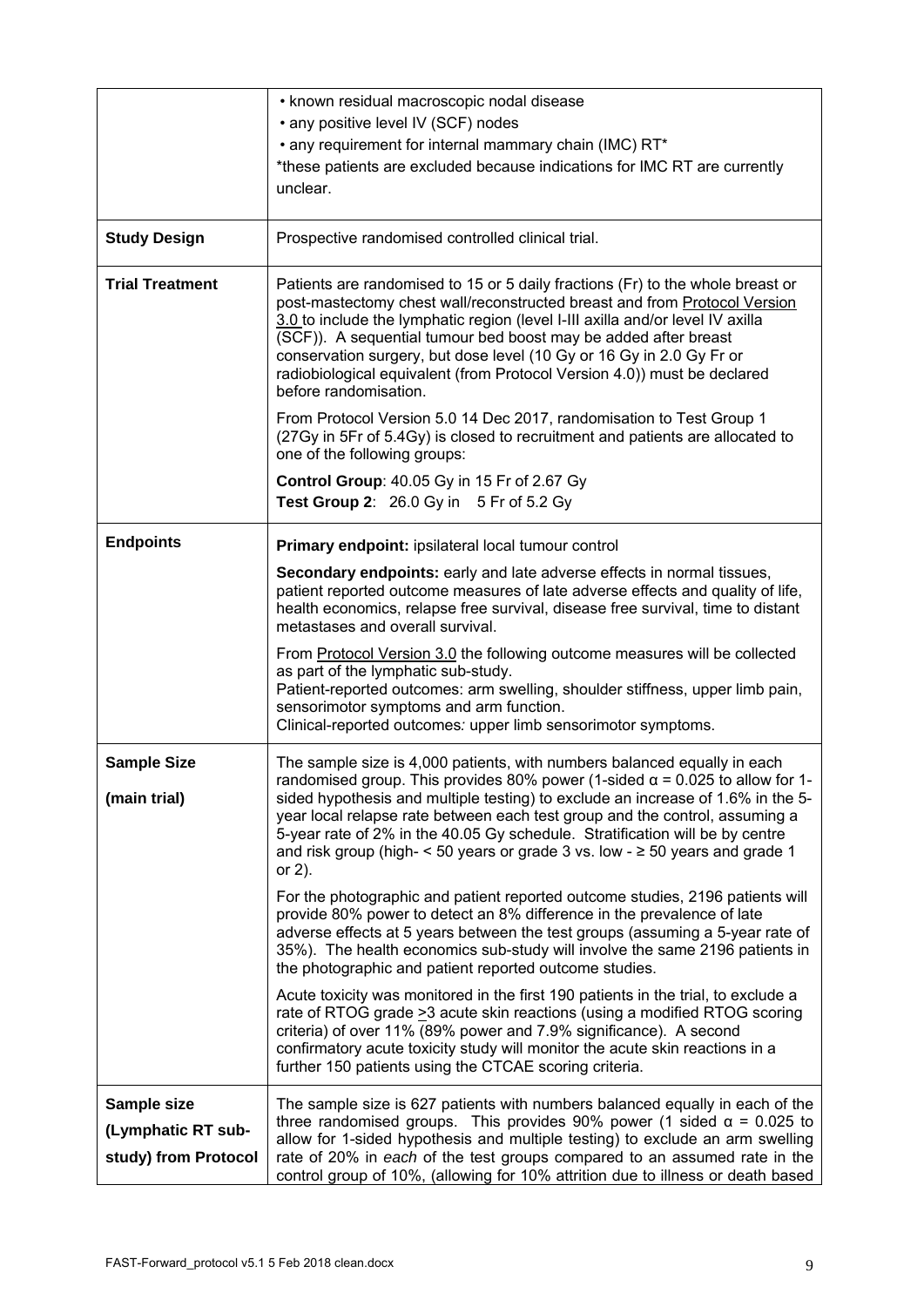| | |
|---|---|
| | • known residual macroscopic nodal disease<br>• any positive level IV (SCF) nodes<br>• any requirement for internal mammary chain (IMC) RT*<br>*these patients are excluded because indications for IMC RT are currently unclear. |
| **Study Design** | Prospective randomised controlled clinical trial. |
| **Trial Treatment** | Patients are randomised to 15 or 5 daily fractions (Fr) to the whole breast or post-mastectomy chest wall/reconstructed breast and from Protocol Version 3.0 to include the lymphatic region (level I-III axilla and/or level IV axilla (SCF)). A sequential tumour bed boost may be added after breast conservation surgery, but dose level (10 Gy or 16 Gy in 2.0 Gy Fr or radiobiological equivalent (from Protocol Version 4.0)) must be declared before randomisation.<br><br>From Protocol Version 5.0 14 Dec 2017, randomisation to Test Group 1 (27Gy in 5Fr of 5.4Gy) is closed to recruitment and patients are allocated to one of the following groups:<br><br>**Control Group**: 40.05 Gy in 15 Fr of 2.67 Gy<br>**Test Group 2**: 26.0 Gy in 5 Fr of 5.2 Gy |
| **Endpoints** | **Primary endpoint:** ipsilateral local tumour control<br><br>**Secondary endpoints:** early and late adverse effects in normal tissues, patient reported outcome measures of late adverse effects and quality of life, health economics, relapse free survival, disease free survival, time to distant metastases and overall survival.<br><br>From Protocol Version 3.0 the following outcome measures will be collected as part of the lymphatic sub-study.<br>Patient-reported outcomes: arm swelling, shoulder stiffness, upper limb pain, sensorimotor symptoms and arm function.<br>Clinical-reported outcomes*:* upper limb sensorimotor symptoms. |
| **Sample Size**<br><br>**(main trial)** | The sample size is 4,000 patients, with numbers balanced equally in each randomised group. This provides 80% power (1-sided $\alpha = 0.025$ to allow for 1-sided hypothesis and multiple testing) to exclude an increase of 1.6% in the 5-year local relapse rate between each test group and the control, assuming a 5-year rate of 2% in the 40.05 Gy schedule. Stratification will be by centre and risk group (high- < 50 years or grade 3 vs. low - ≥ 50 years and grade 1 or 2).<br><br>For the photographic and patient reported outcome studies, 2196 patients will provide 80% power to detect an 8% difference in the prevalence of late adverse effects at 5 years between the test groups (assuming a 5-year rate of 35%). The health economics sub-study will involve the same 2196 patients in the photographic and patient reported outcome studies.<br><br>Acute toxicity was monitored in the first 190 patients in the trial, to exclude a rate of RTOG grade ≥3 acute skin reactions (using a modified RTOG scoring criteria) of over 11% (89% power and 7.9% significance). A second confirmatory acute toxicity study will monitor the acute skin reactions in a further 150 patients using the CTCAE scoring criteria. |
| **Sample size**<br><br>**(Lymphatic RT sub-study) from Protocol** | The sample size is 627 patients with numbers balanced equally in each of the three randomised groups. This provides 90% power (1 sided $\alpha = 0.025$ to allow for 1-sided hypothesis and multiple testing) to exclude an arm swelling rate of 20% in *each* of the test groups compared to an assumed rate in the control group of 10%, (allowing for 10% attrition due to illness or death based |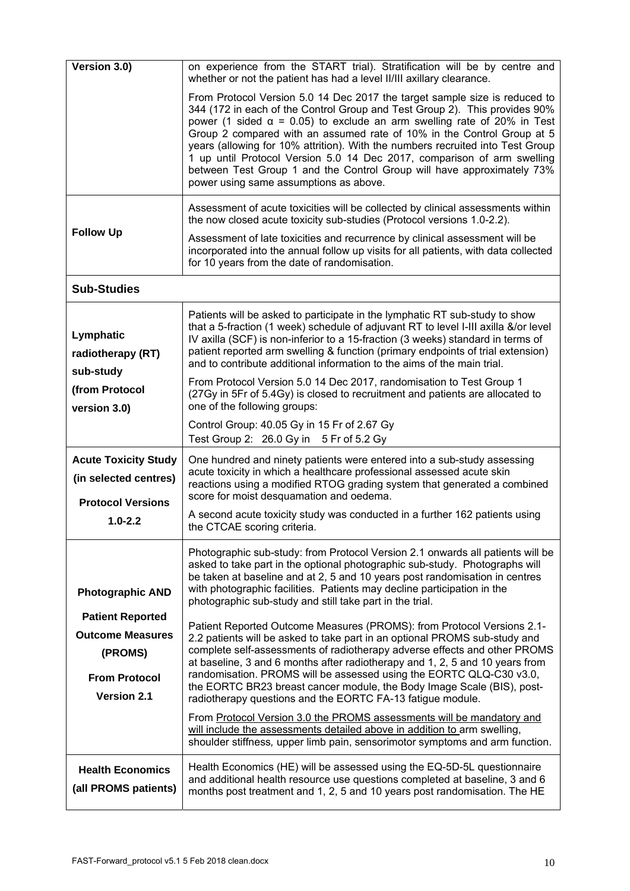| | |
|---|---|
| **Version 3.0)** | on experience from the START trial). Stratification will be by centre and whether or not the patient has had a level II/III axillary clearance.<br><br>From Protocol Version 5.0 14 Dec 2017 the target sample size is reduced to 344 (172 in each of the Control Group and Test Group 2). This provides 90% power (1 sided $\alpha$ = 0.05) to exclude an arm swelling rate of 20% in Test Group 2 compared with an assumed rate of 10% in the Control Group at 5 years (allowing for 10% attrition). With the numbers recruited into Test Group 1 up until Protocol Version 5.0 14 Dec 2017, comparison of arm swelling between Test Group 1 and the Control Group will have approximately 73% power using same assumptions as above. |
| **Follow Up** | Assessment of acute toxicities will be collected by clinical assessments within the now closed acute toxicity sub-studies (Protocol versions 1.0-2.2).<br><br>Assessment of late toxicities and recurrence by clinical assessment will be incorporated into the annual follow up visits for all patients, with data collected for 10 years from the date of randomisation. |
| **Sub-Studies** | |
| **Lymphatic radiotherapy (RT) sub-study (from Protocol version 3.0)** | Patients will be asked to participate in the lymphatic RT sub-study to show that a 5-fraction (1 week) schedule of adjuvant RT to level I-III axilla &/or level IV axilla (SCF) is non-inferior to a 15-fraction (3 weeks) standard in terms of patient reported arm swelling & function (primary endpoints of trial extension) and to contribute additional information to the aims of the main trial.<br><br>From Protocol Version 5.0 14 Dec 2017, randomisation to Test Group 1 (27Gy in 5Fr of 5.4Gy) is closed to recruitment and patients are allocated to one of the following groups:<br><br>Control Group: 40.05 Gy in 15 Fr of 2.67 Gy<br>Test Group 2: 26.0 Gy in 5 Fr of 5.2 Gy |
| **Acute Toxicity Study (in selected centres)**<br><br>**Protocol Versions 1.0-2.2** | One hundred and ninety patients were entered into a sub-study assessing acute toxicity in which a healthcare professional assessed acute skin reactions using a modified RTOG grading system that generated a combined score for moist desquamation and oedema.<br><br>A second acute toxicity study was conducted in a further 162 patients using the CTCAE scoring criteria. |
| **Photographic AND Patient Reported Outcome Measures (PROMS)**<br><br>**From Protocol Version 2.1** | Photographic sub-study: from Protocol Version 2.1 onwards all patients will be asked to take part in the optional photographic sub-study. Photographs will be taken at baseline and at 2, 5 and 10 years post randomisation in centres with photographic facilities. Patients may decline participation in the photographic sub-study and still take part in the trial.<br><br>Patient Reported Outcome Measures (PROMS): from Protocol Versions 2.1-2.2 patients will be asked to take part in an optional PROMS sub-study and complete self-assessments of radiotherapy adverse effects and other PROMS at baseline, 3 and 6 months after radiotherapy and 1, 2, 5 and 10 years from randomisation. PROMS will be assessed using the EORTC QLQ-C30 v3.0, the EORTC BR23 breast cancer module, the Body Image Scale (BIS), post-radiotherapy questions and the EORTC FA-13 fatigue module.<br><br><u>From Protocol Version 3.0 the PROMS assessments will be mandatory and will include the assessments detailed above in addition to</u> arm swelling, shoulder stiffness, upper limb pain, sensorimotor symptoms and arm function. |
| **Health Economics (all PROMS patients)** | Health Economics (HE) will be assessed using the EQ-5D-5L questionnaire and additional health resource use questions completed at baseline, 3 and 6 months post treatment and 1, 2, 5 and 10 years post randomisation. The HE |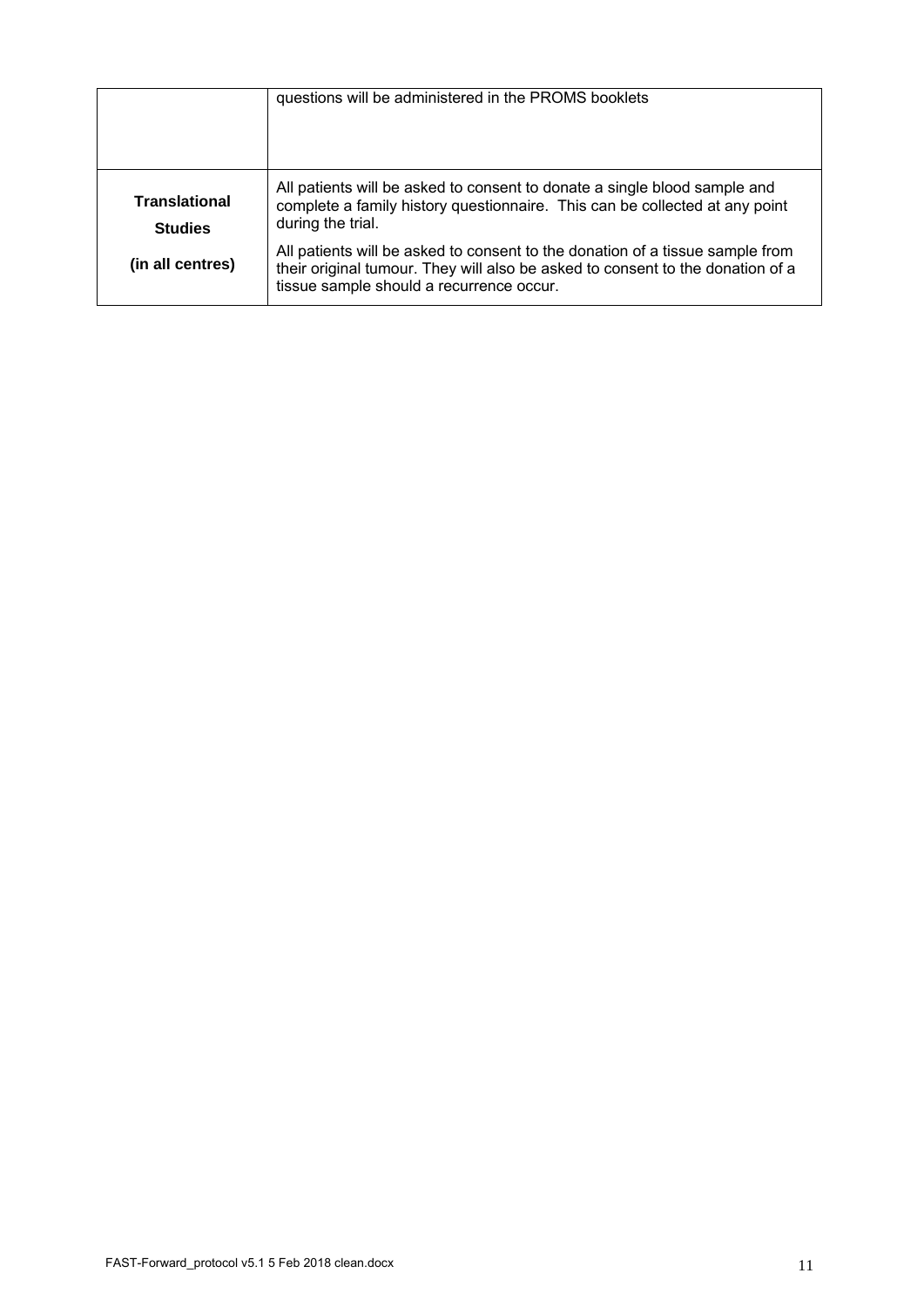| | |
|---|---|
| | questions will be administered in the PROMS booklets |
| **Translational Studies** **(in all centres)** | All patients will be asked to consent to donate a single blood sample and complete a family history questionnaire. This can be collected at any point during the trial. All patients will be asked to consent to the donation of a tissue sample from their original tumour. They will also be asked to consent to the donation of a tissue sample should a recurrence occur. |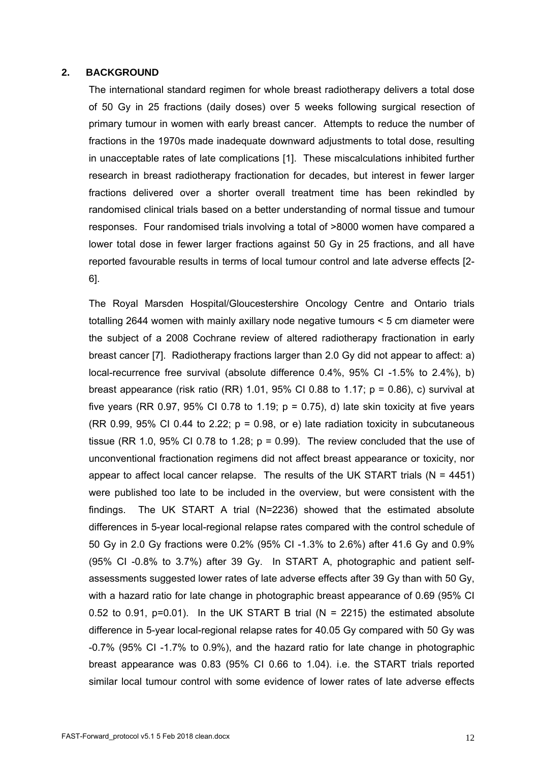## 2. BACKGROUND

The international standard regimen for whole breast radiotherapy delivers a total dose of 50 Gy in 25 fractions (daily doses) over 5 weeks following surgical resection of primary tumour in women with early breast cancer. Attempts to reduce the number of fractions in the 1970s made inadequate downward adjustments to total dose, resulting in unacceptable rates of late complications [1]. These miscalculations inhibited further research in breast radiotherapy fractionation for decades, but interest in fewer larger fractions delivered over a shorter overall treatment time has been rekindled by randomised clinical trials based on a better understanding of normal tissue and tumour responses. Four randomised trials involving a total of >8000 women have compared a lower total dose in fewer larger fractions against 50 Gy in 25 fractions, and all have reported favourable results in terms of local tumour control and late adverse effects [2-6].

The Royal Marsden Hospital/Gloucestershire Oncology Centre and Ontario trials totalling 2644 women with mainly axillary node negative tumours < 5 cm diameter were the subject of a 2008 Cochrane review of altered radiotherapy fractionation in early breast cancer [7]. Radiotherapy fractions larger than 2.0 Gy did not appear to affect: a) local-recurrence free survival (absolute difference 0.4%, 95% CI -1.5% to 2.4%), b) breast appearance (risk ratio (RR) 1.01, 95% CI 0.88 to 1.17; $p = 0.86$), c) survival at five years (RR 0.97, 95% CI 0.78 to 1.19; $p = 0.75$), d) late skin toxicity at five years (RR 0.99, 95% CI 0.44 to 2.22; $p = 0.98$, or e) late radiation toxicity in subcutaneous tissue (RR 1.0, 95% CI 0.78 to 1.28; $p = 0.99$). The review concluded that the use of unconventional fractionation regimens did not affect breast appearance or toxicity, nor appear to affect local cancer relapse. The results of the UK START trials (N = 4451) were published too late to be included in the overview, but were consistent with the findings. The UK START A trial (N=2236) showed that the estimated absolute differences in 5-year local-regional relapse rates compared with the control schedule of 50 Gy in 2.0 Gy fractions were 0.2% (95% CI -1.3% to 2.6%) after 41.6 Gy and 0.9% (95% CI -0.8% to 3.7%) after 39 Gy. In START A, photographic and patient self-assessments suggested lower rates of late adverse effects after 39 Gy than with 50 Gy, with a hazard ratio for late change in photographic breast appearance of 0.69 (95% CI 0.52 to 0.91, $p=0.01$). In the UK START B trial (N = 2215) the estimated absolute difference in 5-year local-regional relapse rates for 40.05 Gy compared with 50 Gy was -0.7% (95% CI -1.7% to 0.9%), and the hazard ratio for late change in photographic breast appearance was 0.83 (95% CI 0.66 to 1.04). i.e. the START trials reported similar local tumour control with some evidence of lower rates of late adverse effects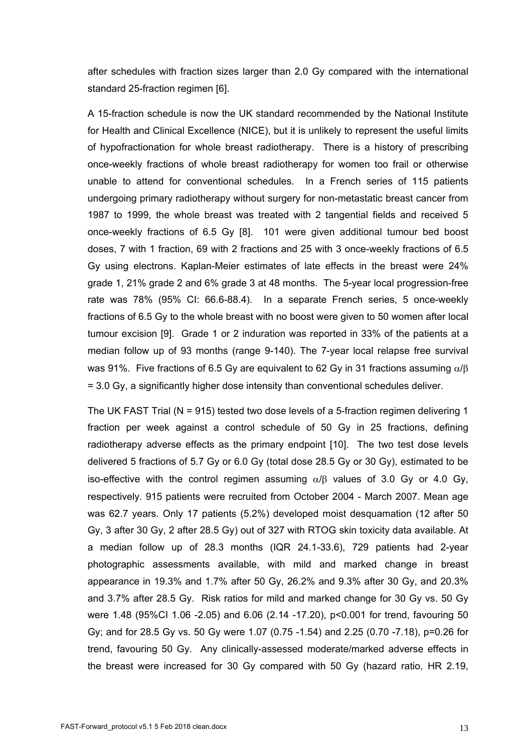after schedules with fraction sizes larger than 2.0 Gy compared with the international standard 25-fraction regimen [6].

A 15-fraction schedule is now the UK standard recommended by the National Institute for Health and Clinical Excellence (NICE), but it is unlikely to represent the useful limits of hypofractionation for whole breast radiotherapy. There is a history of prescribing once-weekly fractions of whole breast radiotherapy for women too frail or otherwise unable to attend for conventional schedules. In a French series of 115 patients undergoing primary radiotherapy without surgery for non-metastatic breast cancer from 1987 to 1999, the whole breast was treated with 2 tangential fields and received 5 once-weekly fractions of 6.5 Gy [8]. 101 were given additional tumour bed boost doses, 7 with 1 fraction, 69 with 2 fractions and 25 with 3 once-weekly fractions of 6.5 Gy using electrons. Kaplan-Meier estimates of late effects in the breast were 24% grade 1, 21% grade 2 and 6% grade 3 at 48 months. The 5-year local progression-free rate was 78% (95% CI: 66.6-88.4). In a separate French series, 5 once-weekly fractions of 6.5 Gy to the whole breast with no boost were given to 50 women after local tumour excision [9]. Grade 1 or 2 induration was reported in 33% of the patients at a median follow up of 93 months (range 9-140). The 7-year local relapse free survival was 91%. Five fractions of 6.5 Gy are equivalent to 62 Gy in 31 fractions assuming $\alpha/\beta$ = 3.0 Gy, a significantly higher dose intensity than conventional schedules deliver.

The UK FAST Trial (N = 915) tested two dose levels of a 5-fraction regimen delivering 1 fraction per week against a control schedule of 50 Gy in 25 fractions, defining radiotherapy adverse effects as the primary endpoint [10]. The two test dose levels delivered 5 fractions of 5.7 Gy or 6.0 Gy (total dose 28.5 Gy or 30 Gy), estimated to be iso-effective with the control regimen assuming $\alpha/\beta$ values of 3.0 Gy or 4.0 Gy, respectively. 915 patients were recruited from October 2004 - March 2007. Mean age was 62.7 years. Only 17 patients (5.2%) developed moist desquamation (12 after 50 Gy, 3 after 30 Gy, 2 after 28.5 Gy) out of 327 with RTOG skin toxicity data available. At a median follow up of 28.3 months (IQR 24.1-33.6), 729 patients had 2-year photographic assessments available, with mild and marked change in breast appearance in 19.3% and 1.7% after 50 Gy, 26.2% and 9.3% after 30 Gy, and 20.3% and 3.7% after 28.5 Gy. Risk ratios for mild and marked change for 30 Gy vs. 50 Gy were 1.48 (95%CI 1.06 -2.05) and 6.06 (2.14 -17.20), p<0.001 for trend, favouring 50 Gy; and for 28.5 Gy vs. 50 Gy were 1.07 (0.75 -1.54) and 2.25 (0.70 -7.18), p=0.26 for trend, favouring 50 Gy. Any clinically-assessed moderate/marked adverse effects in the breast were increased for 30 Gy compared with 50 Gy (hazard ratio, HR 2.19,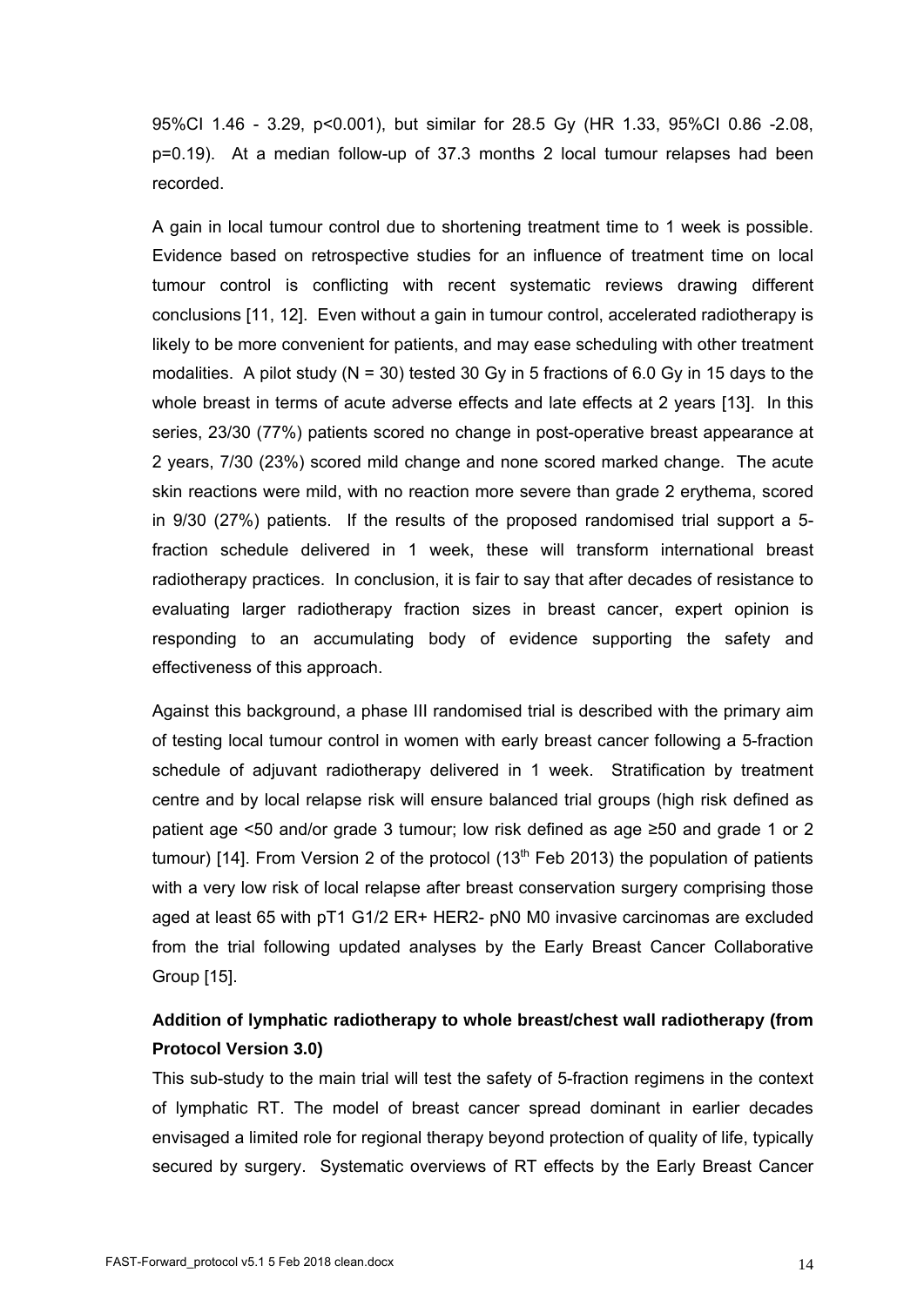95%CI 1.46 - 3.29, p<0.001), but similar for 28.5 Gy (HR 1.33, 95%CI 0.86 -2.08, p=0.19). At a median follow-up of 37.3 months 2 local tumour relapses had been recorded.

A gain in local tumour control due to shortening treatment time to 1 week is possible. Evidence based on retrospective studies for an influence of treatment time on local tumour control is conflicting with recent systematic reviews drawing different conclusions [11, 12]. Even without a gain in tumour control, accelerated radiotherapy is likely to be more convenient for patients, and may ease scheduling with other treatment modalities. A pilot study (N = 30) tested 30 Gy in 5 fractions of 6.0 Gy in 15 days to the whole breast in terms of acute adverse effects and late effects at 2 years [13]. In this series, 23/30 (77%) patients scored no change in post-operative breast appearance at 2 years, 7/30 (23%) scored mild change and none scored marked change. The acute skin reactions were mild, with no reaction more severe than grade 2 erythema, scored in 9/30 (27%) patients. If the results of the proposed randomised trial support a 5-fraction schedule delivered in 1 week, these will transform international breast radiotherapy practices. In conclusion, it is fair to say that after decades of resistance to evaluating larger radiotherapy fraction sizes in breast cancer, expert opinion is responding to an accumulating body of evidence supporting the safety and effectiveness of this approach.

Against this background, a phase III randomised trial is described with the primary aim of testing local tumour control in women with early breast cancer following a 5-fraction schedule of adjuvant radiotherapy delivered in 1 week. Stratification by treatment centre and by local relapse risk will ensure balanced trial groups (high risk defined as patient age <50 and/or grade 3 tumour; low risk defined as age ≥50 and grade 1 or 2 tumour) [14]. From Version 2 of the protocol (13th Feb 2013) the population of patients with a very low risk of local relapse after breast conservation surgery comprising those aged at least 65 with pT1 G1/2 ER+ HER2- pN0 M0 invasive carcinomas are excluded from the trial following updated analyses by the Early Breast Cancer Collaborative Group [15].

**Addition of lymphatic radiotherapy to whole breast/chest wall radiotherapy (from Protocol Version 3.0)**

This sub-study to the main trial will test the safety of 5-fraction regimens in the context of lymphatic RT. The model of breast cancer spread dominant in earlier decades envisaged a limited role for regional therapy beyond protection of quality of life, typically secured by surgery. Systematic overviews of RT effects by the Early Breast Cancer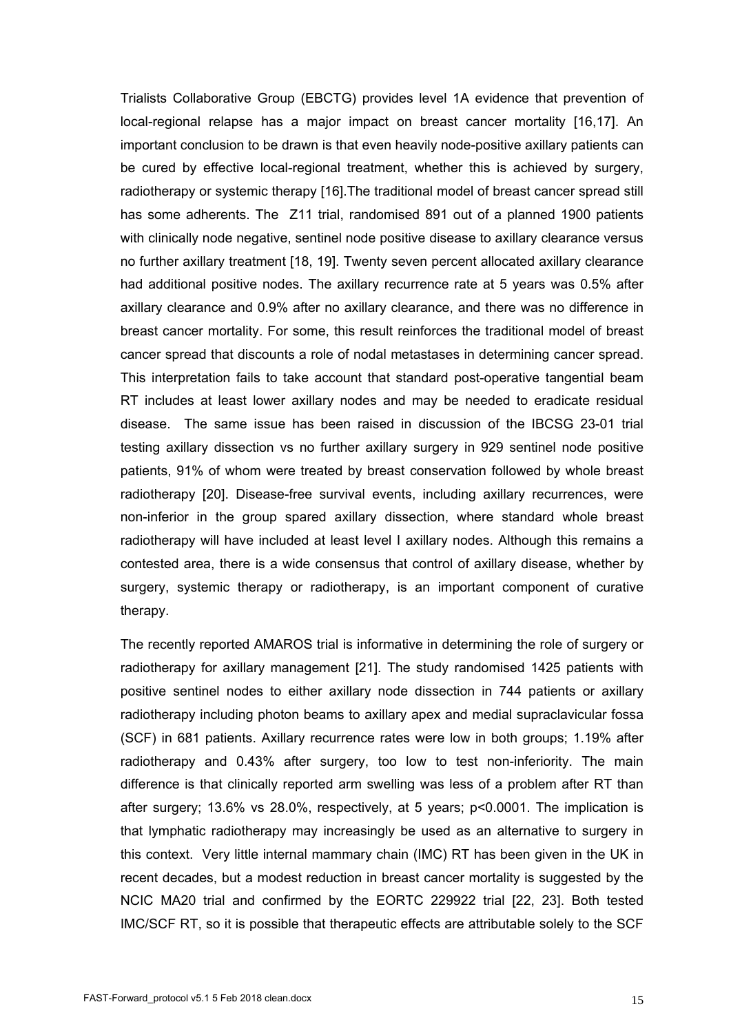Trialists Collaborative Group (EBCTG) provides level 1A evidence that prevention of local-regional relapse has a major impact on breast cancer mortality [16,17]. An important conclusion to be drawn is that even heavily node-positive axillary patients can be cured by effective local-regional treatment, whether this is achieved by surgery, radiotherapy or systemic therapy [16].The traditional model of breast cancer spread still has some adherents. The Z11 trial, randomised 891 out of a planned 1900 patients with clinically node negative, sentinel node positive disease to axillary clearance versus no further axillary treatment [18, 19]. Twenty seven percent allocated axillary clearance had additional positive nodes. The axillary recurrence rate at 5 years was 0.5% after axillary clearance and 0.9% after no axillary clearance, and there was no difference in breast cancer mortality. For some, this result reinforces the traditional model of breast cancer spread that discounts a role of nodal metastases in determining cancer spread. This interpretation fails to take account that standard post-operative tangential beam RT includes at least lower axillary nodes and may be needed to eradicate residual disease. The same issue has been raised in discussion of the IBCSG 23-01 trial testing axillary dissection vs no further axillary surgery in 929 sentinel node positive patients, 91% of whom were treated by breast conservation followed by whole breast radiotherapy [20]. Disease-free survival events, including axillary recurrences, were non-inferior in the group spared axillary dissection, where standard whole breast radiotherapy will have included at least level I axillary nodes. Although this remains a contested area, there is a wide consensus that control of axillary disease, whether by surgery, systemic therapy or radiotherapy, is an important component of curative therapy.

The recently reported AMAROS trial is informative in determining the role of surgery or radiotherapy for axillary management [21]. The study randomised 1425 patients with positive sentinel nodes to either axillary node dissection in 744 patients or axillary radiotherapy including photon beams to axillary apex and medial supraclavicular fossa (SCF) in 681 patients. Axillary recurrence rates were low in both groups; 1.19% after radiotherapy and 0.43% after surgery, too low to test non-inferiority. The main difference is that clinically reported arm swelling was less of a problem after RT than after surgery; 13.6% vs 28.0%, respectively, at 5 years; $p<0.0001$. The implication is that lymphatic radiotherapy may increasingly be used as an alternative to surgery in this context. Very little internal mammary chain (IMC) RT has been given in the UK in recent decades, but a modest reduction in breast cancer mortality is suggested by the NCIC MA20 trial and confirmed by the EORTC 229922 trial [22, 23]. Both tested IMC/SCF RT, so it is possible that therapeutic effects are attributable solely to the SCF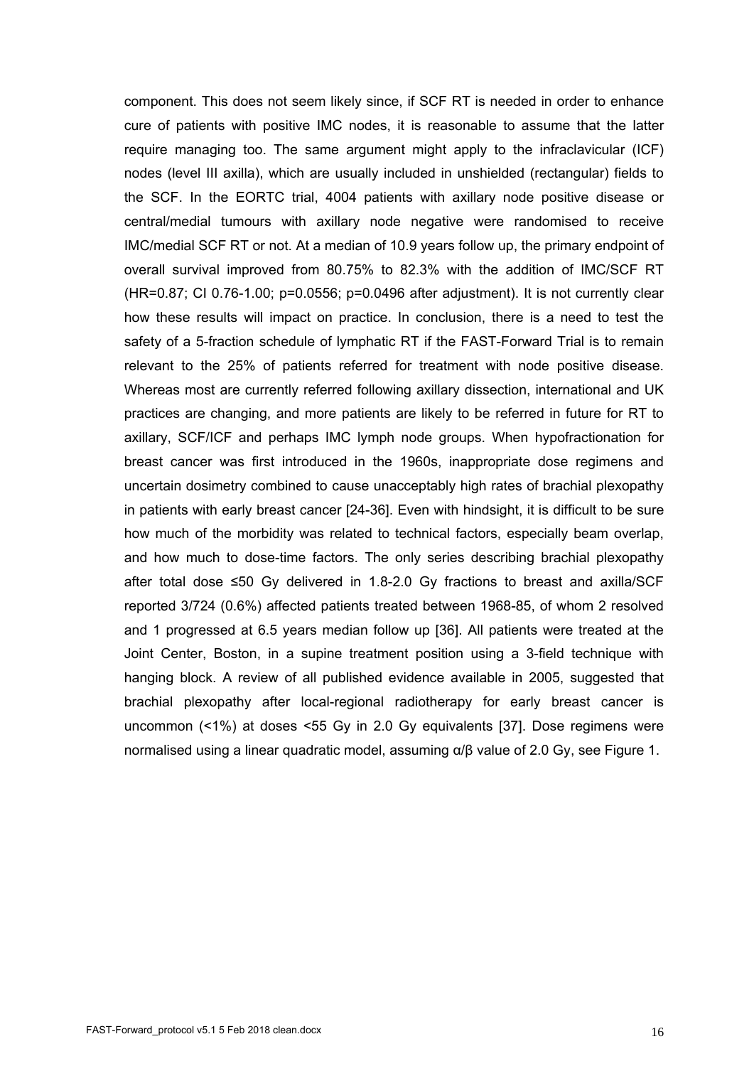component. This does not seem likely since, if SCF RT is needed in order to enhance cure of patients with positive IMC nodes, it is reasonable to assume that the latter require managing too. The same argument might apply to the infraclavicular (ICF) nodes (level III axilla), which are usually included in unshielded (rectangular) fields to the SCF. In the EORTC trial, 4004 patients with axillary node positive disease or central/medial tumours with axillary node negative were randomised to receive IMC/medial SCF RT or not. At a median of 10.9 years follow up, the primary endpoint of overall survival improved from 80.75% to 82.3% with the addition of IMC/SCF RT (HR=0.87; CI 0.76-1.00; p=0.0556; p=0.0496 after adjustment). It is not currently clear how these results will impact on practice. In conclusion, there is a need to test the safety of a 5-fraction schedule of lymphatic RT if the FAST-Forward Trial is to remain relevant to the 25% of patients referred for treatment with node positive disease. Whereas most are currently referred following axillary dissection, international and UK practices are changing, and more patients are likely to be referred in future for RT to axillary, SCF/ICF and perhaps IMC lymph node groups. When hypofractionation for breast cancer was first introduced in the 1960s, inappropriate dose regimens and uncertain dosimetry combined to cause unacceptably high rates of brachial plexopathy in patients with early breast cancer [24-36]. Even with hindsight, it is difficult to be sure how much of the morbidity was related to technical factors, especially beam overlap, and how much to dose-time factors. The only series describing brachial plexopathy after total dose ≤50 Gy delivered in 1.8-2.0 Gy fractions to breast and axilla/SCF reported 3/724 (0.6%) affected patients treated between 1968-85, of whom 2 resolved and 1 progressed at 6.5 years median follow up [36]. All patients were treated at the Joint Center, Boston, in a supine treatment position using a 3-field technique with hanging block. A review of all published evidence available in 2005, suggested that brachial plexopathy after local-regional radiotherapy for early breast cancer is uncommon (<1%) at doses <55 Gy in 2.0 Gy equivalents [37]. Dose regimens were normalised using a linear quadratic model, assuming $\alpha/\beta$ value of 2.0 Gy, see Figure 1.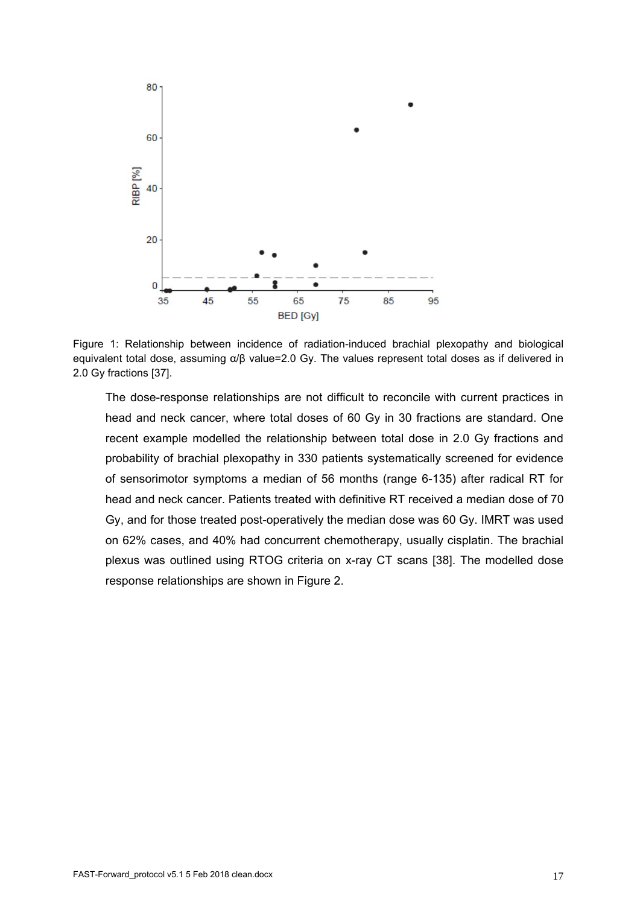Figure 1: Relationship between incidence of radiation-induced brachial plexopathy and biological equivalent total dose, assuming α/β value=2.0 Gy. The values represent total doses as if delivered in 2.0 Gy fractions [37].

The dose-response relationships are not difficult to reconcile with current practices in head and neck cancer, where total doses of 60 Gy in 30 fractions are standard. One recent example modelled the relationship between total dose in 2.0 Gy fractions and probability of brachial plexopathy in 330 patients systematically screened for evidence of sensorimotor symptoms a median of 56 months (range 6-135) after radical RT for head and neck cancer. Patients treated with definitive RT received a median dose of 70 Gy, and for those treated post-operatively the median dose was 60 Gy. IMRT was used on 62% cases, and 40% had concurrent chemotherapy, usually cisplatin. The brachial plexus was outlined using RTOG criteria on x-ray CT scans [38]. The modelled dose response relationships are shown in Figure 2.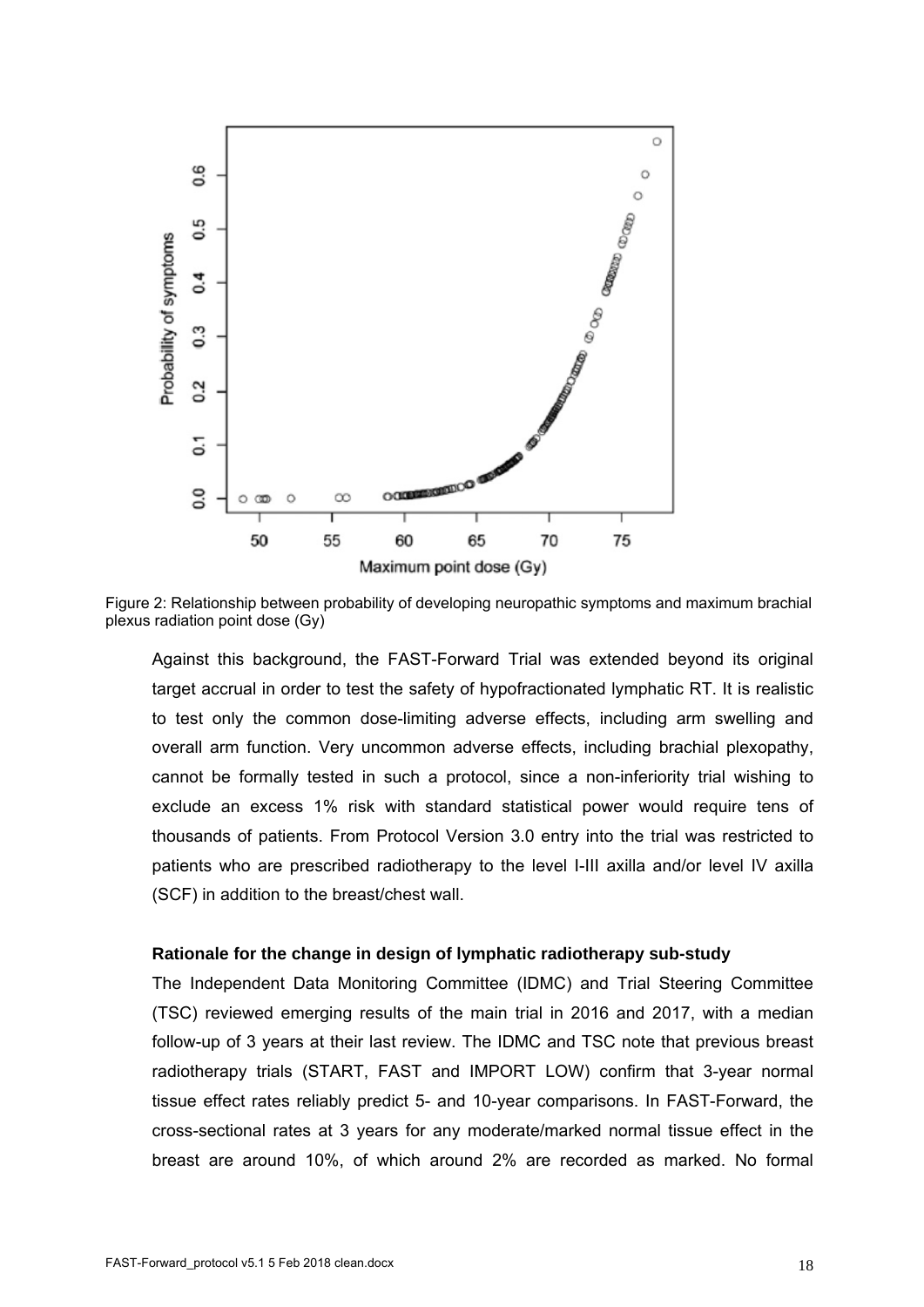Figure 2: Relationship between probability of developing neuropathic symptoms and maximum brachial plexus radiation point dose (Gy)

Against this background, the FAST-Forward Trial was extended beyond its original target accrual in order to test the safety of hypofractionated lymphatic RT. It is realistic to test only the common dose-limiting adverse effects, including arm swelling and overall arm function. Very uncommon adverse effects, including brachial plexopathy, cannot be formally tested in such a protocol, since a non-inferiority trial wishing to exclude an excess 1% risk with standard statistical power would require tens of thousands of patients. From Protocol Version 3.0 entry into the trial was restricted to patients who are prescribed radiotherapy to the level I-III axilla and/or level IV axilla (SCF) in addition to the breast/chest wall.

**Rationale for the change in design of lymphatic radiotherapy sub-study**

The Independent Data Monitoring Committee (IDMC) and Trial Steering Committee (TSC) reviewed emerging results of the main trial in 2016 and 2017, with a median follow-up of 3 years at their last review. The IDMC and TSC note that previous breast radiotherapy trials (START, FAST and IMPORT LOW) confirm that 3-year normal tissue effect rates reliably predict 5- and 10-year comparisons. In FAST-Forward, the cross-sectional rates at 3 years for any moderate/marked normal tissue effect in the breast are around 10%, of which around 2% are recorded as marked. No formal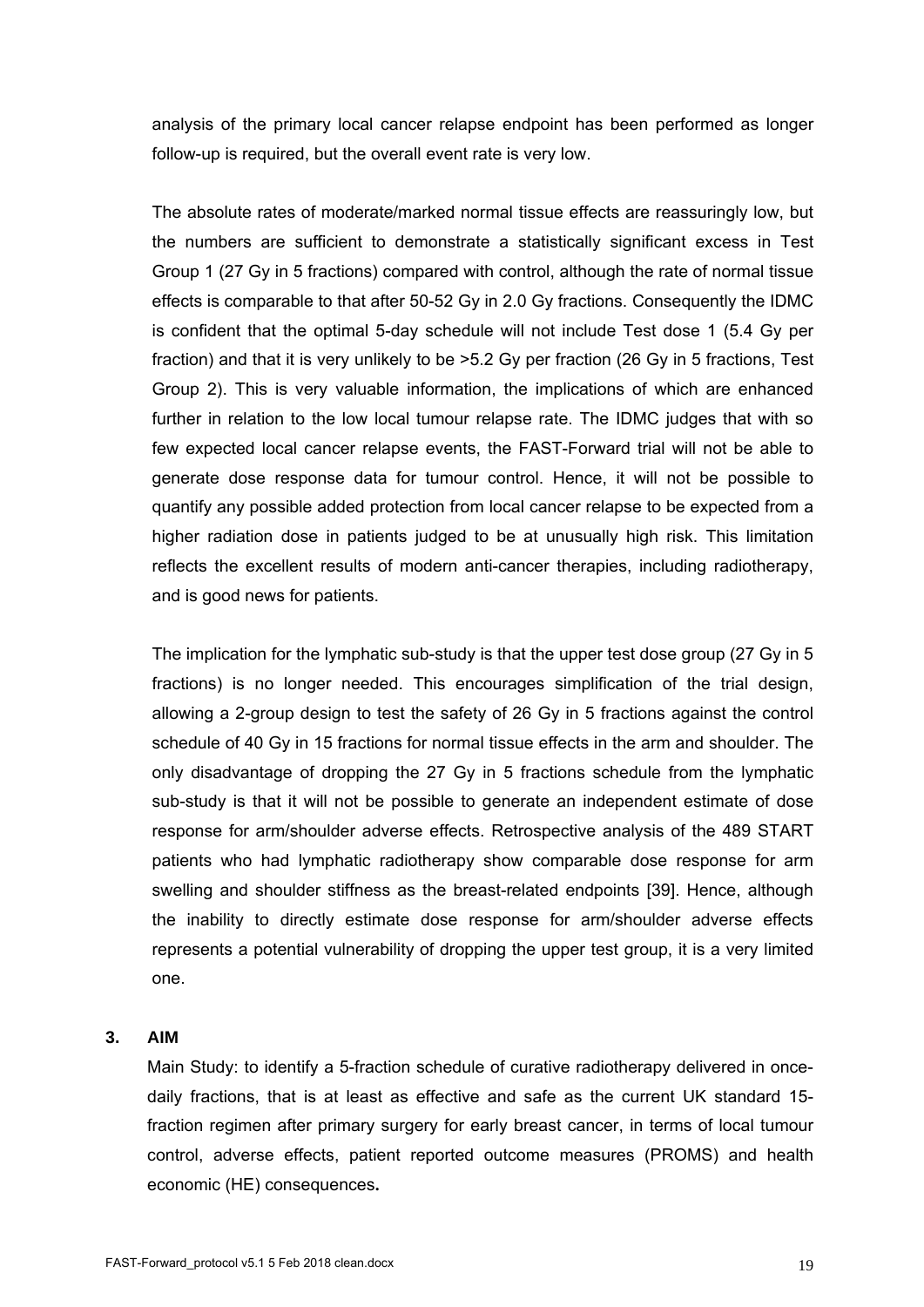analysis of the primary local cancer relapse endpoint has been performed as longer follow-up is required, but the overall event rate is very low.

The absolute rates of moderate/marked normal tissue effects are reassuringly low, but the numbers are sufficient to demonstrate a statistically significant excess in Test Group 1 (27 Gy in 5 fractions) compared with control, although the rate of normal tissue effects is comparable to that after 50-52 Gy in 2.0 Gy fractions. Consequently the IDMC is confident that the optimal 5-day schedule will not include Test dose 1 (5.4 Gy per fraction) and that it is very unlikely to be >5.2 Gy per fraction (26 Gy in 5 fractions, Test Group 2). This is very valuable information, the implications of which are enhanced further in relation to the low local tumour relapse rate. The IDMC judges that with so few expected local cancer relapse events, the FAST-Forward trial will not be able to generate dose response data for tumour control. Hence, it will not be possible to quantify any possible added protection from local cancer relapse to be expected from a higher radiation dose in patients judged to be at unusually high risk. This limitation reflects the excellent results of modern anti-cancer therapies, including radiotherapy, and is good news for patients.

The implication for the lymphatic sub-study is that the upper test dose group (27 Gy in 5 fractions) is no longer needed. This encourages simplification of the trial design, allowing a 2-group design to test the safety of 26 Gy in 5 fractions against the control schedule of 40 Gy in 15 fractions for normal tissue effects in the arm and shoulder. The only disadvantage of dropping the 27 Gy in 5 fractions schedule from the lymphatic sub-study is that it will not be possible to generate an independent estimate of dose response for arm/shoulder adverse effects. Retrospective analysis of the 489 START patients who had lymphatic radiotherapy show comparable dose response for arm swelling and shoulder stiffness as the breast-related endpoints [39]. Hence, although the inability to directly estimate dose response for arm/shoulder adverse effects represents a potential vulnerability of dropping the upper test group, it is a very limited one.

## 3. AIM

Main Study: to identify a 5-fraction schedule of curative radiotherapy delivered in once-daily fractions, that is at least as effective and safe as the current UK standard 15-fraction regimen after primary surgery for early breast cancer, in terms of local tumour control, adverse effects, patient reported outcome measures (PROMS) and health economic (HE) consequences**.**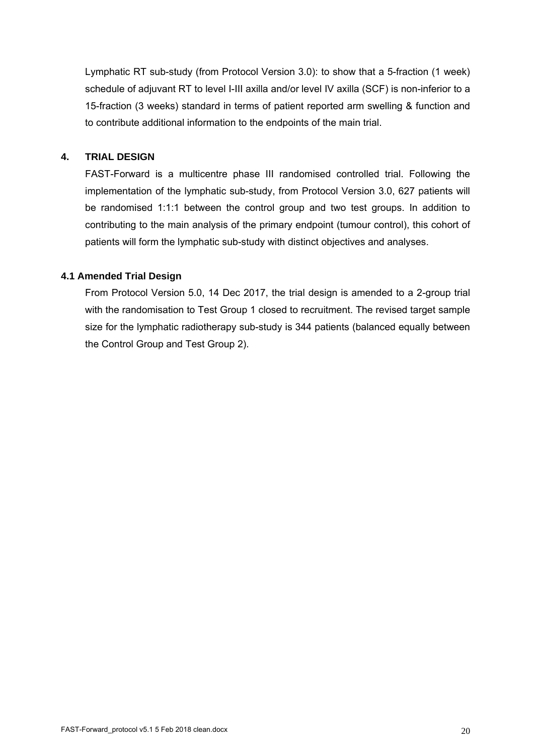Lymphatic RT sub-study (from Protocol Version 3.0): to show that a 5-fraction (1 week) schedule of adjuvant RT to level I-III axilla and/or level IV axilla (SCF) is non-inferior to a 15-fraction (3 weeks) standard in terms of patient reported arm swelling & function and to contribute additional information to the endpoints of the main trial.

## 4. TRIAL DESIGN

FAST-Forward is a multicentre phase III randomised controlled trial. Following the implementation of the lymphatic sub-study, from Protocol Version 3.0, 627 patients will be randomised 1:1:1 between the control group and two test groups. In addition to contributing to the main analysis of the primary endpoint (tumour control), this cohort of patients will form the lymphatic sub-study with distinct objectives and analyses.

### 4.1 Amended Trial Design

From Protocol Version 5.0, 14 Dec 2017, the trial design is amended to a 2-group trial with the randomisation to Test Group 1 closed to recruitment. The revised target sample size for the lymphatic radiotherapy sub-study is 344 patients (balanced equally between the Control Group and Test Group 2).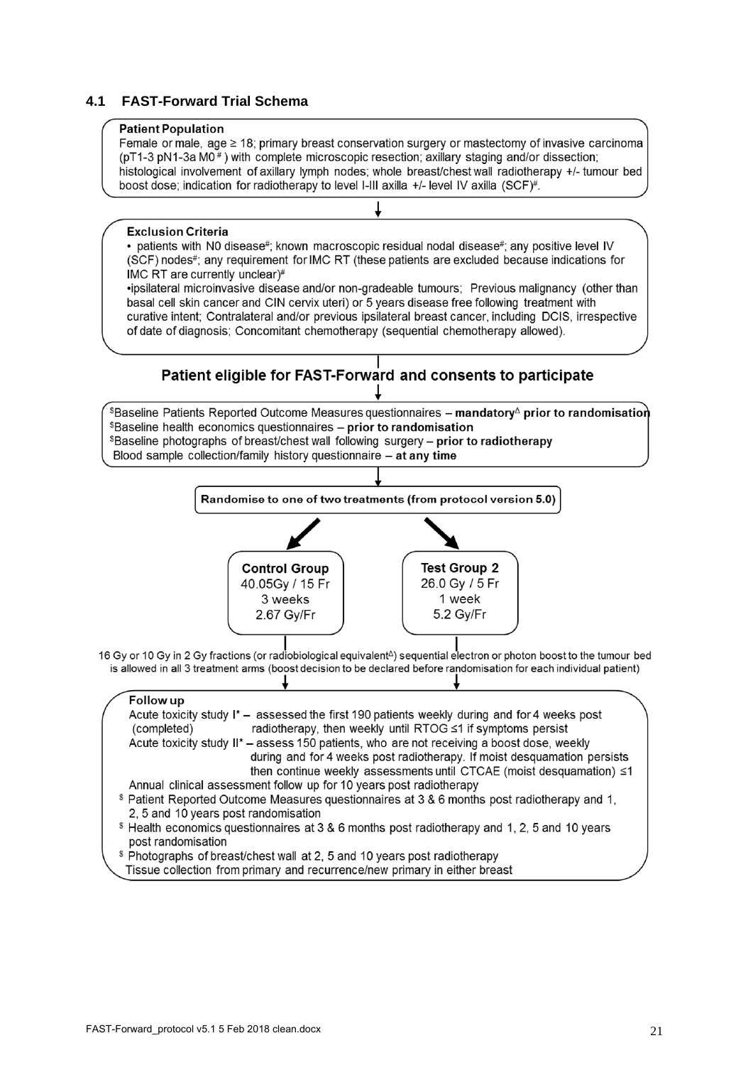## 4.1 FAST-Forward Trial Schema

**Patient Population**

Female or male, age ≥ 18; primary breast conservation surgery or mastectomy of invasive carcinoma (pT1-3 pN1-3a M0 [#]) with complete microscopic resection; axillary staging and/or dissection; histological involvement of axillary lymph nodes; whole breast/chest wall radiotherapy +/- tumour bed boost dose; indication for radiotherapy to level I-III axilla +/- level IV axilla (SCF)[#].

↓

**Exclusion Criteria**

- patients with N0 disease[#]; known macroscopic residual nodal disease[#]; any positive level IV (SCF) nodes[#]; any requirement for IMC RT (these patients are excluded because indications for IMC RT are currently unclear)[#]
- ipsilateral microinvasive disease and/or non-gradeable tumours; Previous malignancy (other than basal cell skin cancer and CIN cervix uteri) or 5 years disease free following treatment with curative intent; Contralateral and/or previous ipsilateral breast cancer, including DCIS, irrespective of date of diagnosis; Concomitant chemotherapy (sequential chemotherapy allowed).

### Patient eligible for FAST-Forward and consents to participate

↓

[$]Baseline Patients Reported Outcome Measures questionnaires – **mandatory[Δ] prior to randomisation**
[$]Baseline health economics questionnaires – **prior to randomisation**
[$]Baseline photographs of breast/chest wall following surgery – **prior to radiotherapy**
Blood sample collection/family history questionnaire – **at any time**

↓

**Randomise to one of two treatments (from protocol version 5.0)**

| **Control Group** | **Test Group 2** |
|---|---|
| 40.05Gy / 15 Fr | 26.0 Gy / 5 Fr |
| 3 weeks | 1 week |
| 2.67 Gy/Fr | 5.2 Gy/Fr |

16 Gy or 10 Gy in 2 Gy fractions (or radiobiological equivalent[Δ]) sequential electron or photon boost to the tumour bed is allowed in all 3 treatment arms (boost decision to be declared before randomisation for each individual patient)

↓

**Follow up**

Acute toxicity study I* – assessed the first 190 patients weekly during and for 4 weeks post radiotherapy, then weekly until RTOG ≤1 if symptoms persist (completed)

Acute toxicity study II* – assess 150 patients, who are not receiving a boost dose, weekly during and for 4 weeks post radiotherapy. If moist desquamation persists then continue weekly assessments until CTCAE (moist desquamation) ≤1

Annual clinical assessment follow up for 10 years post radiotherapy

[$] Patient Reported Outcome Measures questionnaires at 3 & 6 months post radiotherapy and 1, 2, 5 and 10 years post randomisation

[$] Health economics questionnaires at 3 & 6 months post radiotherapy and 1, 2, 5 and 10 years post randomisation

[$] Photographs of breast/chest wall at 2, 5 and 10 years post radiotherapy

Tissue collection from primary and recurrence/new primary in either breast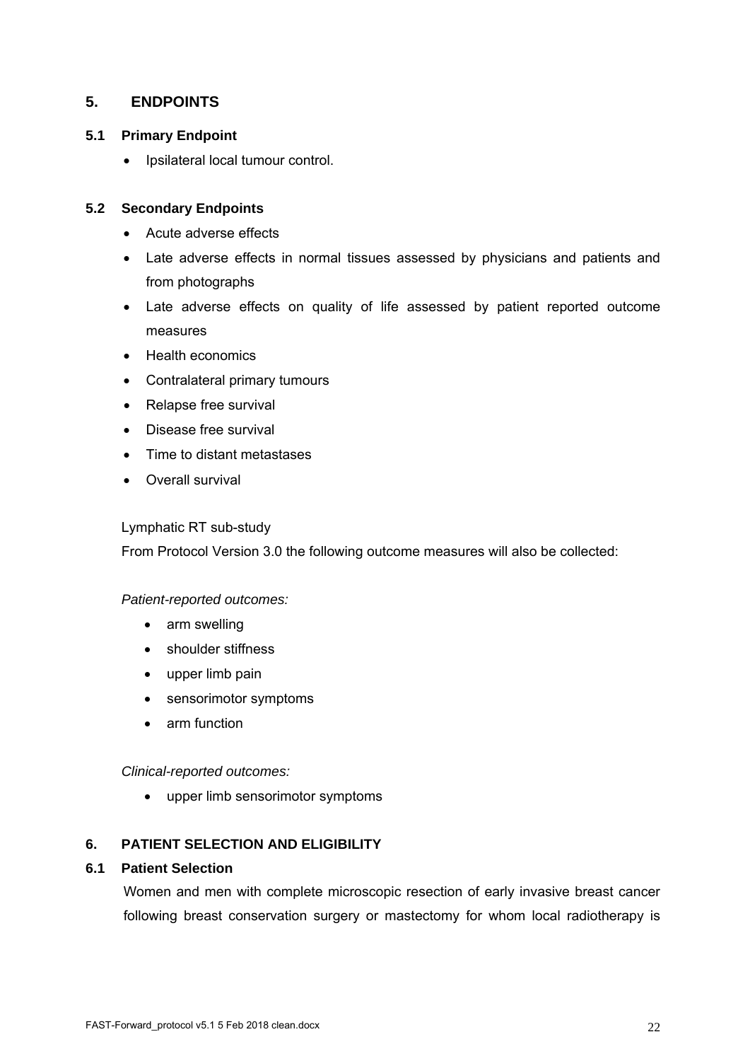## 5. ENDPOINTS

### 5.1 Primary Endpoint

- Ipsilateral local tumour control.

### 5.2 Secondary Endpoints

- Acute adverse effects
- Late adverse effects in normal tissues assessed by physicians and patients and from photographs
- Late adverse effects on quality of life assessed by patient reported outcome measures
- Health economics
- Contralateral primary tumours
- Relapse free survival
- Disease free survival
- Time to distant metastases
- Overall survival

Lymphatic RT sub-study

From Protocol Version 3.0 the following outcome measures will also be collected:

*Patient-reported outcomes:*

- arm swelling
- shoulder stiffness
- upper limb pain
- sensorimotor symptoms
- arm function

*Clinical-reported outcomes:*

- upper limb sensorimotor symptoms

## 6. PATIENT SELECTION AND ELIGIBILITY

### 6.1 Patient Selection

Women and men with complete microscopic resection of early invasive breast cancer following breast conservation surgery or mastectomy for whom local radiotherapy is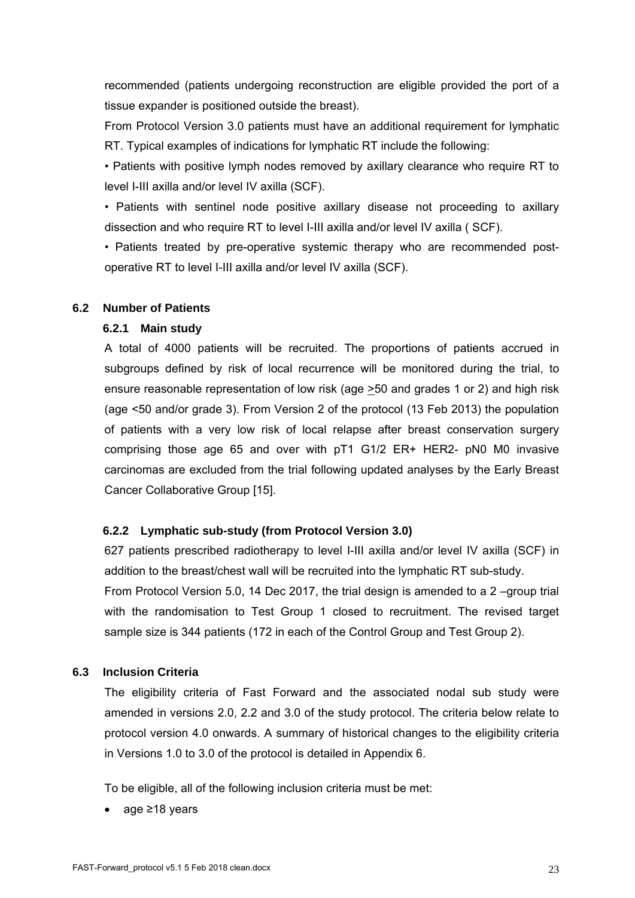recommended (patients undergoing reconstruction are eligible provided the port of a tissue expander is positioned outside the breast).

From Protocol Version 3.0 patients must have an additional requirement for lymphatic RT. Typical examples of indications for lymphatic RT include the following:

• Patients with positive lymph nodes removed by axillary clearance who require RT to level I-III axilla and/or level IV axilla (SCF).

• Patients with sentinel node positive axillary disease not proceeding to axillary dissection and who require RT to level I-III axilla and/or level IV axilla ( SCF).

• Patients treated by pre-operative systemic therapy who are recommended post-operative RT to level I-III axilla and/or level IV axilla (SCF).

## 6.2 Number of Patients

### 6.2.1 Main study

A total of 4000 patients will be recruited. The proportions of patients accrued in subgroups defined by risk of local recurrence will be monitored during the trial, to ensure reasonable representation of low risk (age ≥50 and grades 1 or 2) and high risk (age <50 and/or grade 3). From Version 2 of the protocol (13 Feb 2013) the population of patients with a very low risk of local relapse after breast conservation surgery comprising those age 65 and over with pT1 G1/2 ER+ HER2- pN0 M0 invasive carcinomas are excluded from the trial following updated analyses by the Early Breast Cancer Collaborative Group [15].

### 6.2.2 Lymphatic sub-study (from Protocol Version 3.0)

627 patients prescribed radiotherapy to level I-III axilla and/or level IV axilla (SCF) in addition to the breast/chest wall will be recruited into the lymphatic RT sub-study.

From Protocol Version 5.0, 14 Dec 2017, the trial design is amended to a 2 –group trial with the randomisation to Test Group 1 closed to recruitment. The revised target sample size is 344 patients (172 in each of the Control Group and Test Group 2).

## 6.3 Inclusion Criteria

The eligibility criteria of Fast Forward and the associated nodal sub study were amended in versions 2.0, 2.2 and 3.0 of the study protocol. The criteria below relate to protocol version 4.0 onwards. A summary of historical changes to the eligibility criteria in Versions 1.0 to 3.0 of the protocol is detailed in Appendix 6.

To be eligible, all of the following inclusion criteria must be met:

- age ≥18 years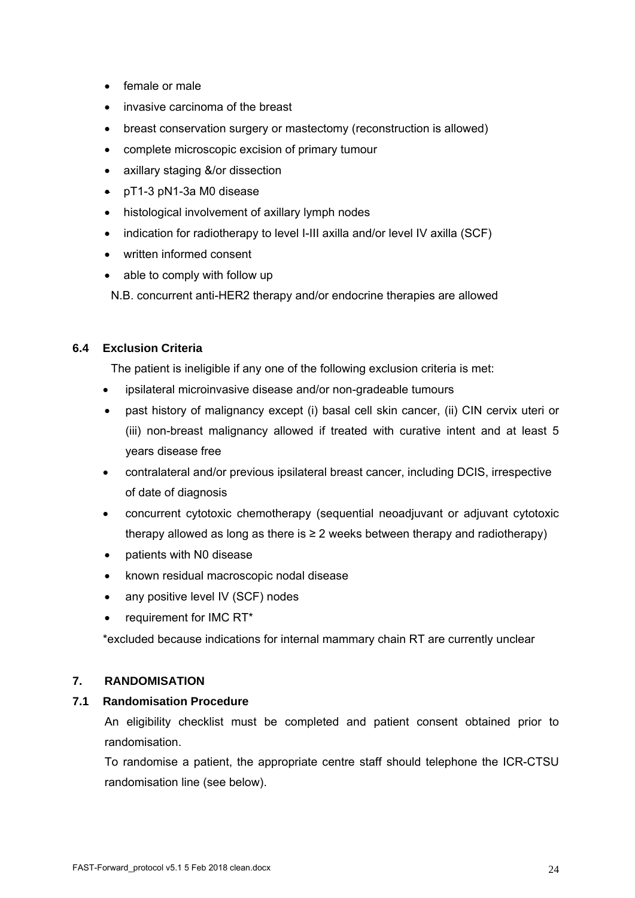- female or male
- invasive carcinoma of the breast
- breast conservation surgery or mastectomy (reconstruction is allowed)
- complete microscopic excision of primary tumour
- axillary staging &/or dissection
- pT1-3 pN1-3a M0 disease
- histological involvement of axillary lymph nodes
- indication for radiotherapy to level I-III axilla and/or level IV axilla (SCF)
- written informed consent
- able to comply with follow up

N.B. concurrent anti-HER2 therapy and/or endocrine therapies are allowed

### 6.4 Exclusion Criteria

The patient is ineligible if any one of the following exclusion criteria is met:

- ipsilateral microinvasive disease and/or non-gradeable tumours
- past history of malignancy except (i) basal cell skin cancer, (ii) CIN cervix uteri or (iii) non-breast malignancy allowed if treated with curative intent and at least 5 years disease free
- contralateral and/or previous ipsilateral breast cancer, including DCIS, irrespective of date of diagnosis
- concurrent cytotoxic chemotherapy (sequential neoadjuvant or adjuvant cytotoxic therapy allowed as long as there is ≥ 2 weeks between therapy and radiotherapy)
- patients with N0 disease
- known residual macroscopic nodal disease
- any positive level IV (SCF) nodes
- requirement for IMC RT*

*excluded because indications for internal mammary chain RT are currently unclear

## 7. RANDOMISATION

### 7.1 Randomisation Procedure

An eligibility checklist must be completed and patient consent obtained prior to randomisation.

To randomise a patient, the appropriate centre staff should telephone the ICR-CTSU randomisation line (see below).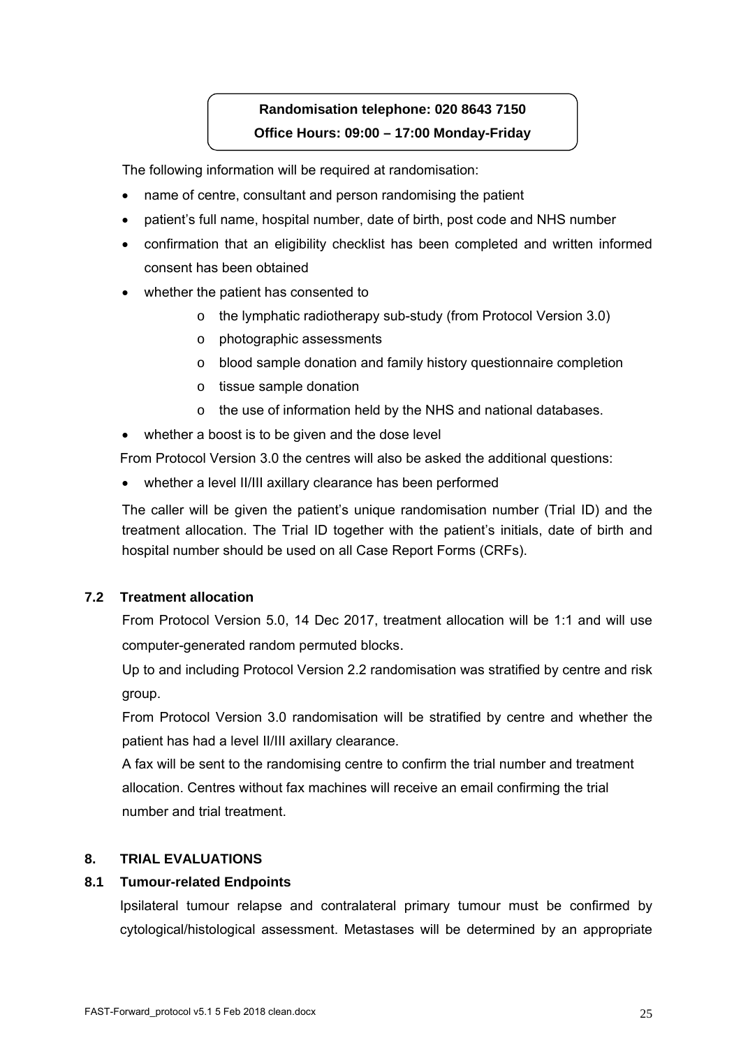**Randomisation telephone: 020 8643 7150**

**Office Hours: 09:00 – 17:00 Monday-Friday**

The following information will be required at randomisation:

- name of centre, consultant and person randomising the patient
- patient's full name, hospital number, date of birth, post code and NHS number
- confirmation that an eligibility checklist has been completed and written informed consent has been obtained
- whether the patient has consented to
  - o the lymphatic radiotherapy sub-study (from Protocol Version 3.0)
  - o photographic assessments
  - o blood sample donation and family history questionnaire completion
  - o tissue sample donation
  - o the use of information held by the NHS and national databases.
- whether a boost is to be given and the dose level

From Protocol Version 3.0 the centres will also be asked the additional questions:

- whether a level II/III axillary clearance has been performed

The caller will be given the patient's unique randomisation number (Trial ID) and the treatment allocation. The Trial ID together with the patient's initials, date of birth and hospital number should be used on all Case Report Forms (CRFs).

### 7.2 Treatment allocation

From Protocol Version 5.0, 14 Dec 2017, treatment allocation will be 1:1 and will use computer-generated random permuted blocks.

Up to and including Protocol Version 2.2 randomisation was stratified by centre and risk group.

From Protocol Version 3.0 randomisation will be stratified by centre and whether the patient has had a level II/III axillary clearance.

A fax will be sent to the randomising centre to confirm the trial number and treatment allocation. Centres without fax machines will receive an email confirming the trial number and trial treatment.

## 8. TRIAL EVALUATIONS

### 8.1 Tumour-related Endpoints

Ipsilateral tumour relapse and contralateral primary tumour must be confirmed by cytological/histological assessment. Metastases will be determined by an appropriate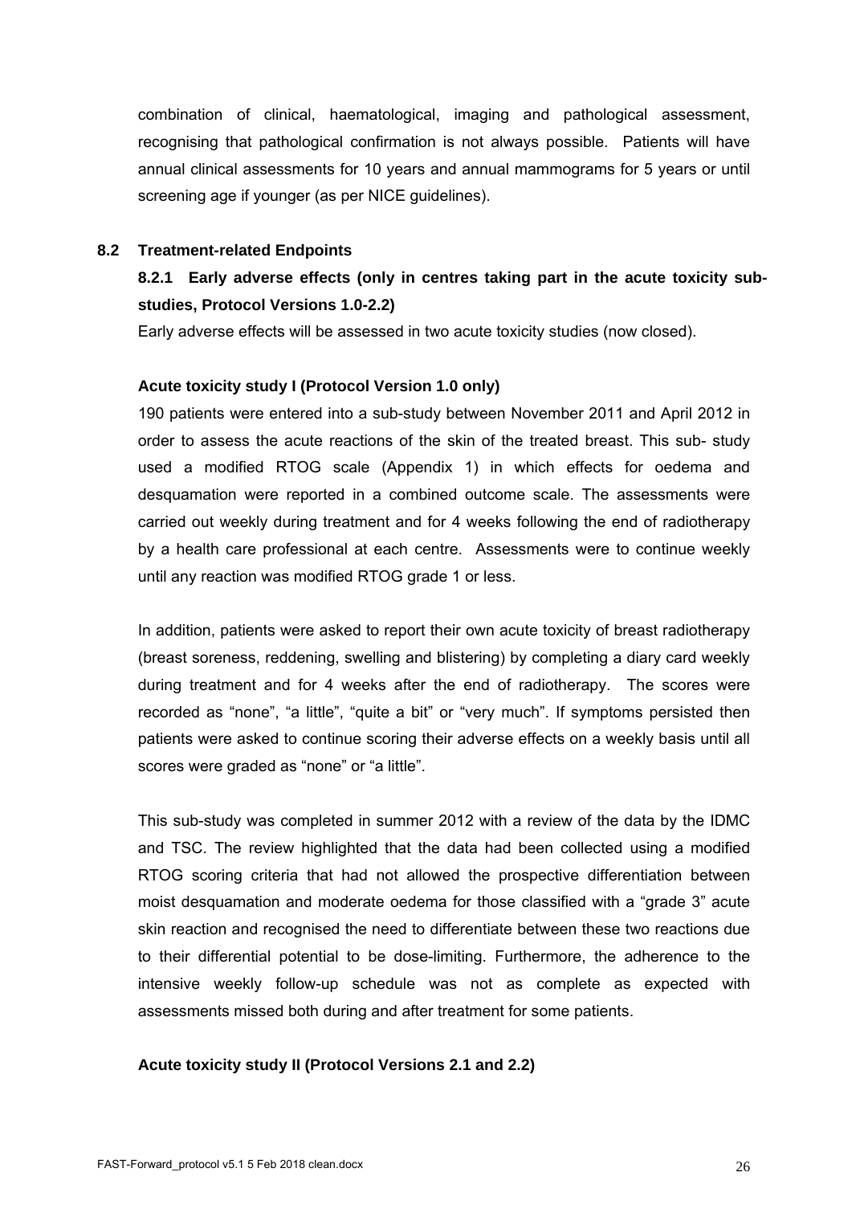combination of clinical, haematological, imaging and pathological assessment, recognising that pathological confirmation is not always possible. Patients will have annual clinical assessments for 10 years and annual mammograms for 5 years or until screening age if younger (as per NICE guidelines).

## 8.2 Treatment-related Endpoints

### 8.2.1 Early adverse effects (only in centres taking part in the acute toxicity sub-studies, Protocol Versions 1.0-2.2)

Early adverse effects will be assessed in two acute toxicity studies (now closed).

**Acute toxicity study I (Protocol Version 1.0 only)**

190 patients were entered into a sub-study between November 2011 and April 2012 in order to assess the acute reactions of the skin of the treated breast. This sub- study used a modified RTOG scale (Appendix 1) in which effects for oedema and desquamation were reported in a combined outcome scale. The assessments were carried out weekly during treatment and for 4 weeks following the end of radiotherapy by a health care professional at each centre. Assessments were to continue weekly until any reaction was modified RTOG grade 1 or less.

In addition, patients were asked to report their own acute toxicity of breast radiotherapy (breast soreness, reddening, swelling and blistering) by completing a diary card weekly during treatment and for 4 weeks after the end of radiotherapy. The scores were recorded as "none", "a little", "quite a bit" or "very much". If symptoms persisted then patients were asked to continue scoring their adverse effects on a weekly basis until all scores were graded as "none" or "a little".

This sub-study was completed in summer 2012 with a review of the data by the IDMC and TSC. The review highlighted that the data had been collected using a modified RTOG scoring criteria that had not allowed the prospective differentiation between moist desquamation and moderate oedema for those classified with a "grade 3" acute skin reaction and recognised the need to differentiate between these two reactions due to their differential potential to be dose-limiting. Furthermore, the adherence to the intensive weekly follow-up schedule was not as complete as expected with assessments missed both during and after treatment for some patients.

**Acute toxicity study II (Protocol Versions 2.1 and 2.2)**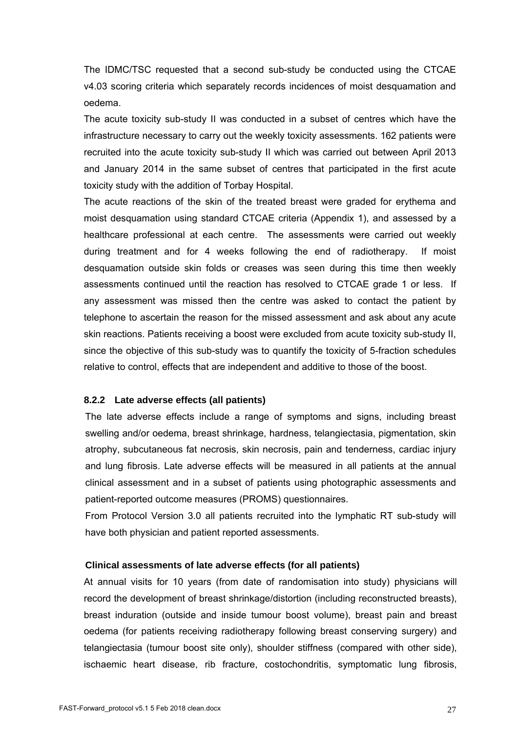The IDMC/TSC requested that a second sub-study be conducted using the CTCAE v4.03 scoring criteria which separately records incidences of moist desquamation and oedema.

The acute toxicity sub-study II was conducted in a subset of centres which have the infrastructure necessary to carry out the weekly toxicity assessments. 162 patients were recruited into the acute toxicity sub-study II which was carried out between April 2013 and January 2014 in the same subset of centres that participated in the first acute toxicity study with the addition of Torbay Hospital.

The acute reactions of the skin of the treated breast were graded for erythema and moist desquamation using standard CTCAE criteria (Appendix 1), and assessed by a healthcare professional at each centre. The assessments were carried out weekly during treatment and for 4 weeks following the end of radiotherapy. If moist desquamation outside skin folds or creases was seen during this time then weekly assessments continued until the reaction has resolved to CTCAE grade 1 or less. If any assessment was missed then the centre was asked to contact the patient by telephone to ascertain the reason for the missed assessment and ask about any acute skin reactions. Patients receiving a boost were excluded from acute toxicity sub-study II, since the objective of this sub-study was to quantify the toxicity of 5-fraction schedules relative to control, effects that are independent and additive to those of the boost.

### 8.2.2 Late adverse effects (all patients)

The late adverse effects include a range of symptoms and signs, including breast swelling and/or oedema, breast shrinkage, hardness, telangiectasia, pigmentation, skin atrophy, subcutaneous fat necrosis, skin necrosis, pain and tenderness, cardiac injury and lung fibrosis. Late adverse effects will be measured in all patients at the annual clinical assessment and in a subset of patients using photographic assessments and patient-reported outcome measures (PROMS) questionnaires.

From Protocol Version 3.0 all patients recruited into the lymphatic RT sub-study will have both physician and patient reported assessments.

**Clinical assessments of late adverse effects (for all patients)**

At annual visits for 10 years (from date of randomisation into study) physicians will record the development of breast shrinkage/distortion (including reconstructed breasts), breast induration (outside and inside tumour boost volume), breast pain and breast oedema (for patients receiving radiotherapy following breast conserving surgery) and telangiectasia (tumour boost site only), shoulder stiffness (compared with other side), ischaemic heart disease, rib fracture, costochondritis, symptomatic lung fibrosis,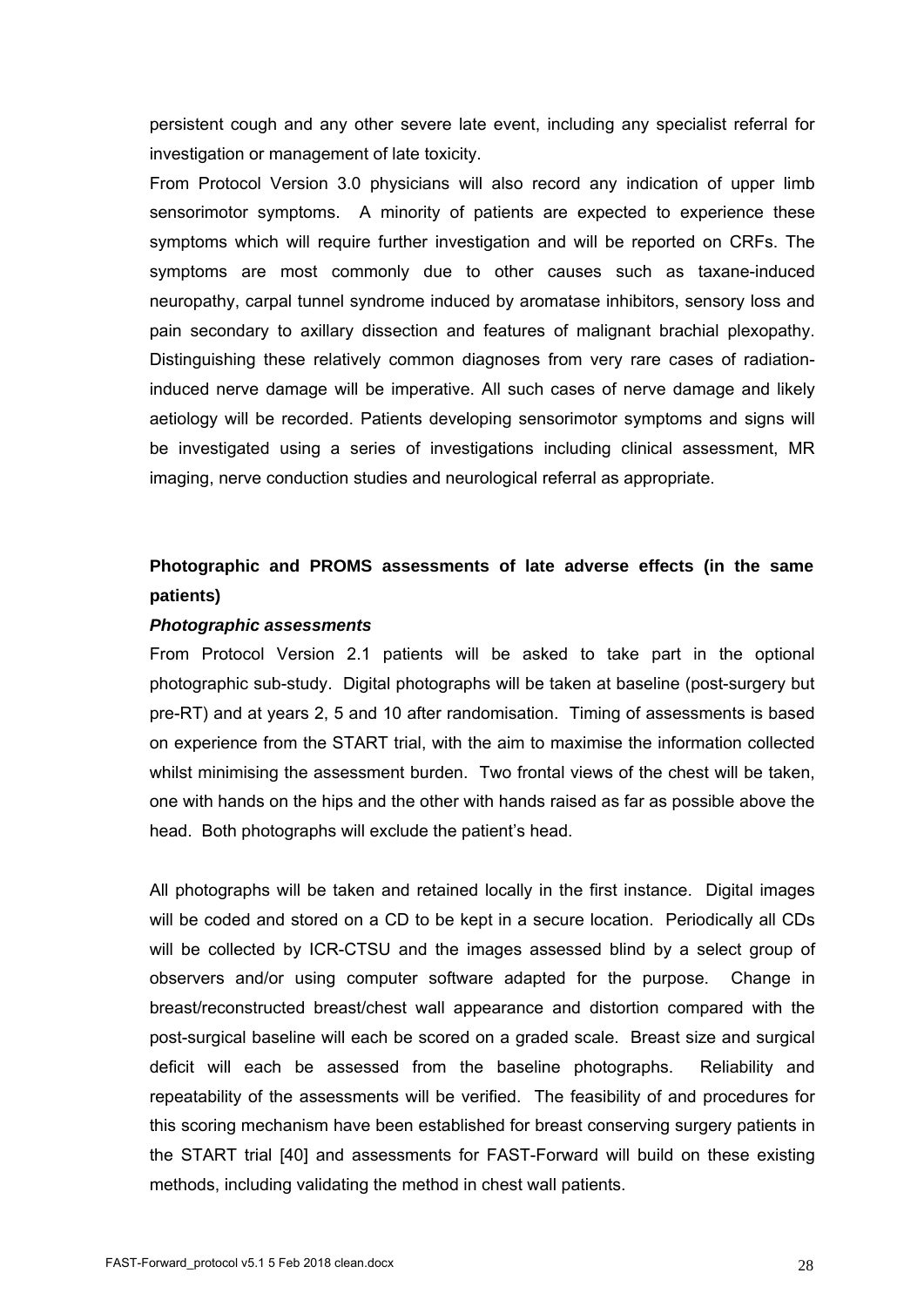persistent cough and any other severe late event, including any specialist referral for investigation or management of late toxicity.

From Protocol Version 3.0 physicians will also record any indication of upper limb sensorimotor symptoms. A minority of patients are expected to experience these symptoms which will require further investigation and will be reported on CRFs. The symptoms are most commonly due to other causes such as taxane-induced neuropathy, carpal tunnel syndrome induced by aromatase inhibitors, sensory loss and pain secondary to axillary dissection and features of malignant brachial plexopathy. Distinguishing these relatively common diagnoses from very rare cases of radiation-induced nerve damage will be imperative. All such cases of nerve damage and likely aetiology will be recorded. Patients developing sensorimotor symptoms and signs will be investigated using a series of investigations including clinical assessment, MR imaging, nerve conduction studies and neurological referral as appropriate.

**Photographic and PROMS assessments of late adverse effects (in the same patients)**

***Photographic assessments***

From Protocol Version 2.1 patients will be asked to take part in the optional photographic sub-study. Digital photographs will be taken at baseline (post-surgery but pre-RT) and at years 2, 5 and 10 after randomisation. Timing of assessments is based on experience from the START trial, with the aim to maximise the information collected whilst minimising the assessment burden. Two frontal views of the chest will be taken, one with hands on the hips and the other with hands raised as far as possible above the head. Both photographs will exclude the patient's head.

All photographs will be taken and retained locally in the first instance. Digital images will be coded and stored on a CD to be kept in a secure location. Periodically all CDs will be collected by ICR-CTSU and the images assessed blind by a select group of observers and/or using computer software adapted for the purpose. Change in breast/reconstructed breast/chest wall appearance and distortion compared with the post-surgical baseline will each be scored on a graded scale. Breast size and surgical deficit will each be assessed from the baseline photographs. Reliability and repeatability of the assessments will be verified. The feasibility of and procedures for this scoring mechanism have been established for breast conserving surgery patients in the START trial [40] and assessments for FAST-Forward will build on these existing methods, including validating the method in chest wall patients.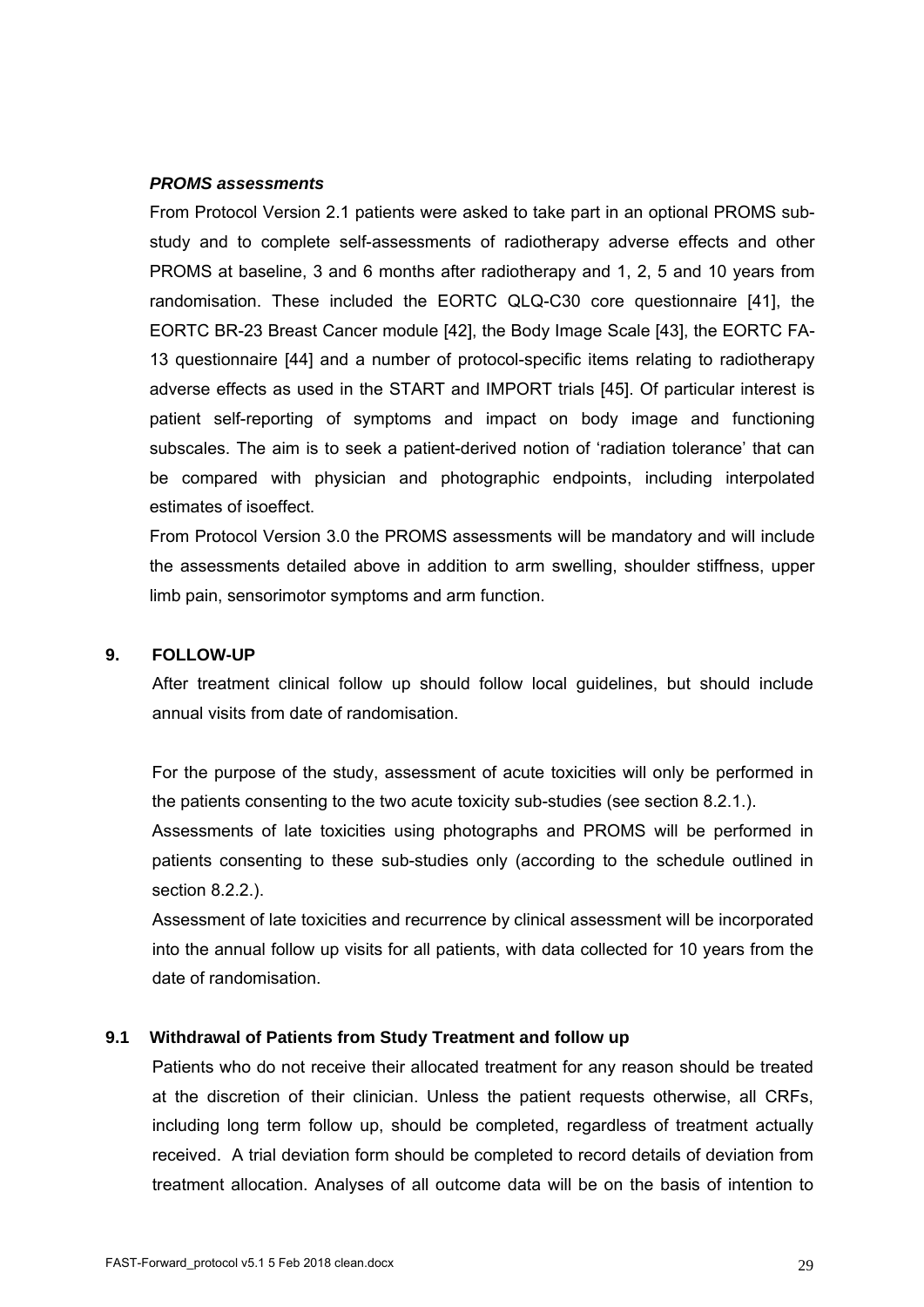***PROMS assessments***

From Protocol Version 2.1 patients were asked to take part in an optional PROMS sub-study and to complete self-assessments of radiotherapy adverse effects and other PROMS at baseline, 3 and 6 months after radiotherapy and 1, 2, 5 and 10 years from randomisation. These included the EORTC QLQ-C30 core questionnaire [41], the EORTC BR-23 Breast Cancer module [42], the Body Image Scale [43], the EORTC FA-13 questionnaire [44] and a number of protocol-specific items relating to radiotherapy adverse effects as used in the START and IMPORT trials [45]. Of particular interest is patient self-reporting of symptoms and impact on body image and functioning subscales. The aim is to seek a patient-derived notion of 'radiation tolerance' that can be compared with physician and photographic endpoints, including interpolated estimates of isoeffect.

From Protocol Version 3.0 the PROMS assessments will be mandatory and will include the assessments detailed above in addition to arm swelling, shoulder stiffness, upper limb pain, sensorimotor symptoms and arm function.

## 9. FOLLOW-UP

After treatment clinical follow up should follow local guidelines, but should include annual visits from date of randomisation.

For the purpose of the study, assessment of acute toxicities will only be performed in the patients consenting to the two acute toxicity sub-studies (see section 8.2.1.).

Assessments of late toxicities using photographs and PROMS will be performed in patients consenting to these sub-studies only (according to the schedule outlined in section 8.2.2.).

Assessment of late toxicities and recurrence by clinical assessment will be incorporated into the annual follow up visits for all patients, with data collected for 10 years from the date of randomisation.

### 9.1 Withdrawal of Patients from Study Treatment and follow up

Patients who do not receive their allocated treatment for any reason should be treated at the discretion of their clinician. Unless the patient requests otherwise, all CRFs, including long term follow up, should be completed, regardless of treatment actually received. A trial deviation form should be completed to record details of deviation from treatment allocation. Analyses of all outcome data will be on the basis of intention to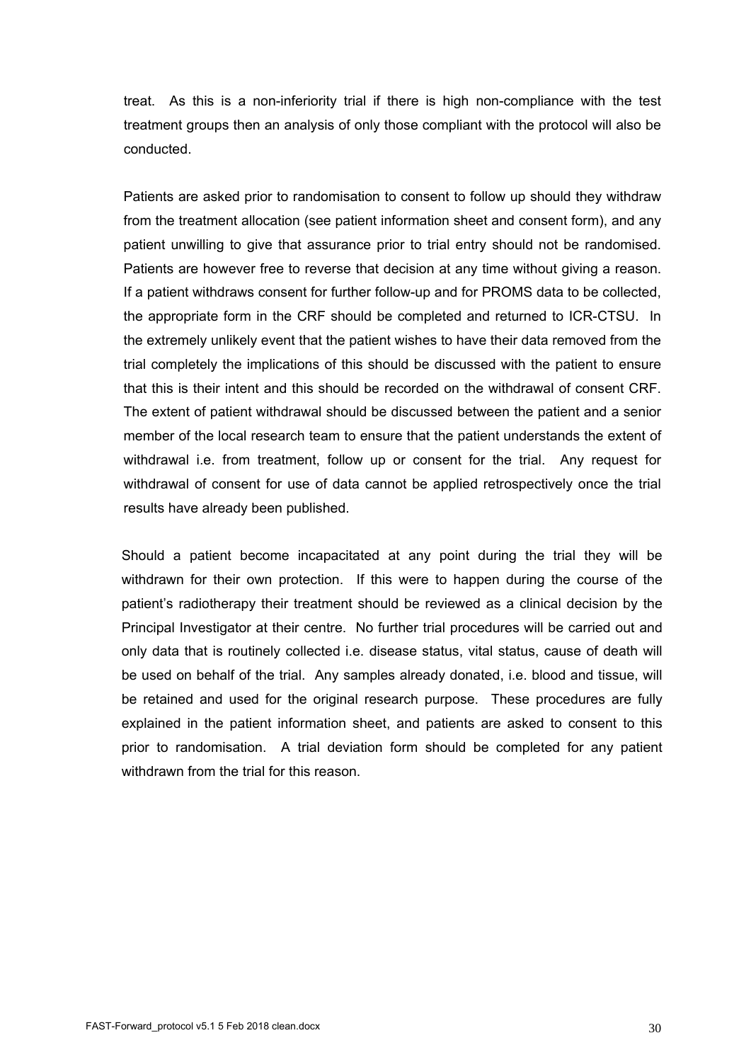treat. As this is a non-inferiority trial if there is high non-compliance with the test treatment groups then an analysis of only those compliant with the protocol will also be conducted.

Patients are asked prior to randomisation to consent to follow up should they withdraw from the treatment allocation (see patient information sheet and consent form), and any patient unwilling to give that assurance prior to trial entry should not be randomised. Patients are however free to reverse that decision at any time without giving a reason. If a patient withdraws consent for further follow-up and for PROMS data to be collected, the appropriate form in the CRF should be completed and returned to ICR-CTSU. In the extremely unlikely event that the patient wishes to have their data removed from the trial completely the implications of this should be discussed with the patient to ensure that this is their intent and this should be recorded on the withdrawal of consent CRF. The extent of patient withdrawal should be discussed between the patient and a senior member of the local research team to ensure that the patient understands the extent of withdrawal i.e. from treatment, follow up or consent for the trial. Any request for withdrawal of consent for use of data cannot be applied retrospectively once the trial results have already been published.

Should a patient become incapacitated at any point during the trial they will be withdrawn for their own protection. If this were to happen during the course of the patient's radiotherapy their treatment should be reviewed as a clinical decision by the Principal Investigator at their centre. No further trial procedures will be carried out and only data that is routinely collected i.e. disease status, vital status, cause of death will be used on behalf of the trial. Any samples already donated, i.e. blood and tissue, will be retained and used for the original research purpose. These procedures are fully explained in the patient information sheet, and patients are asked to consent to this prior to randomisation. A trial deviation form should be completed for any patient withdrawn from the trial for this reason.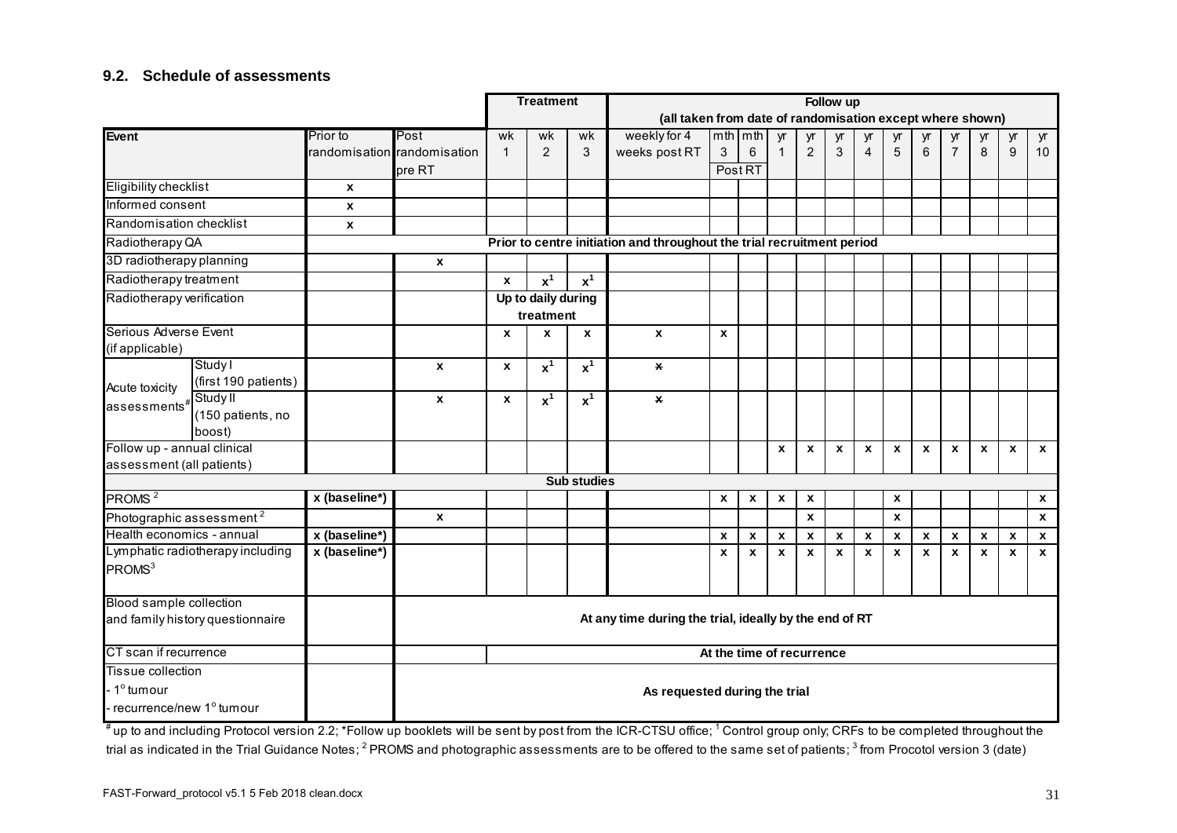## 9.2. Schedule of assessments

| Event | | Prior to randomisation | Post randomisation pre RT | Treatment wk 1 | wk 2 | wk 3 | Follow up (all taken from date of randomisation except where shown) weekly for 4 weeks post RT | mth 3 Post RT | mth 6 Post RT | yr 1 | yr 2 | yr 3 | yr 4 | yr 5 | yr 6 | yr 7 | yr 8 | yr 9 | yr 10 |
|---|---|---|---|---|---|---|---|---|---|---|---|---|---|---|---|---|---|---|---|
| Eligibility checklist | | x | | | | | | | | | | | | | | | | | |
| Informed consent | | x | | | | | | | | | | | | | | | | | |
| Randomisation checklist | | x | | | | | | | | | | | | | | | | | |
| Radiotherapy QA | | Prior to centre initiation and throughout the trial recruitment period | | | | | | | | | | | | | | | | | |
| 3D radiotherapy planning | | | x | | | | | | | | | | | | | | | | |
| Radiotherapy treatment | | | | x | x[1] | x[1] | | | | | | | | | | | | | |
| Radiotherapy verification | | | | Up to daily during treatment | | | | | | | | | | | | | | | |
| Serious Adverse Event (if applicable) | | | | x | x | x | x | x | | | | | | | | | | | |
| Acute toxicity assessments[#] | Study I (first 190 patients) | | x | x | x[1] | x[1] | ~~x~~ | | | | | | | | | | | | |
| | Study II (150 patients, no boost) | | x | x | x[1] | x[1] | ~~x~~ | | | | | | | | | | | | |
| Follow up - annual clinical assessment (all patients) | | | | | | | | | | x | x | x | x | x | x | x | x | x | x |
| **Sub studies** | | | | | | | | | | | | | | | | | | | |
| PROMS[2] | | x (baseline*) | | | | | | x | x | x | x | | | x | | | | | x |
| Photographic assessment[2] | | | x | | | | | | | | x | | | x | | | | | x |
| Health economics - annual | | x (baseline*) | | | | | | x | x | x | x | x | x | x | x | x | x | x | x |
| Lymphatic radiotherapy including PROMS[3] | | x (baseline*) | | | | | | x | x | x | x | x | x | x | x | x | x | x | x |
| Blood sample collection and family history questionnaire | | | At any time during the trial, ideally by the end of RT | | | | | | | | | | | | | | | | |
| CT scan if recurrence | | | | At the time of recurrence | | | | | | | | | | | | | | | |
| Tissue collection<br>- 1° tumour<br>- recurrence/new 1° tumour | | | As requested during the trial | | | | | | | | | | | | | | | | |

[#] up to and including Protocol version 2.2; *Follow up booklets will be sent by post from the ICR-CTSU office; [1] Control group only; CRFs to be completed throughout the trial as indicated in the Trial Guidance Notes; [2] PROMS and photographic assessments are to be offered to the same set of patients; [3] from Procotol version 3 (date)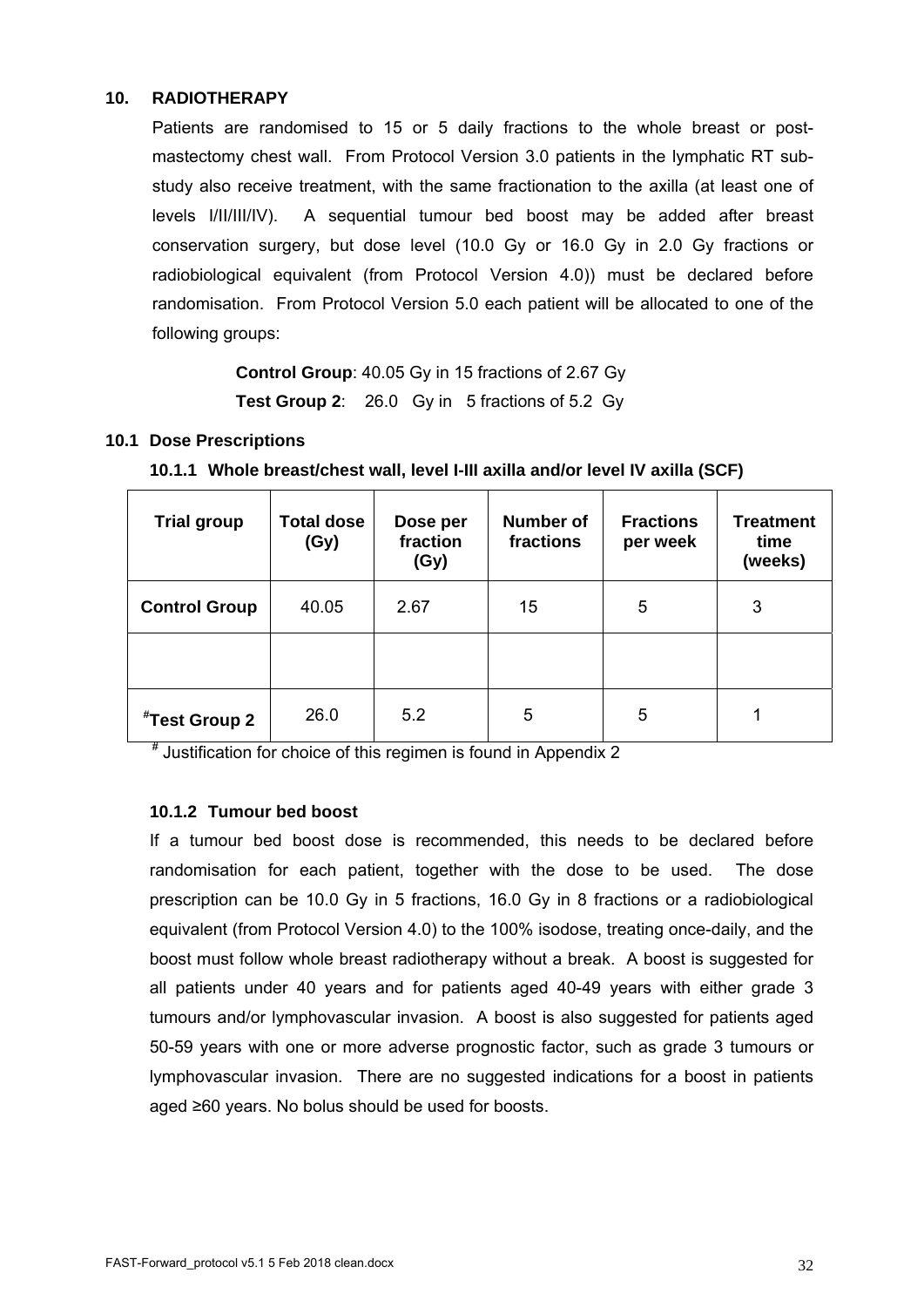## 10. RADIOTHERAPY

Patients are randomised to 15 or 5 daily fractions to the whole breast or post-mastectomy chest wall. From Protocol Version 3.0 patients in the lymphatic RT sub-study also receive treatment, with the same fractionation to the axilla (at least one of levels I/II/III/IV). A sequential tumour bed boost may be added after breast conservation surgery, but dose level (10.0 Gy or 16.0 Gy in 2.0 Gy fractions or radiobiological equivalent (from Protocol Version 4.0)) must be declared before randomisation. From Protocol Version 5.0 each patient will be allocated to one of the following groups:

**Control Group**: 40.05 Gy in 15 fractions of 2.67 Gy

**Test Group 2**: 26.0 Gy in 5 fractions of 5.2 Gy

### 10.1 Dose Prescriptions

#### 10.1.1 Whole breast/chest wall, level I-III axilla and/or level IV axilla (SCF)

| Trial group | Total dose (Gy) | Dose per fraction (Gy) | Number of fractions | Fractions per week | Treatment time (weeks) |
|---|---|---|---|---|---|
| **Control Group** | 40.05 | 2.67 | 15 | 5 | 3 |
| | | | | | |
| **#Test Group 2** | 26.0 | 5.2 | 5 | 5 | 1 |

# Justification for choice of this regimen is found in Appendix 2

#### 10.1.2 Tumour bed boost

If a tumour bed boost dose is recommended, this needs to be declared before randomisation for each patient, together with the dose to be used. The dose prescription can be 10.0 Gy in 5 fractions, 16.0 Gy in 8 fractions or a radiobiological equivalent (from Protocol Version 4.0) to the 100% isodose, treating once-daily, and the boost must follow whole breast radiotherapy without a break. A boost is suggested for all patients under 40 years and for patients aged 40-49 years with either grade 3 tumours and/or lymphovascular invasion. A boost is also suggested for patients aged 50-59 years with one or more adverse prognostic factor, such as grade 3 tumours or lymphovascular invasion. There are no suggested indications for a boost in patients aged ≥60 years. No bolus should be used for boosts.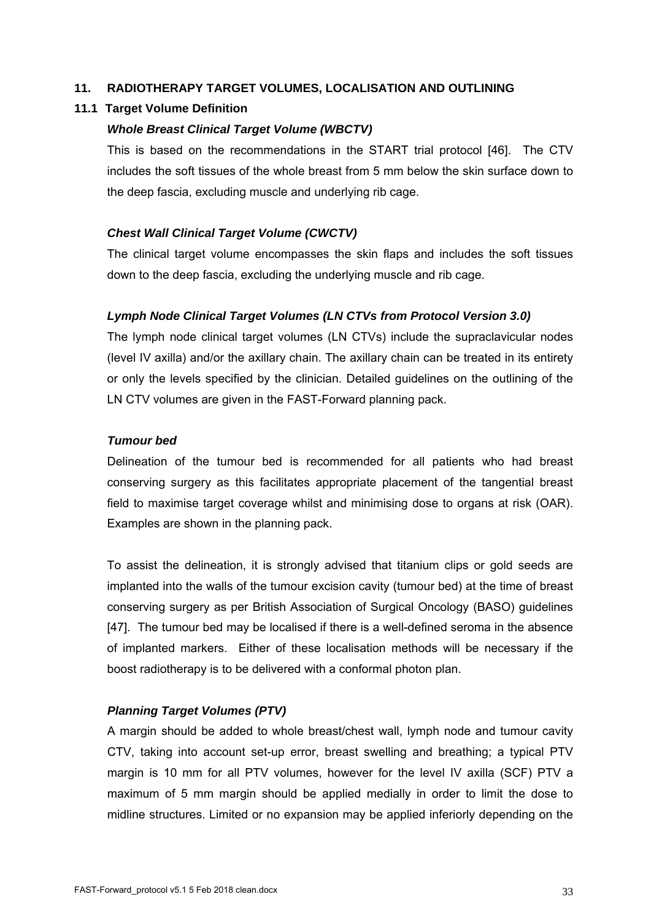## 11. RADIOTHERAPY TARGET VOLUMES, LOCALISATION AND OUTLINING

### 11.1 Target Volume Definition

***Whole Breast Clinical Target Volume (WBCTV)***

This is based on the recommendations in the START trial protocol [46]. The CTV includes the soft tissues of the whole breast from 5 mm below the skin surface down to the deep fascia, excluding muscle and underlying rib cage.

***Chest Wall Clinical Target Volume (CWCTV)***

The clinical target volume encompasses the skin flaps and includes the soft tissues down to the deep fascia, excluding the underlying muscle and rib cage.

***Lymph Node Clinical Target Volumes (LN CTVs from Protocol Version 3.0)***

The lymph node clinical target volumes (LN CTVs) include the supraclavicular nodes (level IV axilla) and/or the axillary chain. The axillary chain can be treated in its entirety or only the levels specified by the clinician. Detailed guidelines on the outlining of the LN CTV volumes are given in the FAST-Forward planning pack.

***Tumour bed***

Delineation of the tumour bed is recommended for all patients who had breast conserving surgery as this facilitates appropriate placement of the tangential breast field to maximise target coverage whilst and minimising dose to organs at risk (OAR). Examples are shown in the planning pack.

To assist the delineation, it is strongly advised that titanium clips or gold seeds are implanted into the walls of the tumour excision cavity (tumour bed) at the time of breast conserving surgery as per British Association of Surgical Oncology (BASO) guidelines [47]. The tumour bed may be localised if there is a well-defined seroma in the absence of implanted markers. Either of these localisation methods will be necessary if the boost radiotherapy is to be delivered with a conformal photon plan.

***Planning Target Volumes (PTV)***

A margin should be added to whole breast/chest wall, lymph node and tumour cavity CTV, taking into account set-up error, breast swelling and breathing; a typical PTV margin is 10 mm for all PTV volumes, however for the level IV axilla (SCF) PTV a maximum of 5 mm margin should be applied medially in order to limit the dose to midline structures. Limited or no expansion may be applied inferiorly depending on the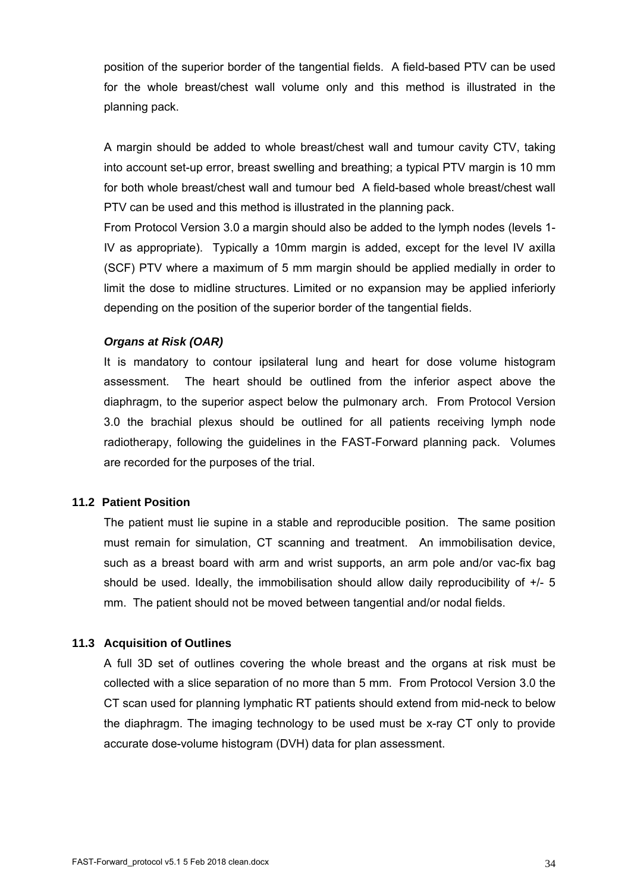position of the superior border of the tangential fields. A field-based PTV can be used for the whole breast/chest wall volume only and this method is illustrated in the planning pack.

A margin should be added to whole breast/chest wall and tumour cavity CTV, taking into account set-up error, breast swelling and breathing; a typical PTV margin is 10 mm for both whole breast/chest wall and tumour bed A field-based whole breast/chest wall PTV can be used and this method is illustrated in the planning pack.

From Protocol Version 3.0 a margin should also be added to the lymph nodes (levels 1-IV as appropriate). Typically a 10mm margin is added, except for the level IV axilla (SCF) PTV where a maximum of 5 mm margin should be applied medially in order to limit the dose to midline structures. Limited or no expansion may be applied inferiorly depending on the position of the superior border of the tangential fields.

***Organs at Risk (OAR)***

It is mandatory to contour ipsilateral lung and heart for dose volume histogram assessment. The heart should be outlined from the inferior aspect above the diaphragm, to the superior aspect below the pulmonary arch. From Protocol Version 3.0 the brachial plexus should be outlined for all patients receiving lymph node radiotherapy, following the guidelines in the FAST-Forward planning pack. Volumes are recorded for the purposes of the trial.

### 11.2 Patient Position

The patient must lie supine in a stable and reproducible position. The same position must remain for simulation, CT scanning and treatment. An immobilisation device, such as a breast board with arm and wrist supports, an arm pole and/or vac-fix bag should be used. Ideally, the immobilisation should allow daily reproducibility of +/- 5 mm. The patient should not be moved between tangential and/or nodal fields.

### 11.3 Acquisition of Outlines

A full 3D set of outlines covering the whole breast and the organs at risk must be collected with a slice separation of no more than 5 mm. From Protocol Version 3.0 the CT scan used for planning lymphatic RT patients should extend from mid-neck to below the diaphragm. The imaging technology to be used must be x-ray CT only to provide accurate dose-volume histogram (DVH) data for plan assessment.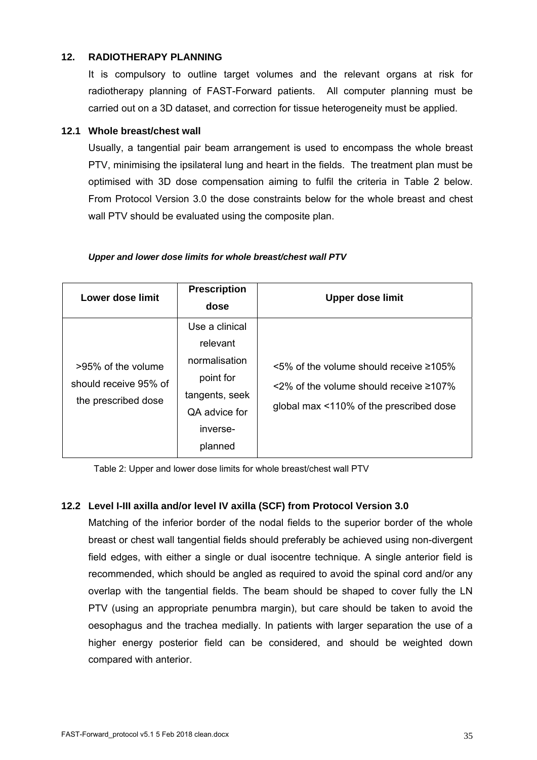## 12. RADIOTHERAPY PLANNING

It is compulsory to outline target volumes and the relevant organs at risk for radiotherapy planning of FAST-Forward patients. All computer planning must be carried out on a 3D dataset, and correction for tissue heterogeneity must be applied.

### 12.1 Whole breast/chest wall

Usually, a tangential pair beam arrangement is used to encompass the whole breast PTV, minimising the ipsilateral lung and heart in the fields. The treatment plan must be optimised with 3D dose compensation aiming to fulfil the criteria in Table 2 below. From Protocol Version 3.0 the dose constraints below for the whole breast and chest wall PTV should be evaluated using the composite plan.

***Upper and lower dose limits for whole breast/chest wall PTV***

| Lower dose limit | Prescription dose | Upper dose limit |
|---|---|---|
| >95% of the volume should receive 95% of the prescribed dose | Use a clinical relevant normalisation point for tangents, seek QA advice for inverse-planned | <5% of the volume should receive ≥105%<br><2% of the volume should receive ≥107%<br>global max <110% of the prescribed dose |

Table 2: Upper and lower dose limits for whole breast/chest wall PTV

### 12.2 Level I-III axilla and/or level IV axilla (SCF) from Protocol Version 3.0

Matching of the inferior border of the nodal fields to the superior border of the whole breast or chest wall tangential fields should preferably be achieved using non-divergent field edges, with either a single or dual isocentre technique. A single anterior field is recommended, which should be angled as required to avoid the spinal cord and/or any overlap with the tangential fields. The beam should be shaped to cover fully the LN PTV (using an appropriate penumbra margin), but care should be taken to avoid the oesophagus and the trachea medially. In patients with larger separation the use of a higher energy posterior field can be considered, and should be weighted down compared with anterior.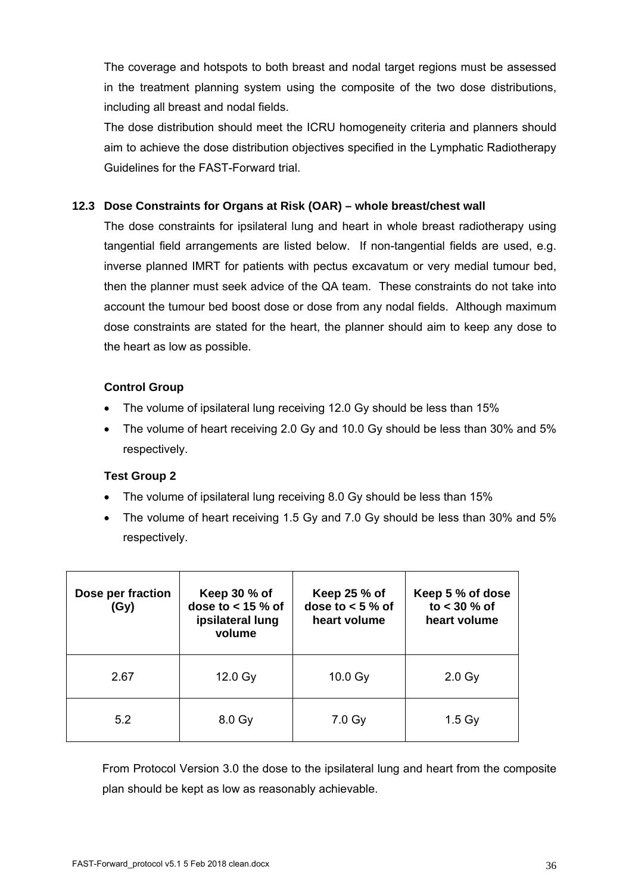The coverage and hotspots to both breast and nodal target regions must be assessed in the treatment planning system using the composite of the two dose distributions, including all breast and nodal fields.

The dose distribution should meet the ICRU homogeneity criteria and planners should aim to achieve the dose distribution objectives specified in the Lymphatic Radiotherapy Guidelines for the FAST-Forward trial.

### 12.3 Dose Constraints for Organs at Risk (OAR) – whole breast/chest wall

The dose constraints for ipsilateral lung and heart in whole breast radiotherapy using tangential field arrangements are listed below. If non-tangential fields are used, e.g. inverse planned IMRT for patients with pectus excavatum or very medial tumour bed, then the planner must seek advice of the QA team. These constraints do not take into account the tumour bed boost dose or dose from any nodal fields. Although maximum dose constraints are stated for the heart, the planner should aim to keep any dose to the heart as low as possible.

**Control Group**

- The volume of ipsilateral lung receiving 12.0 Gy should be less than 15%
- The volume of heart receiving 2.0 Gy and 10.0 Gy should be less than 30% and 5% respectively.

**Test Group 2**

- The volume of ipsilateral lung receiving 8.0 Gy should be less than 15%
- The volume of heart receiving 1.5 Gy and 7.0 Gy should be less than 30% and 5% respectively.

| Dose per fraction (Gy) | Keep 30 % of dose to < 15 % of ipsilateral lung volume | Keep 25 % of dose to < 5 % of heart volume | Keep 5 % of dose to < 30 % of heart volume |
|---|---|---|---|
| 2.67 | 12.0 Gy | 10.0 Gy | 2.0 Gy |
| 5.2 | 8.0 Gy | 7.0 Gy | 1.5 Gy |

From Protocol Version 3.0 the dose to the ipsilateral lung and heart from the composite plan should be kept as low as reasonably achievable.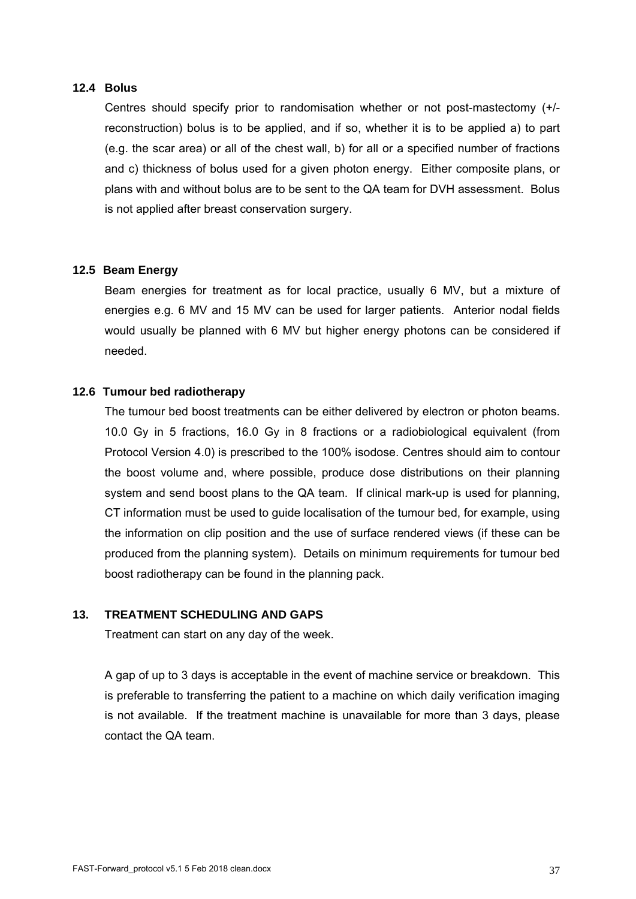### 12.4 Bolus

Centres should specify prior to randomisation whether or not post-mastectomy (+/- reconstruction) bolus is to be applied, and if so, whether it is to be applied a) to part (e.g. the scar area) or all of the chest wall, b) for all or a specified number of fractions and c) thickness of bolus used for a given photon energy. Either composite plans, or plans with and without bolus are to be sent to the QA team for DVH assessment. Bolus is not applied after breast conservation surgery.

### 12.5 Beam Energy

Beam energies for treatment as for local practice, usually 6 MV, but a mixture of energies e.g. 6 MV and 15 MV can be used for larger patients. Anterior nodal fields would usually be planned with 6 MV but higher energy photons can be considered if needed.

### 12.6 Tumour bed radiotherapy

The tumour bed boost treatments can be either delivered by electron or photon beams. 10.0 Gy in 5 fractions, 16.0 Gy in 8 fractions or a radiobiological equivalent (from Protocol Version 4.0) is prescribed to the 100% isodose. Centres should aim to contour the boost volume and, where possible, produce dose distributions on their planning system and send boost plans to the QA team. If clinical mark-up is used for planning, CT information must be used to guide localisation of the tumour bed, for example, using the information on clip position and the use of surface rendered views (if these can be produced from the planning system). Details on minimum requirements for tumour bed boost radiotherapy can be found in the planning pack.

## 13. TREATMENT SCHEDULING AND GAPS

Treatment can start on any day of the week.

A gap of up to 3 days is acceptable in the event of machine service or breakdown. This is preferable to transferring the patient to a machine on which daily verification imaging is not available. If the treatment machine is unavailable for more than 3 days, please contact the QA team.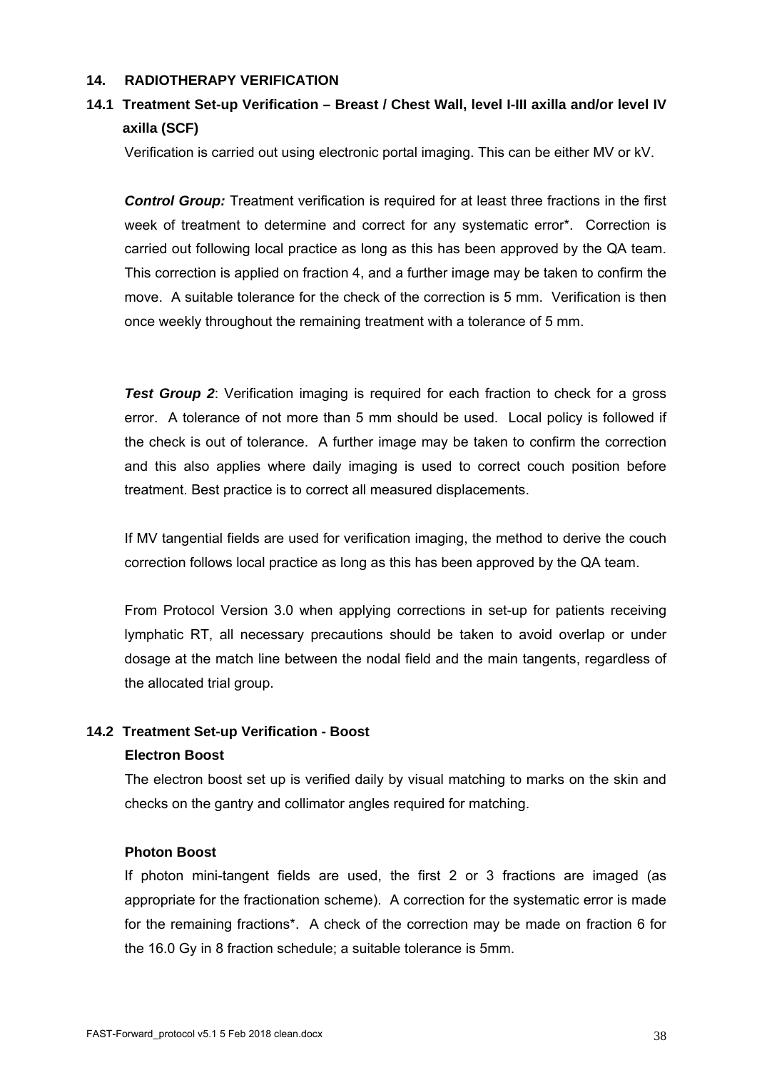## 14. RADIOTHERAPY VERIFICATION

### 14.1 Treatment Set-up Verification – Breast / Chest Wall, level I-III axilla and/or level IV axilla (SCF)

Verification is carried out using electronic portal imaging. This can be either MV or kV.

***Control Group:*** Treatment verification is required for at least three fractions in the first week of treatment to determine and correct for any systematic error*. Correction is carried out following local practice as long as this has been approved by the QA team. This correction is applied on fraction 4, and a further image may be taken to confirm the move. A suitable tolerance for the check of the correction is 5 mm. Verification is then once weekly throughout the remaining treatment with a tolerance of 5 mm.

***Test Group 2***: Verification imaging is required for each fraction to check for a gross error. A tolerance of not more than 5 mm should be used. Local policy is followed if the check is out of tolerance. A further image may be taken to confirm the correction and this also applies where daily imaging is used to correct couch position before treatment. Best practice is to correct all measured displacements.

If MV tangential fields are used for verification imaging, the method to derive the couch correction follows local practice as long as this has been approved by the QA team.

From Protocol Version 3.0 when applying corrections in set-up for patients receiving lymphatic RT, all necessary precautions should be taken to avoid overlap or under dosage at the match line between the nodal field and the main tangents, regardless of the allocated trial group.

### 14.2 Treatment Set-up Verification - Boost

**Electron Boost**

The electron boost set up is verified daily by visual matching to marks on the skin and checks on the gantry and collimator angles required for matching.

**Photon Boost**

If photon mini-tangent fields are used, the first 2 or 3 fractions are imaged (as appropriate for the fractionation scheme). A correction for the systematic error is made for the remaining fractions*. A check of the correction may be made on fraction 6 for the 16.0 Gy in 8 fraction schedule; a suitable tolerance is 5mm.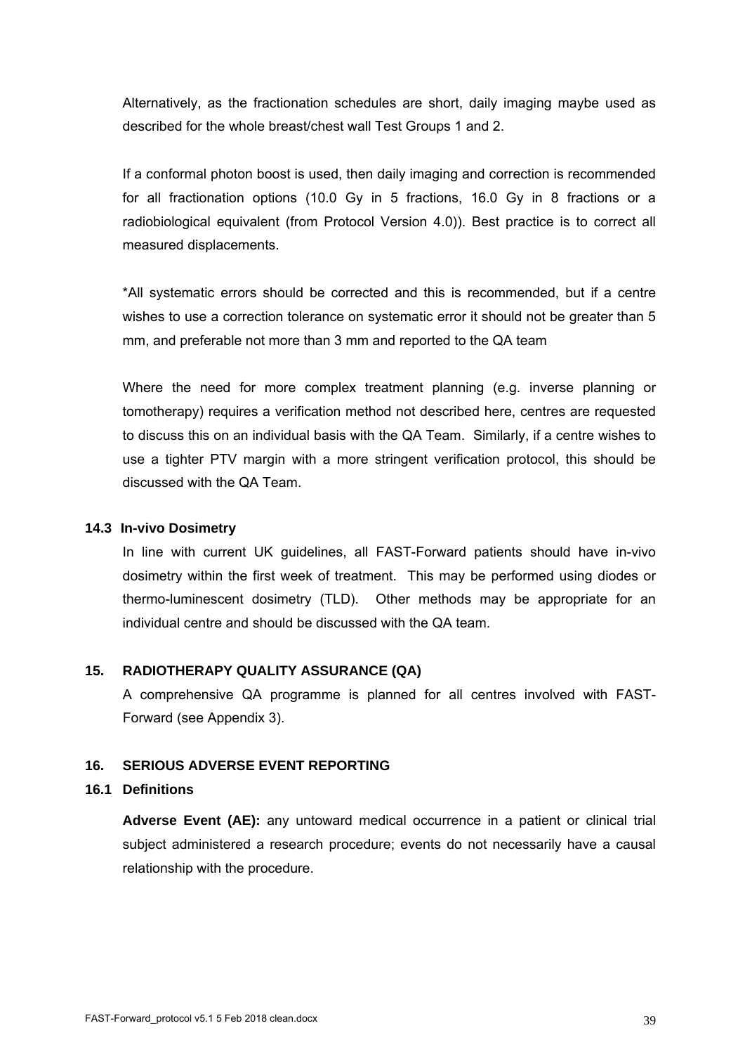Alternatively, as the fractionation schedules are short, daily imaging maybe used as described for the whole breast/chest wall Test Groups 1 and 2.

If a conformal photon boost is used, then daily imaging and correction is recommended for all fractionation options (10.0 Gy in 5 fractions, 16.0 Gy in 8 fractions or a radiobiological equivalent (from Protocol Version 4.0)). Best practice is to correct all measured displacements.

*All systematic errors should be corrected and this is recommended, but if a centre wishes to use a correction tolerance on systematic error it should not be greater than 5 mm, and preferable not more than 3 mm and reported to the QA team

Where the need for more complex treatment planning (e.g. inverse planning or tomotherapy) requires a verification method not described here, centres are requested to discuss this on an individual basis with the QA Team. Similarly, if a centre wishes to use a tighter PTV margin with a more stringent verification protocol, this should be discussed with the QA Team.

### 14.3 In-vivo Dosimetry

In line with current UK guidelines, all FAST-Forward patients should have in-vivo dosimetry within the first week of treatment. This may be performed using diodes or thermo-luminescent dosimetry (TLD). Other methods may be appropriate for an individual centre and should be discussed with the QA team.

## 15. RADIOTHERAPY QUALITY ASSURANCE (QA)

A comprehensive QA programme is planned for all centres involved with FAST-Forward (see Appendix 3).

## 16. SERIOUS ADVERSE EVENT REPORTING

### 16.1 Definitions

**Adverse Event (AE):** any untoward medical occurrence in a patient or clinical trial subject administered a research procedure; events do not necessarily have a causal relationship with the procedure.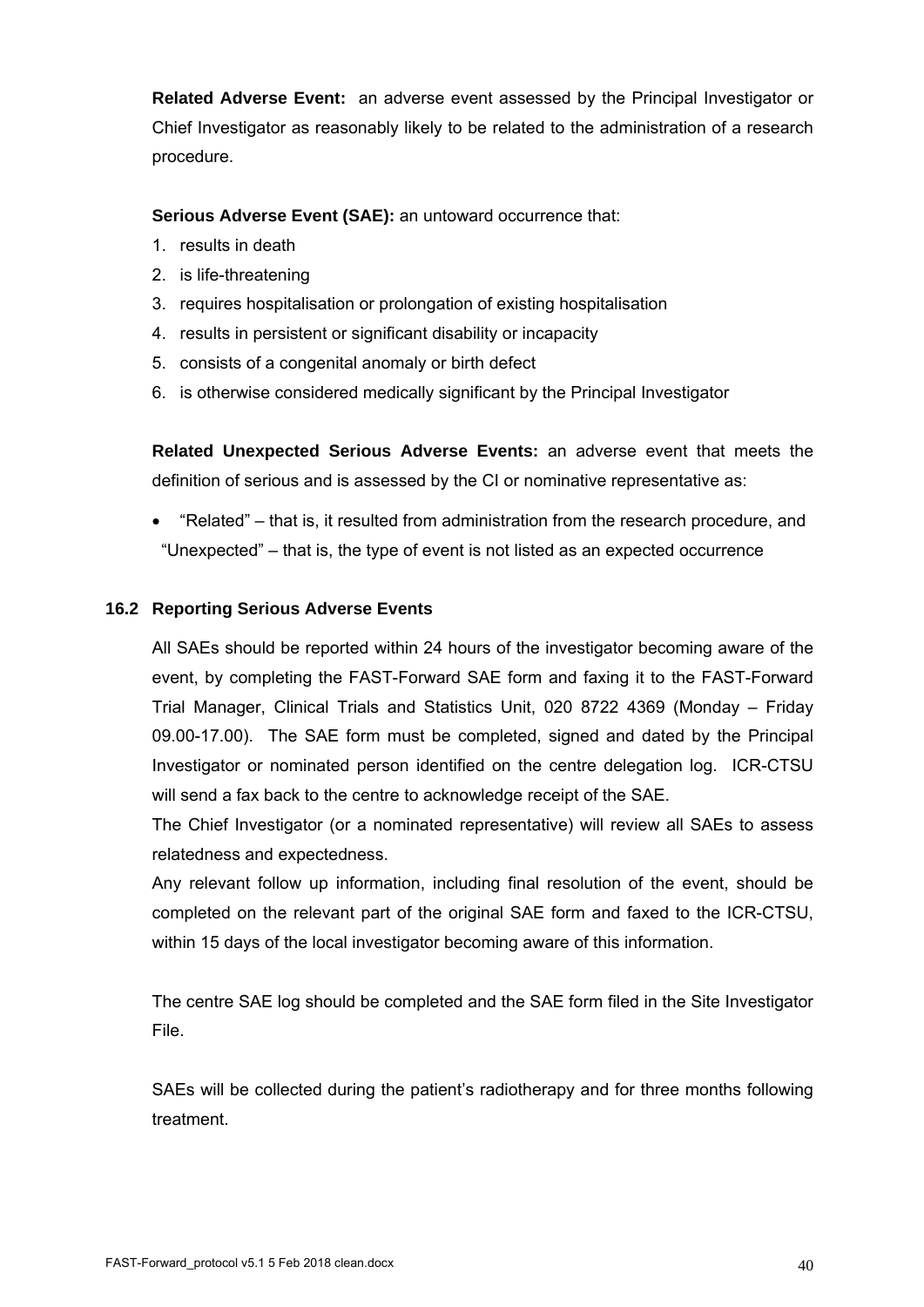**Related Adverse Event:** an adverse event assessed by the Principal Investigator or Chief Investigator as reasonably likely to be related to the administration of a research procedure.

**Serious Adverse Event (SAE):** an untoward occurrence that:

1. results in death
2. is life-threatening
3. requires hospitalisation or prolongation of existing hospitalisation
4. results in persistent or significant disability or incapacity
5. consists of a congenital anomaly or birth defect
6. is otherwise considered medically significant by the Principal Investigator

**Related Unexpected Serious Adverse Events:** an adverse event that meets the definition of serious and is assessed by the CI or nominative representative as:

- "Related" – that is, it resulted from administration from the research procedure, and "Unexpected" – that is, the type of event is not listed as an expected occurrence

### 16.2 Reporting Serious Adverse Events

All SAEs should be reported within 24 hours of the investigator becoming aware of the event, by completing the FAST-Forward SAE form and faxing it to the FAST-Forward Trial Manager, Clinical Trials and Statistics Unit, 020 8722 4369 (Monday – Friday 09.00-17.00). The SAE form must be completed, signed and dated by the Principal Investigator or nominated person identified on the centre delegation log. ICR-CTSU will send a fax back to the centre to acknowledge receipt of the SAE.

The Chief Investigator (or a nominated representative) will review all SAEs to assess relatedness and expectedness.

Any relevant follow up information, including final resolution of the event, should be completed on the relevant part of the original SAE form and faxed to the ICR-CTSU, within 15 days of the local investigator becoming aware of this information.

The centre SAE log should be completed and the SAE form filed in the Site Investigator File.

SAEs will be collected during the patient's radiotherapy and for three months following treatment.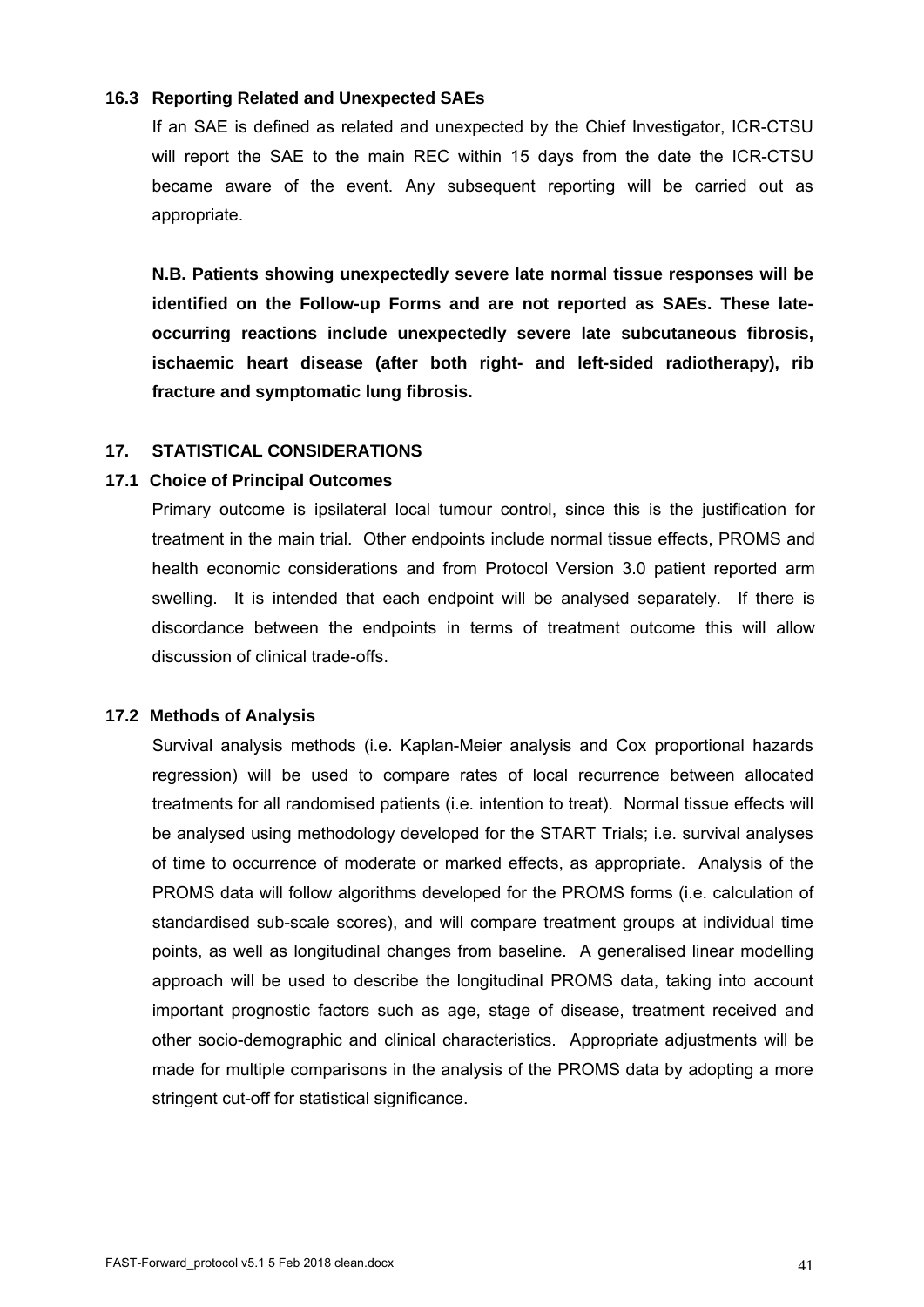### 16.3 Reporting Related and Unexpected SAEs

If an SAE is defined as related and unexpected by the Chief Investigator, ICR-CTSU will report the SAE to the main REC within 15 days from the date the ICR-CTSU became aware of the event. Any subsequent reporting will be carried out as appropriate.

**N.B. Patients showing unexpectedly severe late normal tissue responses will be identified on the Follow-up Forms and are not reported as SAEs. These late-occurring reactions include unexpectedly severe late subcutaneous fibrosis, ischaemic heart disease (after both right- and left-sided radiotherapy), rib fracture and symptomatic lung fibrosis.**

## 17. STATISTICAL CONSIDERATIONS

### 17.1 Choice of Principal Outcomes

Primary outcome is ipsilateral local tumour control, since this is the justification for treatment in the main trial. Other endpoints include normal tissue effects, PROMS and health economic considerations and from Protocol Version 3.0 patient reported arm swelling. It is intended that each endpoint will be analysed separately. If there is discordance between the endpoints in terms of treatment outcome this will allow discussion of clinical trade-offs.

### 17.2 Methods of Analysis

Survival analysis methods (i.e. Kaplan-Meier analysis and Cox proportional hazards regression) will be used to compare rates of local recurrence between allocated treatments for all randomised patients (i.e. intention to treat). Normal tissue effects will be analysed using methodology developed for the START Trials; i.e. survival analyses of time to occurrence of moderate or marked effects, as appropriate. Analysis of the PROMS data will follow algorithms developed for the PROMS forms (i.e. calculation of standardised sub-scale scores), and will compare treatment groups at individual time points, as well as longitudinal changes from baseline. A generalised linear modelling approach will be used to describe the longitudinal PROMS data, taking into account important prognostic factors such as age, stage of disease, treatment received and other socio-demographic and clinical characteristics. Appropriate adjustments will be made for multiple comparisons in the analysis of the PROMS data by adopting a more stringent cut-off for statistical significance.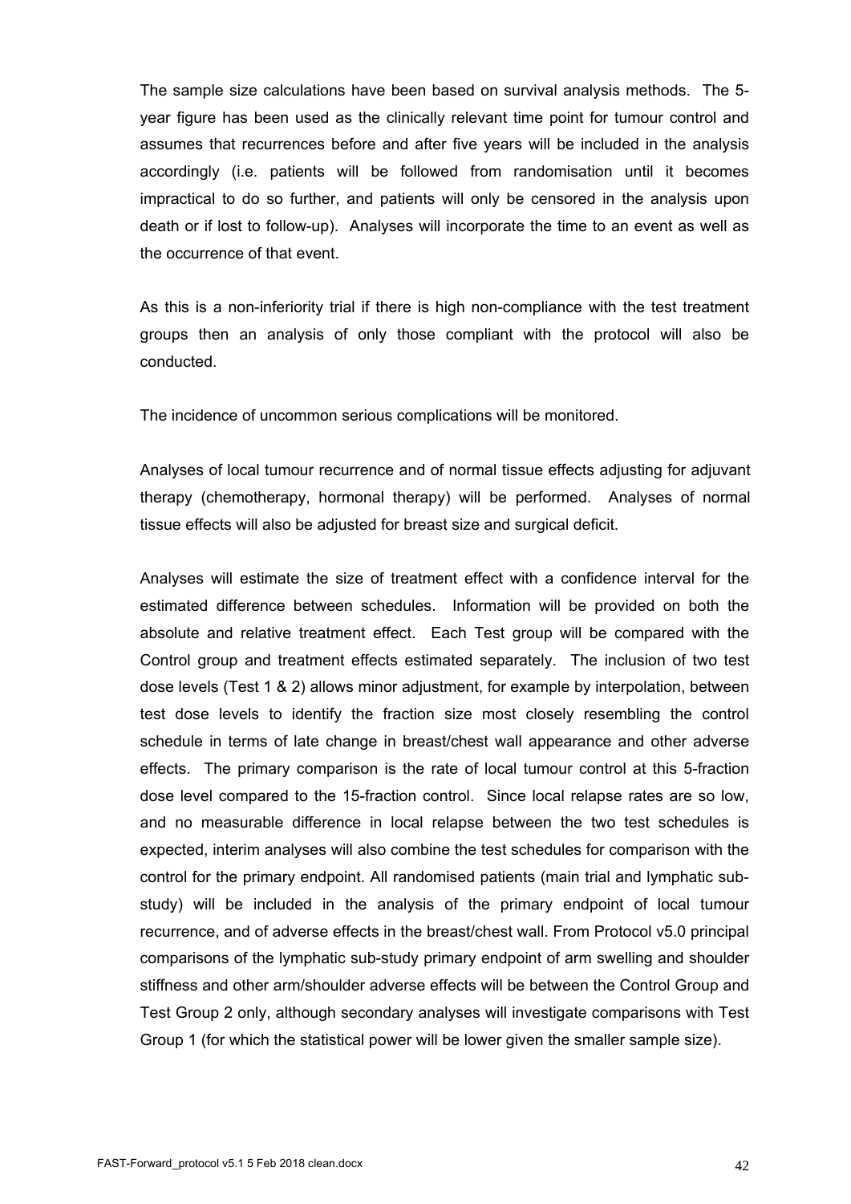The sample size calculations have been based on survival analysis methods. The 5-year figure has been used as the clinically relevant time point for tumour control and assumes that recurrences before and after five years will be included in the analysis accordingly (i.e. patients will be followed from randomisation until it becomes impractical to do so further, and patients will only be censored in the analysis upon death or if lost to follow-up). Analyses will incorporate the time to an event as well as the occurrence of that event.

As this is a non-inferiority trial if there is high non-compliance with the test treatment groups then an analysis of only those compliant with the protocol will also be conducted.

The incidence of uncommon serious complications will be monitored.

Analyses of local tumour recurrence and of normal tissue effects adjusting for adjuvant therapy (chemotherapy, hormonal therapy) will be performed. Analyses of normal tissue effects will also be adjusted for breast size and surgical deficit.

Analyses will estimate the size of treatment effect with a confidence interval for the estimated difference between schedules. Information will be provided on both the absolute and relative treatment effect. Each Test group will be compared with the Control group and treatment effects estimated separately. The inclusion of two test dose levels (Test 1 & 2) allows minor adjustment, for example by interpolation, between test dose levels to identify the fraction size most closely resembling the control schedule in terms of late change in breast/chest wall appearance and other adverse effects. The primary comparison is the rate of local tumour control at this 5-fraction dose level compared to the 15-fraction control. Since local relapse rates are so low, and no measurable difference in local relapse between the two test schedules is expected, interim analyses will also combine the test schedules for comparison with the control for the primary endpoint. All randomised patients (main trial and lymphatic sub-study) will be included in the analysis of the primary endpoint of local tumour recurrence, and of adverse effects in the breast/chest wall. From Protocol v5.0 principal comparisons of the lymphatic sub-study primary endpoint of arm swelling and shoulder stiffness and other arm/shoulder adverse effects will be between the Control Group and Test Group 2 only, although secondary analyses will investigate comparisons with Test Group 1 (for which the statistical power will be lower given the smaller sample size).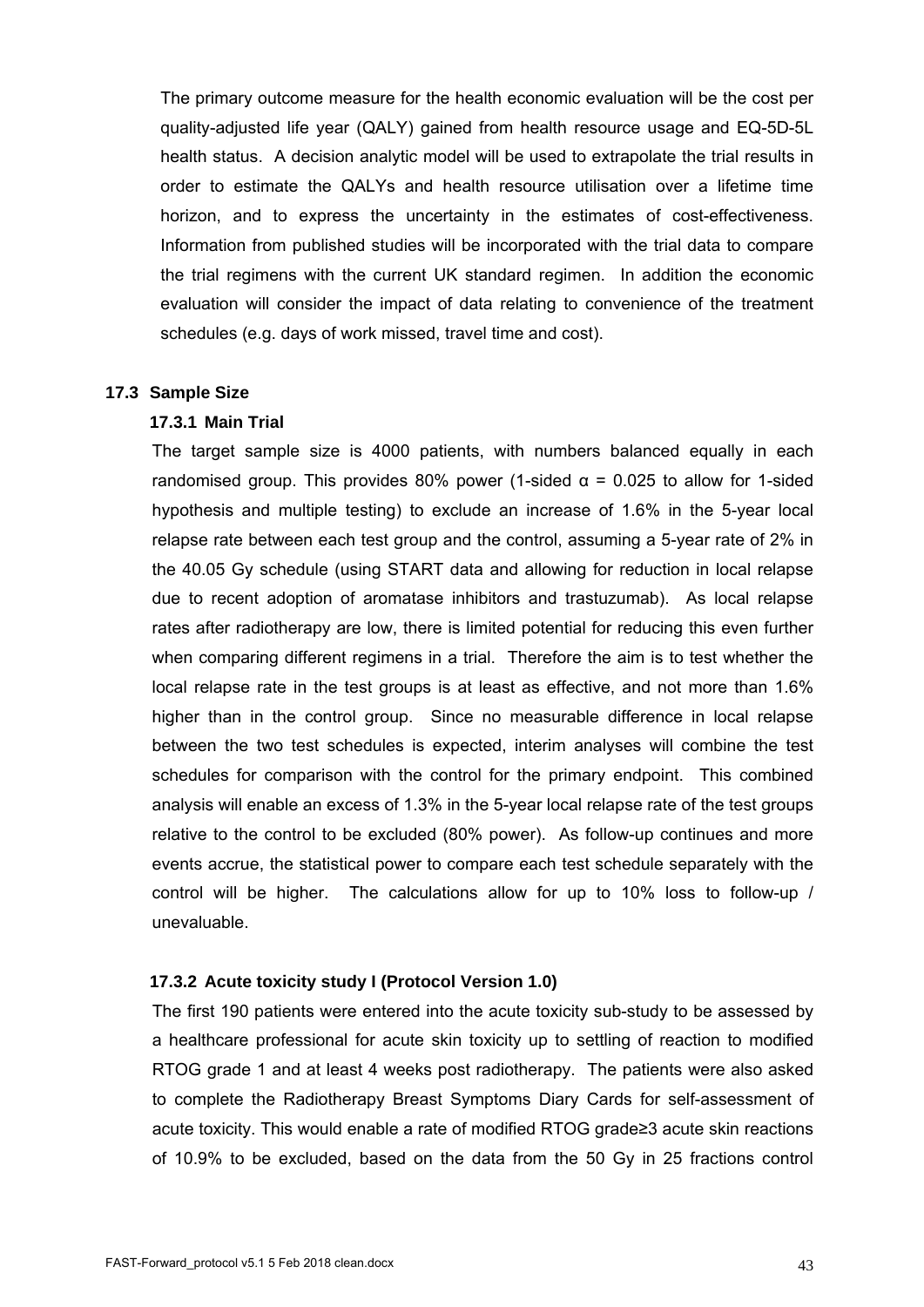The primary outcome measure for the health economic evaluation will be the cost per quality-adjusted life year (QALY) gained from health resource usage and EQ-5D-5L health status. A decision analytic model will be used to extrapolate the trial results in order to estimate the QALYs and health resource utilisation over a lifetime time horizon, and to express the uncertainty in the estimates of cost-effectiveness. Information from published studies will be incorporated with the trial data to compare the trial regimens with the current UK standard regimen. In addition the economic evaluation will consider the impact of data relating to convenience of the treatment schedules (e.g. days of work missed, travel time and cost).

## 17.3 Sample Size

### 17.3.1 Main Trial

The target sample size is 4000 patients, with numbers balanced equally in each randomised group. This provides 80% power (1-sided $\alpha = 0.025$ to allow for 1-sided hypothesis and multiple testing) to exclude an increase of 1.6% in the 5-year local relapse rate between each test group and the control, assuming a 5-year rate of 2% in the 40.05 Gy schedule (using START data and allowing for reduction in local relapse due to recent adoption of aromatase inhibitors and trastuzumab). As local relapse rates after radiotherapy are low, there is limited potential for reducing this even further when comparing different regimens in a trial. Therefore the aim is to test whether the local relapse rate in the test groups is at least as effective, and not more than 1.6% higher than in the control group. Since no measurable difference in local relapse between the two test schedules is expected, interim analyses will combine the test schedules for comparison with the control for the primary endpoint. This combined analysis will enable an excess of 1.3% in the 5-year local relapse rate of the test groups relative to the control to be excluded (80% power). As follow-up continues and more events accrue, the statistical power to compare each test schedule separately with the control will be higher. The calculations allow for up to 10% loss to follow-up / unevaluable.

### 17.3.2 Acute toxicity study I (Protocol Version 1.0)

The first 190 patients were entered into the acute toxicity sub-study to be assessed by a healthcare professional for acute skin toxicity up to settling of reaction to modified RTOG grade 1 and at least 4 weeks post radiotherapy. The patients were also asked to complete the Radiotherapy Breast Symptoms Diary Cards for self-assessment of acute toxicity. This would enable a rate of modified RTOG grade≥3 acute skin reactions of 10.9% to be excluded, based on the data from the 50 Gy in 25 fractions control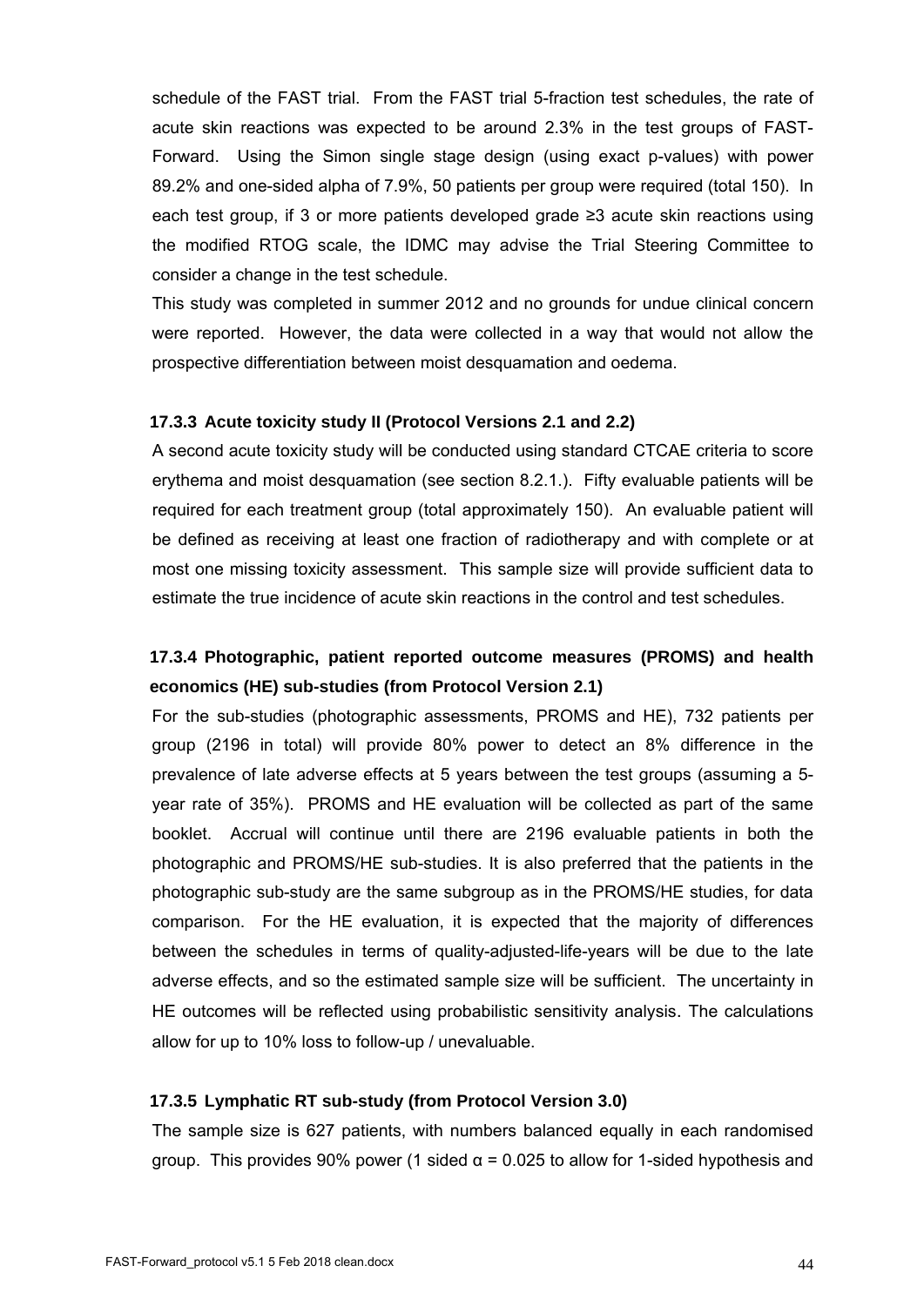schedule of the FAST trial. From the FAST trial 5-fraction test schedules, the rate of acute skin reactions was expected to be around 2.3% in the test groups of FAST-Forward. Using the Simon single stage design (using exact p-values) with power 89.2% and one-sided alpha of 7.9%, 50 patients per group were required (total 150). In each test group, if 3 or more patients developed grade ≥3 acute skin reactions using the modified RTOG scale, the IDMC may advise the Trial Steering Committee to consider a change in the test schedule.

This study was completed in summer 2012 and no grounds for undue clinical concern were reported. However, the data were collected in a way that would not allow the prospective differentiation between moist desquamation and oedema.

#### 17.3.3 Acute toxicity study II (Protocol Versions 2.1 and 2.2)

A second acute toxicity study will be conducted using standard CTCAE criteria to score erythema and moist desquamation (see section 8.2.1.). Fifty evaluable patients will be required for each treatment group (total approximately 150). An evaluable patient will be defined as receiving at least one fraction of radiotherapy and with complete or at most one missing toxicity assessment. This sample size will provide sufficient data to estimate the true incidence of acute skin reactions in the control and test schedules.

#### 17.3.4 Photographic, patient reported outcome measures (PROMS) and health economics (HE) sub-studies (from Protocol Version 2.1)

For the sub-studies (photographic assessments, PROMS and HE), 732 patients per group (2196 in total) will provide 80% power to detect an 8% difference in the prevalence of late adverse effects at 5 years between the test groups (assuming a 5-year rate of 35%). PROMS and HE evaluation will be collected as part of the same booklet. Accrual will continue until there are 2196 evaluable patients in both the photographic and PROMS/HE sub-studies. It is also preferred that the patients in the photographic sub-study are the same subgroup as in the PROMS/HE studies, for data comparison. For the HE evaluation, it is expected that the majority of differences between the schedules in terms of quality-adjusted-life-years will be due to the late adverse effects, and so the estimated sample size will be sufficient. The uncertainty in HE outcomes will be reflected using probabilistic sensitivity analysis. The calculations allow for up to 10% loss to follow-up / unevaluable.

#### 17.3.5 Lymphatic RT sub-study (from Protocol Version 3.0)

The sample size is 627 patients, with numbers balanced equally in each randomised group. This provides 90% power (1 sided $\alpha = 0.025$ to allow for 1-sided hypothesis and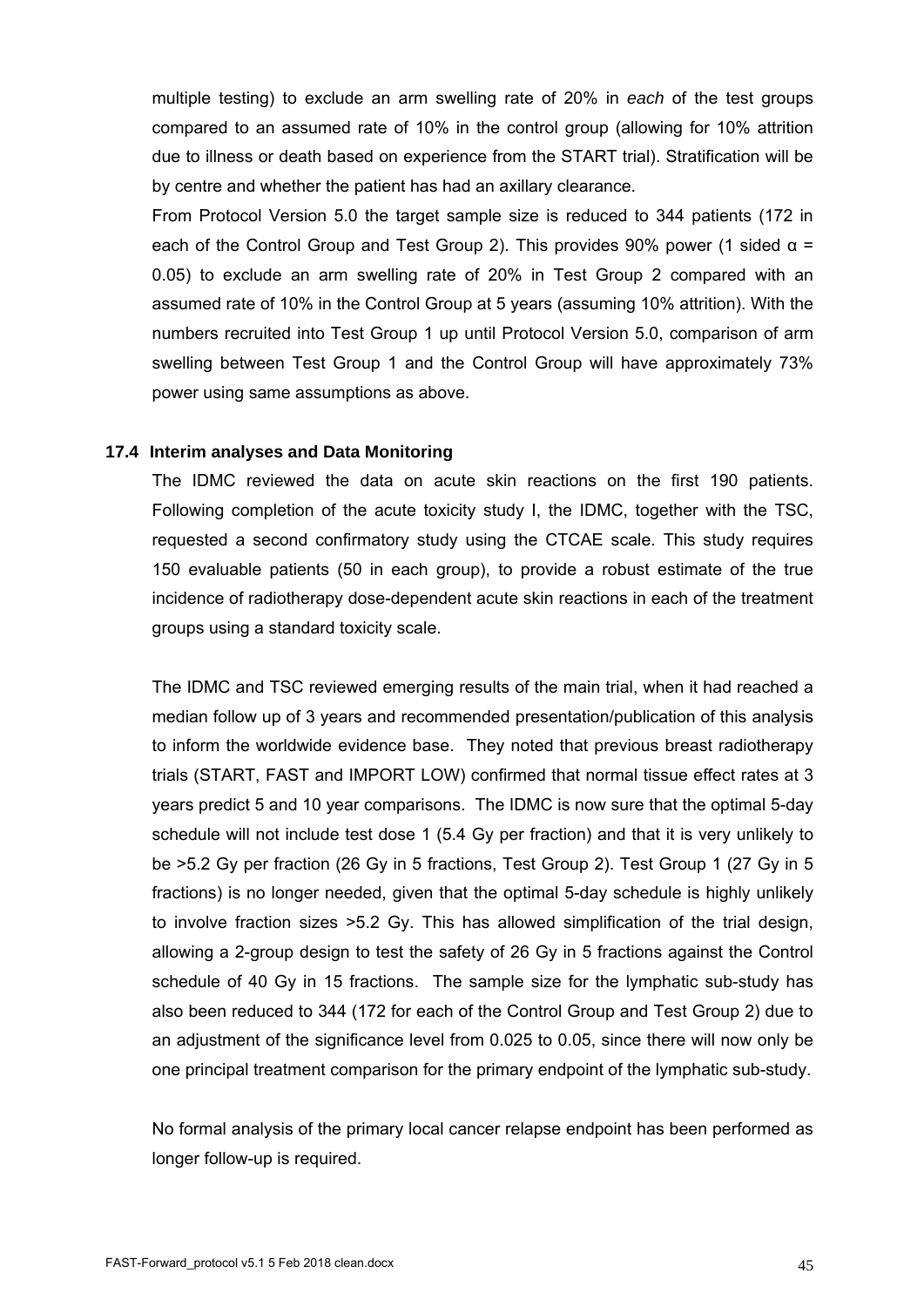multiple testing) to exclude an arm swelling rate of 20% in *each* of the test groups compared to an assumed rate of 10% in the control group (allowing for 10% attrition due to illness or death based on experience from the START trial). Stratification will be by centre and whether the patient has had an axillary clearance.

From Protocol Version 5.0 the target sample size is reduced to 344 patients (172 in each of the Control Group and Test Group 2). This provides 90% power (1 sided $\alpha$ = 0.05) to exclude an arm swelling rate of 20% in Test Group 2 compared with an assumed rate of 10% in the Control Group at 5 years (assuming 10% attrition). With the numbers recruited into Test Group 1 up until Protocol Version 5.0, comparison of arm swelling between Test Group 1 and the Control Group will have approximately 73% power using same assumptions as above.

### 17.4 Interim analyses and Data Monitoring

The IDMC reviewed the data on acute skin reactions on the first 190 patients. Following completion of the acute toxicity study I, the IDMC, together with the TSC, requested a second confirmatory study using the CTCAE scale. This study requires 150 evaluable patients (50 in each group), to provide a robust estimate of the true incidence of radiotherapy dose-dependent acute skin reactions in each of the treatment groups using a standard toxicity scale.

The IDMC and TSC reviewed emerging results of the main trial, when it had reached a median follow up of 3 years and recommended presentation/publication of this analysis to inform the worldwide evidence base. They noted that previous breast radiotherapy trials (START, FAST and IMPORT LOW) confirmed that normal tissue effect rates at 3 years predict 5 and 10 year comparisons. The IDMC is now sure that the optimal 5-day schedule will not include test dose 1 (5.4 Gy per fraction) and that it is very unlikely to be >5.2 Gy per fraction (26 Gy in 5 fractions, Test Group 2). Test Group 1 (27 Gy in 5 fractions) is no longer needed, given that the optimal 5-day schedule is highly unlikely to involve fraction sizes >5.2 Gy. This has allowed simplification of the trial design, allowing a 2-group design to test the safety of 26 Gy in 5 fractions against the Control schedule of 40 Gy in 15 fractions. The sample size for the lymphatic sub-study has also been reduced to 344 (172 for each of the Control Group and Test Group 2) due to an adjustment of the significance level from 0.025 to 0.05, since there will now only be one principal treatment comparison for the primary endpoint of the lymphatic sub-study.

No formal analysis of the primary local cancer relapse endpoint has been performed as longer follow-up is required.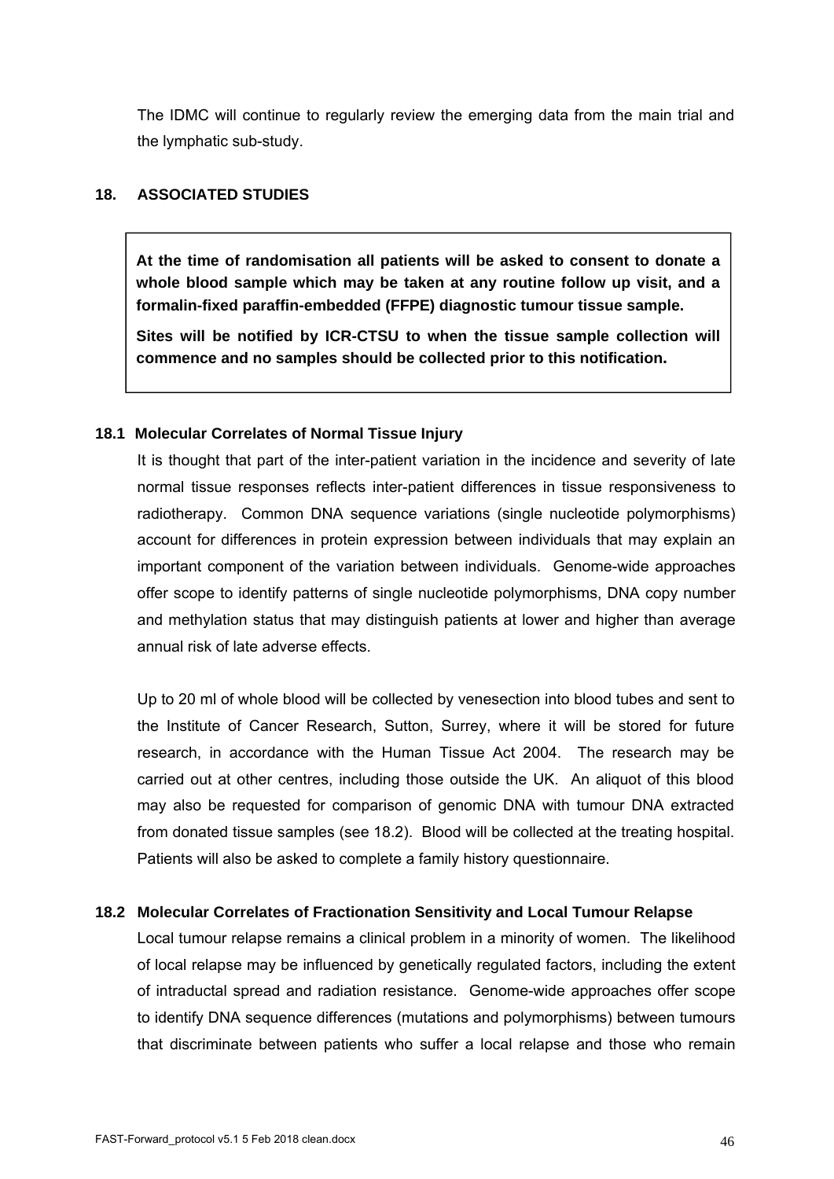The IDMC will continue to regularly review the emerging data from the main trial and the lymphatic sub-study.

## 18. ASSOCIATED STUDIES

> **At the time of randomisation all patients will be asked to consent to donate a whole blood sample which may be taken at any routine follow up visit, and a formalin-fixed paraffin-embedded (FFPE) diagnostic tumour tissue sample.**
>
> **Sites will be notified by ICR-CTSU to when the tissue sample collection will commence and no samples should be collected prior to this notification.**

### 18.1 Molecular Correlates of Normal Tissue Injury

It is thought that part of the inter-patient variation in the incidence and severity of late normal tissue responses reflects inter-patient differences in tissue responsiveness to radiotherapy. Common DNA sequence variations (single nucleotide polymorphisms) account for differences in protein expression between individuals that may explain an important component of the variation between individuals. Genome-wide approaches offer scope to identify patterns of single nucleotide polymorphisms, DNA copy number and methylation status that may distinguish patients at lower and higher than average annual risk of late adverse effects.

Up to 20 ml of whole blood will be collected by venesection into blood tubes and sent to the Institute of Cancer Research, Sutton, Surrey, where it will be stored for future research, in accordance with the Human Tissue Act 2004. The research may be carried out at other centres, including those outside the UK. An aliquot of this blood may also be requested for comparison of genomic DNA with tumour DNA extracted from donated tissue samples (see 18.2). Blood will be collected at the treating hospital. Patients will also be asked to complete a family history questionnaire.

### 18.2 Molecular Correlates of Fractionation Sensitivity and Local Tumour Relapse

Local tumour relapse remains a clinical problem in a minority of women. The likelihood of local relapse may be influenced by genetically regulated factors, including the extent of intraductal spread and radiation resistance. Genome-wide approaches offer scope to identify DNA sequence differences (mutations and polymorphisms) between tumours that discriminate between patients who suffer a local relapse and those who remain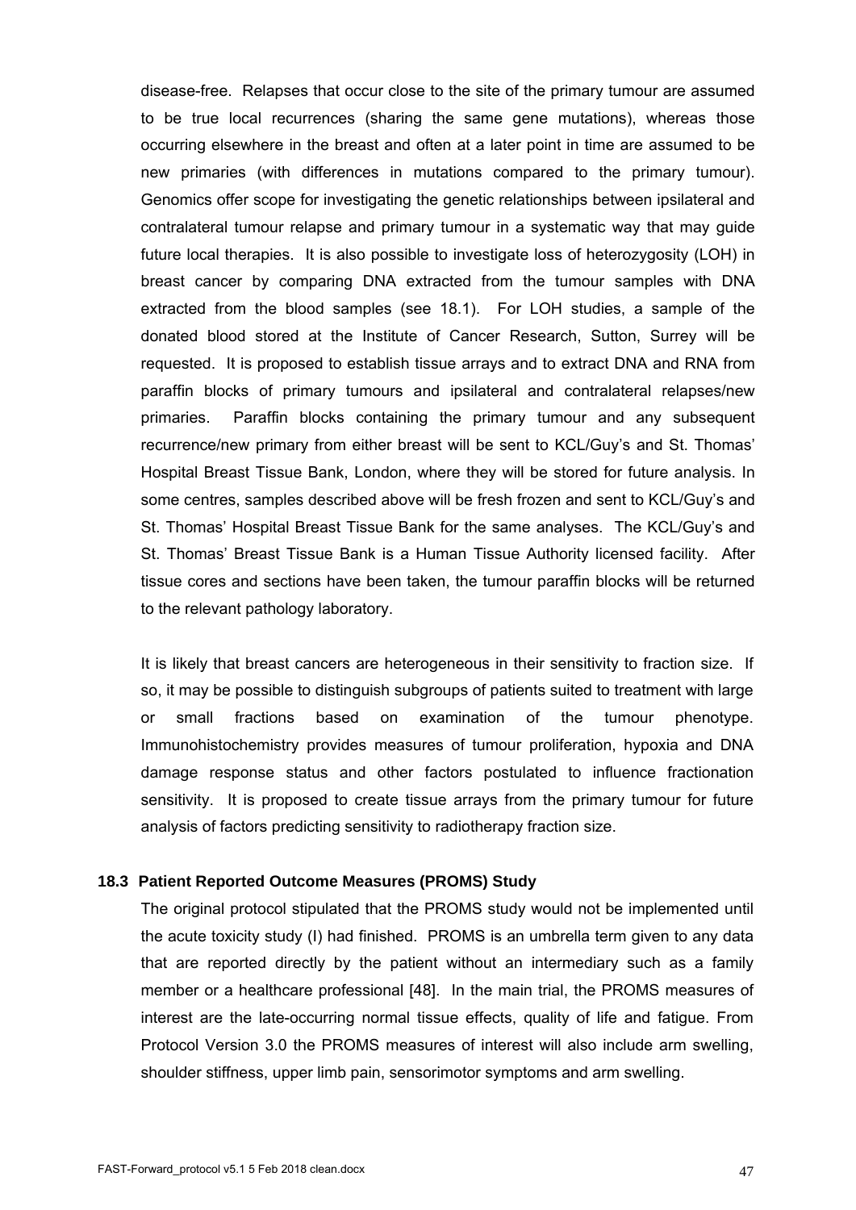disease-free. Relapses that occur close to the site of the primary tumour are assumed to be true local recurrences (sharing the same gene mutations), whereas those occurring elsewhere in the breast and often at a later point in time are assumed to be new primaries (with differences in mutations compared to the primary tumour). Genomics offer scope for investigating the genetic relationships between ipsilateral and contralateral tumour relapse and primary tumour in a systematic way that may guide future local therapies. It is also possible to investigate loss of heterozygosity (LOH) in breast cancer by comparing DNA extracted from the tumour samples with DNA extracted from the blood samples (see 18.1). For LOH studies, a sample of the donated blood stored at the Institute of Cancer Research, Sutton, Surrey will be requested. It is proposed to establish tissue arrays and to extract DNA and RNA from paraffin blocks of primary tumours and ipsilateral and contralateral relapses/new primaries. Paraffin blocks containing the primary tumour and any subsequent recurrence/new primary from either breast will be sent to KCL/Guy's and St. Thomas' Hospital Breast Tissue Bank, London, where they will be stored for future analysis. In some centres, samples described above will be fresh frozen and sent to KCL/Guy's and St. Thomas' Hospital Breast Tissue Bank for the same analyses. The KCL/Guy's and St. Thomas' Breast Tissue Bank is a Human Tissue Authority licensed facility. After tissue cores and sections have been taken, the tumour paraffin blocks will be returned to the relevant pathology laboratory.

It is likely that breast cancers are heterogeneous in their sensitivity to fraction size. If so, it may be possible to distinguish subgroups of patients suited to treatment with large or small fractions based on examination of the tumour phenotype. Immunohistochemistry provides measures of tumour proliferation, hypoxia and DNA damage response status and other factors postulated to influence fractionation sensitivity. It is proposed to create tissue arrays from the primary tumour for future analysis of factors predicting sensitivity to radiotherapy fraction size.

### 18.3 Patient Reported Outcome Measures (PROMS) Study

The original protocol stipulated that the PROMS study would not be implemented until the acute toxicity study (I) had finished. PROMS is an umbrella term given to any data that are reported directly by the patient without an intermediary such as a family member or a healthcare professional [48]. In the main trial, the PROMS measures of interest are the late-occurring normal tissue effects, quality of life and fatigue. From Protocol Version 3.0 the PROMS measures of interest will also include arm swelling, shoulder stiffness, upper limb pain, sensorimotor symptoms and arm swelling.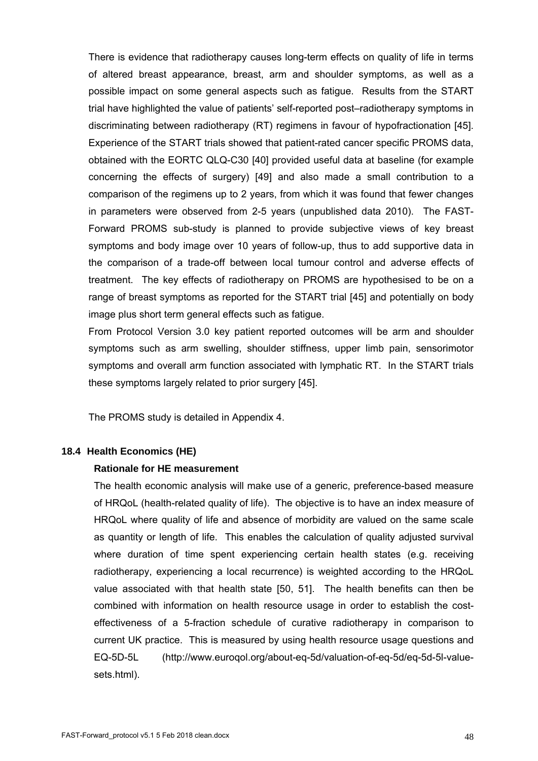There is evidence that radiotherapy causes long-term effects on quality of life in terms of altered breast appearance, breast, arm and shoulder symptoms, as well as a possible impact on some general aspects such as fatigue. Results from the START trial have highlighted the value of patients' self-reported post–radiotherapy symptoms in discriminating between radiotherapy (RT) regimens in favour of hypofractionation [45]. Experience of the START trials showed that patient-rated cancer specific PROMS data, obtained with the EORTC QLQ-C30 [40] provided useful data at baseline (for example concerning the effects of surgery) [49] and also made a small contribution to a comparison of the regimens up to 2 years, from which it was found that fewer changes in parameters were observed from 2-5 years (unpublished data 2010). The FAST-Forward PROMS sub-study is planned to provide subjective views of key breast symptoms and body image over 10 years of follow-up, thus to add supportive data in the comparison of a trade-off between local tumour control and adverse effects of treatment. The key effects of radiotherapy on PROMS are hypothesised to be on a range of breast symptoms as reported for the START trial [45] and potentially on body image plus short term general effects such as fatigue.

From Protocol Version 3.0 key patient reported outcomes will be arm and shoulder symptoms such as arm swelling, shoulder stiffness, upper limb pain, sensorimotor symptoms and overall arm function associated with lymphatic RT. In the START trials these symptoms largely related to prior surgery [45].

The PROMS study is detailed in Appendix 4.

### 18.4 Health Economics (HE)

**Rationale for HE measurement**

The health economic analysis will make use of a generic, preference-based measure of HRQoL (health-related quality of life). The objective is to have an index measure of HRQoL where quality of life and absence of morbidity are valued on the same scale as quantity or length of life. This enables the calculation of quality adjusted survival where duration of time spent experiencing certain health states (e.g. receiving radiotherapy, experiencing a local recurrence) is weighted according to the HRQoL value associated with that health state [50, 51]. The health benefits can then be combined with information on health resource usage in order to establish the cost-effectiveness of a 5-fraction schedule of curative radiotherapy in comparison to current UK practice. This is measured by using health resource usage questions and EQ-5D-5L (http://www.euroqol.org/about-eq-5d/valuation-of-eq-5d/eq-5d-5l-value-sets.html).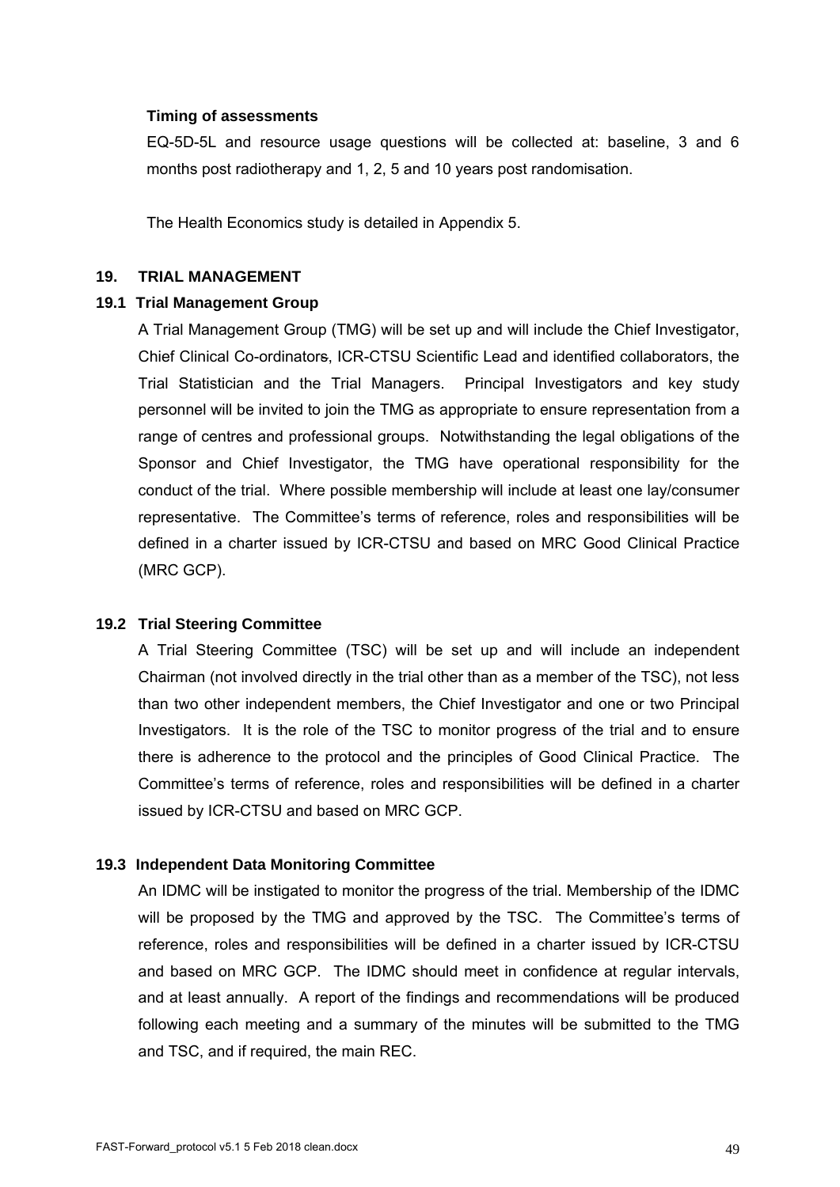**Timing of assessments**

EQ-5D-5L and resource usage questions will be collected at: baseline, 3 and 6 months post radiotherapy and 1, 2, 5 and 10 years post randomisation.

The Health Economics study is detailed in Appendix 5.

## 19. TRIAL MANAGEMENT

### 19.1 Trial Management Group

A Trial Management Group (TMG) will be set up and will include the Chief Investigator, Chief Clinical Co-ordinators, ICR-CTSU Scientific Lead and identified collaborators, the Trial Statistician and the Trial Managers. Principal Investigators and key study personnel will be invited to join the TMG as appropriate to ensure representation from a range of centres and professional groups. Notwithstanding the legal obligations of the Sponsor and Chief Investigator, the TMG have operational responsibility for the conduct of the trial. Where possible membership will include at least one lay/consumer representative. The Committee's terms of reference, roles and responsibilities will be defined in a charter issued by ICR-CTSU and based on MRC Good Clinical Practice (MRC GCP).

### 19.2 Trial Steering Committee

A Trial Steering Committee (TSC) will be set up and will include an independent Chairman (not involved directly in the trial other than as a member of the TSC), not less than two other independent members, the Chief Investigator and one or two Principal Investigators. It is the role of the TSC to monitor progress of the trial and to ensure there is adherence to the protocol and the principles of Good Clinical Practice. The Committee's terms of reference, roles and responsibilities will be defined in a charter issued by ICR-CTSU and based on MRC GCP.

### 19.3 Independent Data Monitoring Committee

An IDMC will be instigated to monitor the progress of the trial. Membership of the IDMC will be proposed by the TMG and approved by the TSC. The Committee's terms of reference, roles and responsibilities will be defined in a charter issued by ICR-CTSU and based on MRC GCP. The IDMC should meet in confidence at regular intervals, and at least annually. A report of the findings and recommendations will be produced following each meeting and a summary of the minutes will be submitted to the TMG and TSC, and if required, the main REC.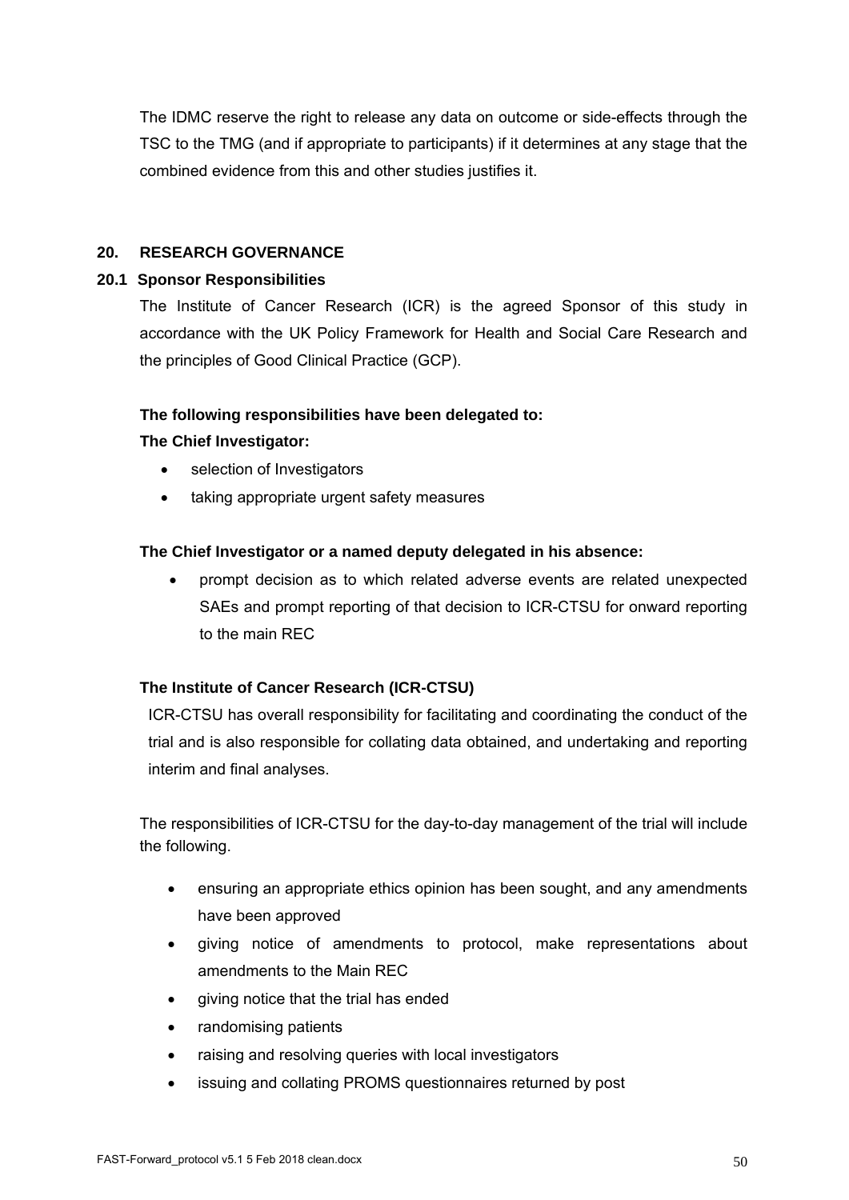The IDMC reserve the right to release any data on outcome or side-effects through the TSC to the TMG (and if appropriate to participants) if it determines at any stage that the combined evidence from this and other studies justifies it.

## 20. RESEARCH GOVERNANCE

### 20.1 Sponsor Responsibilities

The Institute of Cancer Research (ICR) is the agreed Sponsor of this study in accordance with the UK Policy Framework for Health and Social Care Research and the principles of Good Clinical Practice (GCP).

**The following responsibilities have been delegated to:**

**The Chief Investigator:**

- selection of Investigators
- taking appropriate urgent safety measures

**The Chief Investigator or a named deputy delegated in his absence:**

- prompt decision as to which related adverse events are related unexpected SAEs and prompt reporting of that decision to ICR-CTSU for onward reporting to the main REC

**The Institute of Cancer Research (ICR-CTSU)**

ICR-CTSU has overall responsibility for facilitating and coordinating the conduct of the trial and is also responsible for collating data obtained, and undertaking and reporting interim and final analyses.

The responsibilities of ICR-CTSU for the day-to-day management of the trial will include the following.

- ensuring an appropriate ethics opinion has been sought, and any amendments have been approved
- giving notice of amendments to protocol, make representations about amendments to the Main REC
- giving notice that the trial has ended
- randomising patients
- raising and resolving queries with local investigators
- issuing and collating PROMS questionnaires returned by post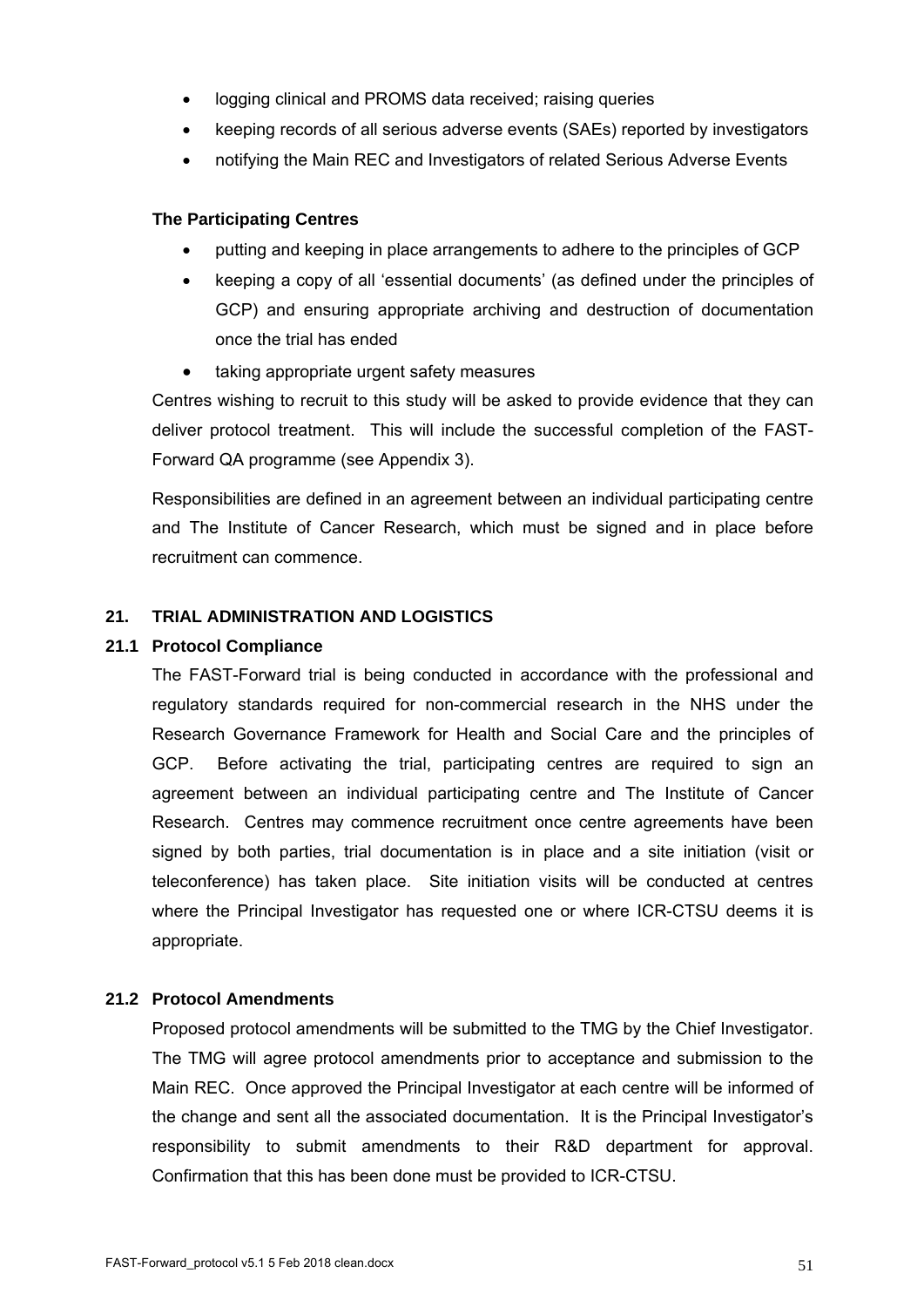- logging clinical and PROMS data received; raising queries
- keeping records of all serious adverse events (SAEs) reported by investigators
- notifying the Main REC and Investigators of related Serious Adverse Events

**The Participating Centres**

- putting and keeping in place arrangements to adhere to the principles of GCP
- keeping a copy of all 'essential documents' (as defined under the principles of GCP) and ensuring appropriate archiving and destruction of documentation once the trial has ended
- taking appropriate urgent safety measures

Centres wishing to recruit to this study will be asked to provide evidence that they can deliver protocol treatment. This will include the successful completion of the FAST-Forward QA programme (see Appendix 3).

Responsibilities are defined in an agreement between an individual participating centre and The Institute of Cancer Research, which must be signed and in place before recruitment can commence.

## 21. TRIAL ADMINISTRATION AND LOGISTICS

### 21.1 Protocol Compliance

The FAST-Forward trial is being conducted in accordance with the professional and regulatory standards required for non-commercial research in the NHS under the Research Governance Framework for Health and Social Care and the principles of GCP. Before activating the trial, participating centres are required to sign an agreement between an individual participating centre and The Institute of Cancer Research. Centres may commence recruitment once centre agreements have been signed by both parties, trial documentation is in place and a site initiation (visit or teleconference) has taken place. Site initiation visits will be conducted at centres where the Principal Investigator has requested one or where ICR-CTSU deems it is appropriate.

### 21.2 Protocol Amendments

Proposed protocol amendments will be submitted to the TMG by the Chief Investigator. The TMG will agree protocol amendments prior to acceptance and submission to the Main REC. Once approved the Principal Investigator at each centre will be informed of the change and sent all the associated documentation. It is the Principal Investigator's responsibility to submit amendments to their R&D department for approval. Confirmation that this has been done must be provided to ICR-CTSU.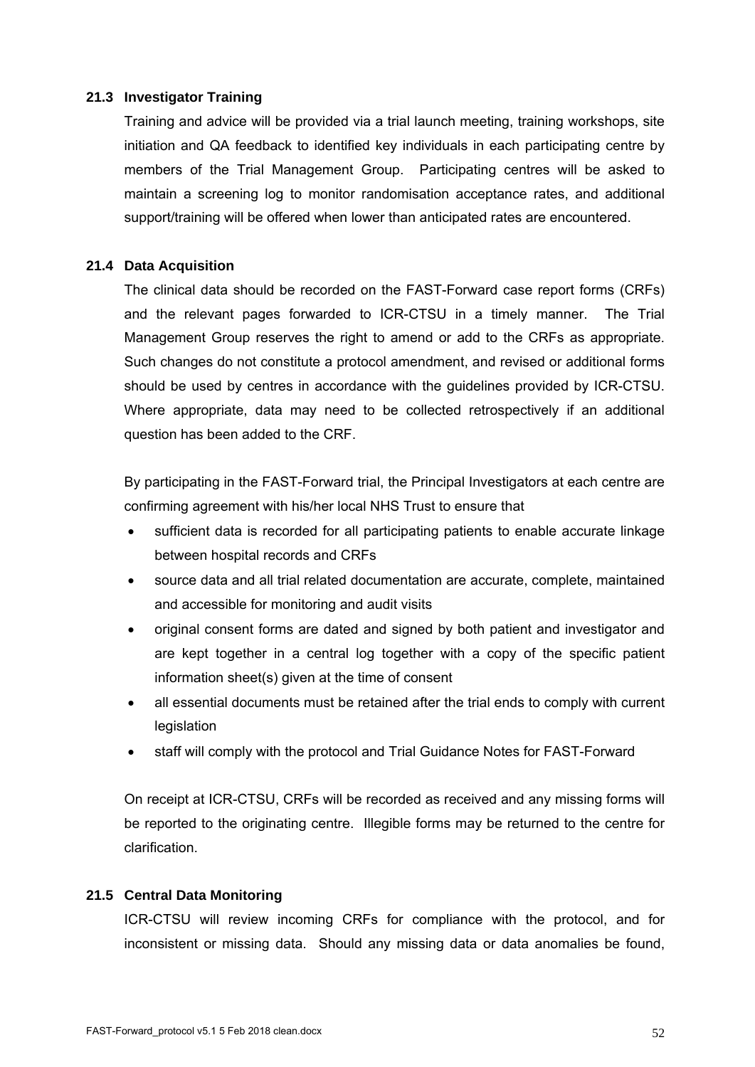### 21.3 Investigator Training

Training and advice will be provided via a trial launch meeting, training workshops, site initiation and QA feedback to identified key individuals in each participating centre by members of the Trial Management Group. Participating centres will be asked to maintain a screening log to monitor randomisation acceptance rates, and additional support/training will be offered when lower than anticipated rates are encountered.

### 21.4 Data Acquisition

The clinical data should be recorded on the FAST-Forward case report forms (CRFs) and the relevant pages forwarded to ICR-CTSU in a timely manner. The Trial Management Group reserves the right to amend or add to the CRFs as appropriate. Such changes do not constitute a protocol amendment, and revised or additional forms should be used by centres in accordance with the guidelines provided by ICR-CTSU. Where appropriate, data may need to be collected retrospectively if an additional question has been added to the CRF.

By participating in the FAST-Forward trial, the Principal Investigators at each centre are confirming agreement with his/her local NHS Trust to ensure that

- sufficient data is recorded for all participating patients to enable accurate linkage between hospital records and CRFs
- source data and all trial related documentation are accurate, complete, maintained and accessible for monitoring and audit visits
- original consent forms are dated and signed by both patient and investigator and are kept together in a central log together with a copy of the specific patient information sheet(s) given at the time of consent
- all essential documents must be retained after the trial ends to comply with current legislation
- staff will comply with the protocol and Trial Guidance Notes for FAST-Forward

On receipt at ICR-CTSU, CRFs will be recorded as received and any missing forms will be reported to the originating centre. Illegible forms may be returned to the centre for clarification.

### 21.5 Central Data Monitoring

ICR-CTSU will review incoming CRFs for compliance with the protocol, and for inconsistent or missing data. Should any missing data or data anomalies be found,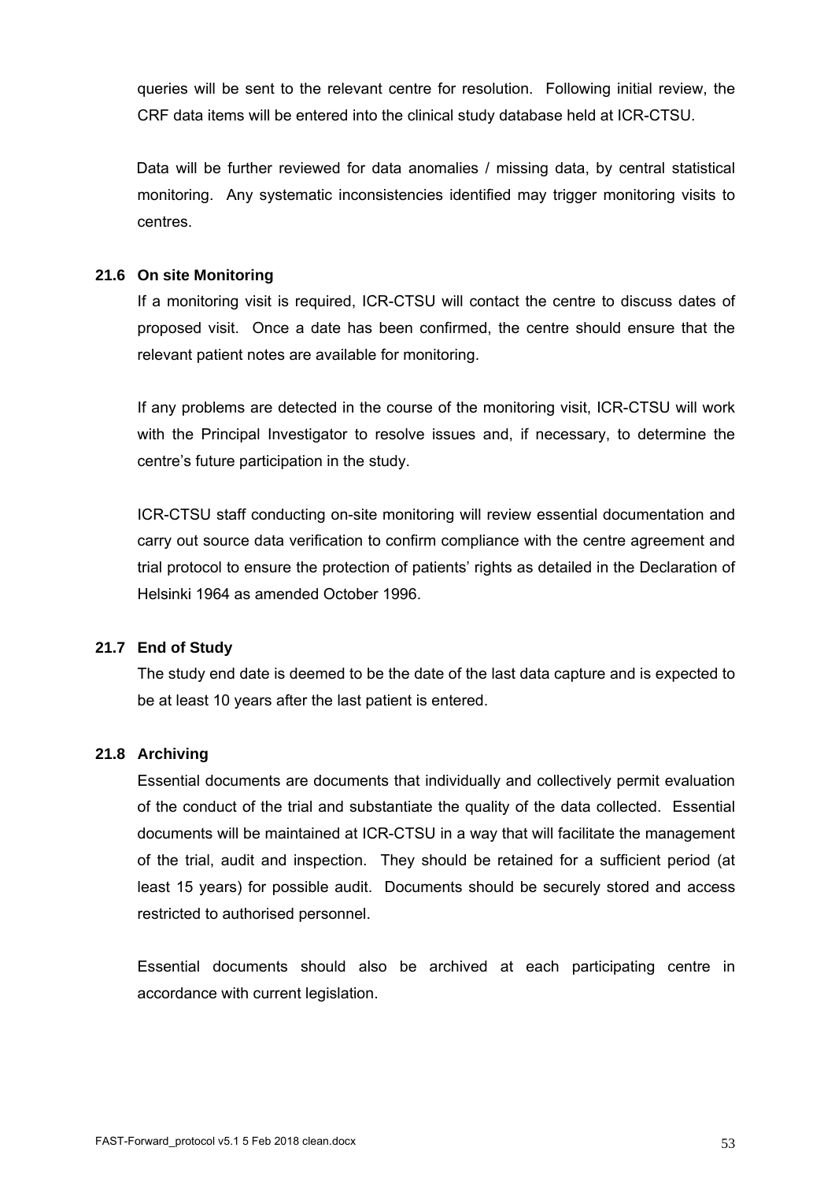queries will be sent to the relevant centre for resolution. Following initial review, the CRF data items will be entered into the clinical study database held at ICR-CTSU.

Data will be further reviewed for data anomalies / missing data, by central statistical monitoring. Any systematic inconsistencies identified may trigger monitoring visits to centres.

### 21.6 On site Monitoring

If a monitoring visit is required, ICR-CTSU will contact the centre to discuss dates of proposed visit. Once a date has been confirmed, the centre should ensure that the relevant patient notes are available for monitoring.

If any problems are detected in the course of the monitoring visit, ICR-CTSU will work with the Principal Investigator to resolve issues and, if necessary, to determine the centre's future participation in the study.

ICR-CTSU staff conducting on-site monitoring will review essential documentation and carry out source data verification to confirm compliance with the centre agreement and trial protocol to ensure the protection of patients' rights as detailed in the Declaration of Helsinki 1964 as amended October 1996.

### 21.7 End of Study

The study end date is deemed to be the date of the last data capture and is expected to be at least 10 years after the last patient is entered.

### 21.8 Archiving

Essential documents are documents that individually and collectively permit evaluation of the conduct of the trial and substantiate the quality of the data collected. Essential documents will be maintained at ICR-CTSU in a way that will facilitate the management of the trial, audit and inspection. They should be retained for a sufficient period (at least 15 years) for possible audit. Documents should be securely stored and access restricted to authorised personnel.

Essential documents should also be archived at each participating centre in accordance with current legislation.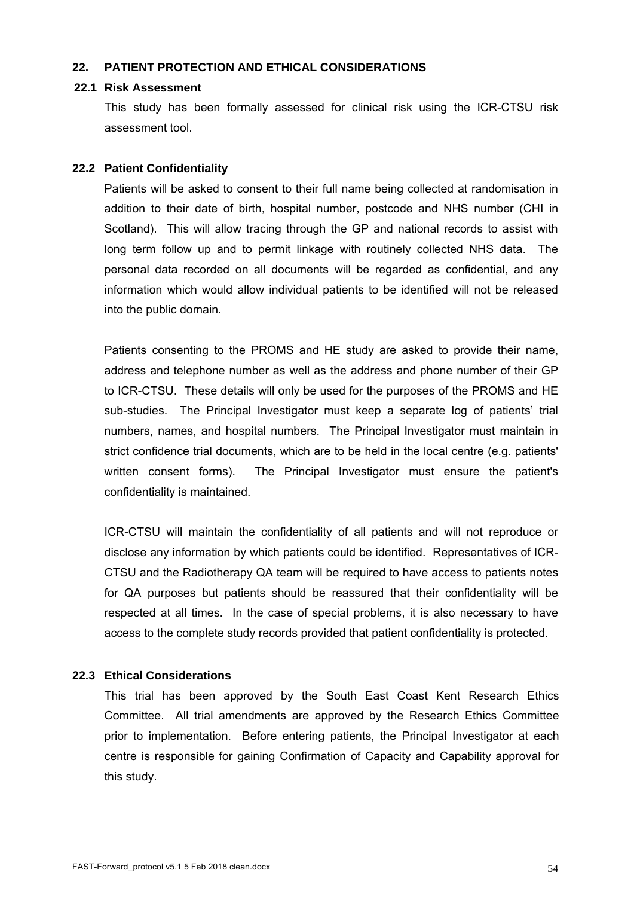## 22. PATIENT PROTECTION AND ETHICAL CONSIDERATIONS

### 22.1 Risk Assessment

This study has been formally assessed for clinical risk using the ICR-CTSU risk assessment tool.

### 22.2 Patient Confidentiality

Patients will be asked to consent to their full name being collected at randomisation in addition to their date of birth, hospital number, postcode and NHS number (CHI in Scotland). This will allow tracing through the GP and national records to assist with long term follow up and to permit linkage with routinely collected NHS data. The personal data recorded on all documents will be regarded as confidential, and any information which would allow individual patients to be identified will not be released into the public domain.

Patients consenting to the PROMS and HE study are asked to provide their name, address and telephone number as well as the address and phone number of their GP to ICR-CTSU. These details will only be used for the purposes of the PROMS and HE sub-studies. The Principal Investigator must keep a separate log of patients' trial numbers, names, and hospital numbers. The Principal Investigator must maintain in strict confidence trial documents, which are to be held in the local centre (e.g. patients' written consent forms). The Principal Investigator must ensure the patient's confidentiality is maintained.

ICR-CTSU will maintain the confidentiality of all patients and will not reproduce or disclose any information by which patients could be identified. Representatives of ICR-CTSU and the Radiotherapy QA team will be required to have access to patients notes for QA purposes but patients should be reassured that their confidentiality will be respected at all times. In the case of special problems, it is also necessary to have access to the complete study records provided that patient confidentiality is protected.

### 22.3 Ethical Considerations

This trial has been approved by the South East Coast Kent Research Ethics Committee. All trial amendments are approved by the Research Ethics Committee prior to implementation. Before entering patients, the Principal Investigator at each centre is responsible for gaining Confirmation of Capacity and Capability approval for this study.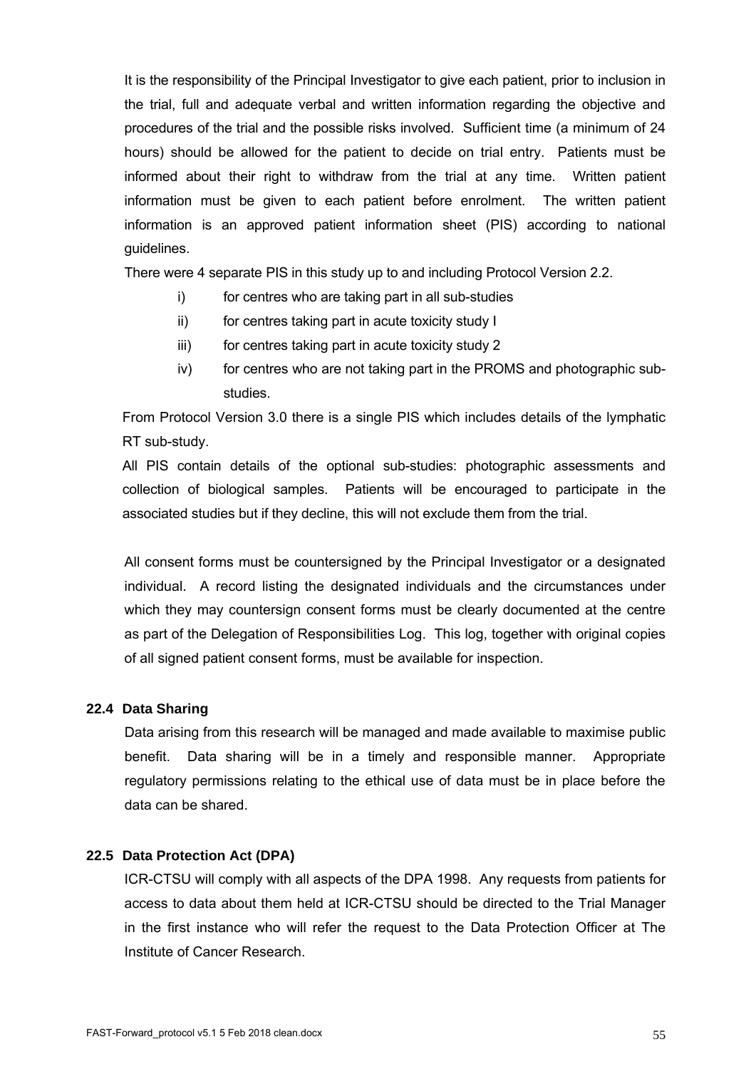It is the responsibility of the Principal Investigator to give each patient, prior to inclusion in the trial, full and adequate verbal and written information regarding the objective and procedures of the trial and the possible risks involved. Sufficient time (a minimum of 24 hours) should be allowed for the patient to decide on trial entry. Patients must be informed about their right to withdraw from the trial at any time. Written patient information must be given to each patient before enrolment. The written patient information is an approved patient information sheet (PIS) according to national guidelines.

There were 4 separate PIS in this study up to and including Protocol Version 2.2.

i) for centres who are taking part in all sub-studies
ii) for centres taking part in acute toxicity study I
iii) for centres taking part in acute toxicity study 2
iv) for centres who are not taking part in the PROMS and photographic sub-studies.

From Protocol Version 3.0 there is a single PIS which includes details of the lymphatic RT sub-study.

All PIS contain details of the optional sub-studies: photographic assessments and collection of biological samples. Patients will be encouraged to participate in the associated studies but if they decline, this will not exclude them from the trial.

All consent forms must be countersigned by the Principal Investigator or a designated individual. A record listing the designated individuals and the circumstances under which they may countersign consent forms must be clearly documented at the centre as part of the Delegation of Responsibilities Log. This log, together with original copies of all signed patient consent forms, must be available for inspection.

### 22.4 Data Sharing

Data arising from this research will be managed and made available to maximise public benefit. Data sharing will be in a timely and responsible manner. Appropriate regulatory permissions relating to the ethical use of data must be in place before the data can be shared.

### 22.5 Data Protection Act (DPA)

ICR-CTSU will comply with all aspects of the DPA 1998. Any requests from patients for access to data about them held at ICR-CTSU should be directed to the Trial Manager in the first instance who will refer the request to the Data Protection Officer at The Institute of Cancer Research.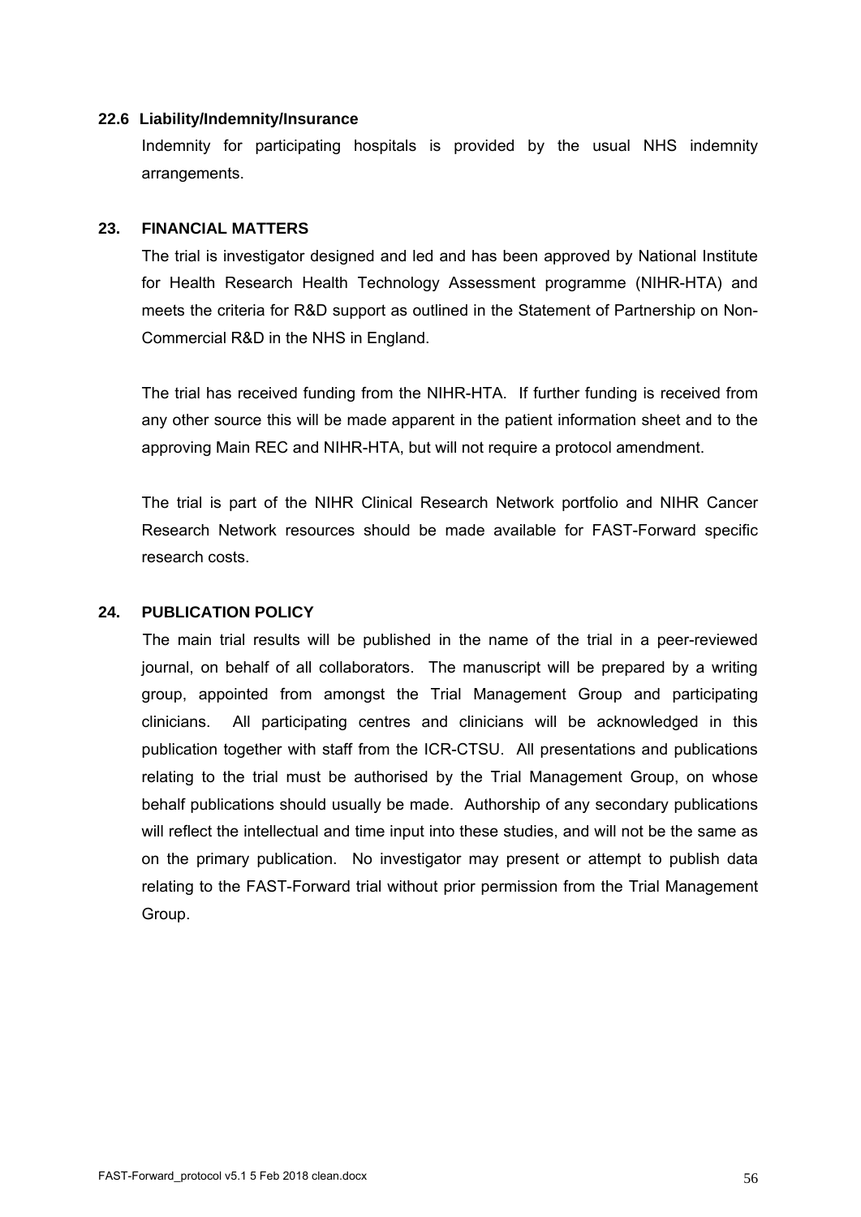### 22.6 Liability/Indemnity/Insurance

Indemnity for participating hospitals is provided by the usual NHS indemnity arrangements.

## 23. FINANCIAL MATTERS

The trial is investigator designed and led and has been approved by National Institute for Health Research Health Technology Assessment programme (NIHR-HTA) and meets the criteria for R&D support as outlined in the Statement of Partnership on Non-Commercial R&D in the NHS in England.

The trial has received funding from the NIHR-HTA. If further funding is received from any other source this will be made apparent in the patient information sheet and to the approving Main REC and NIHR-HTA, but will not require a protocol amendment.

The trial is part of the NIHR Clinical Research Network portfolio and NIHR Cancer Research Network resources should be made available for FAST-Forward specific research costs.

## 24. PUBLICATION POLICY

The main trial results will be published in the name of the trial in a peer-reviewed journal, on behalf of all collaborators. The manuscript will be prepared by a writing group, appointed from amongst the Trial Management Group and participating clinicians. All participating centres and clinicians will be acknowledged in this publication together with staff from the ICR-CTSU. All presentations and publications relating to the trial must be authorised by the Trial Management Group, on whose behalf publications should usually be made. Authorship of any secondary publications will reflect the intellectual and time input into these studies, and will not be the same as on the primary publication. No investigator may present or attempt to publish data relating to the FAST-Forward trial without prior permission from the Trial Management Group.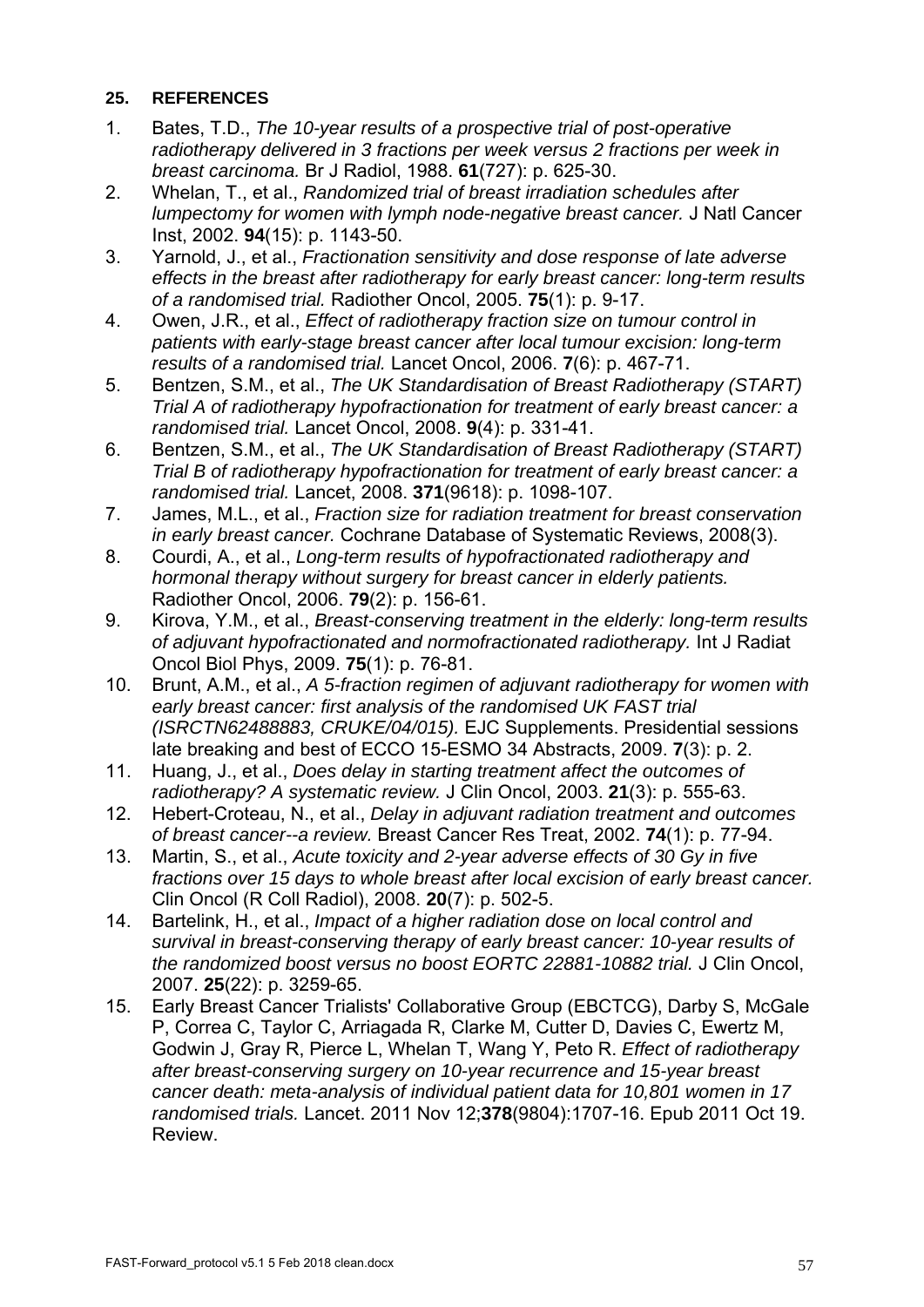## 25. REFERENCES

1. Bates, T.D., *The 10-year results of a prospective trial of post-operative radiotherapy delivered in 3 fractions per week versus 2 fractions per week in breast carcinoma.* Br J Radiol, 1988. **61**(727): p. 625-30.
2. Whelan, T., et al., *Randomized trial of breast irradiation schedules after lumpectomy for women with lymph node-negative breast cancer.* J Natl Cancer Inst, 2002. **94**(15): p. 1143-50.
3. Yarnold, J., et al., *Fractionation sensitivity and dose response of late adverse effects in the breast after radiotherapy for early breast cancer: long-term results of a randomised trial.* Radiother Oncol, 2005. **75**(1): p. 9-17.
4. Owen, J.R., et al., *Effect of radiotherapy fraction size on tumour control in patients with early-stage breast cancer after local tumour excision: long-term results of a randomised trial.* Lancet Oncol, 2006. **7**(6): p. 467-71.
5. Bentzen, S.M., et al., *The UK Standardisation of Breast Radiotherapy (START) Trial A of radiotherapy hypofractionation for treatment of early breast cancer: a randomised trial.* Lancet Oncol, 2008. **9**(4): p. 331-41.
6. Bentzen, S.M., et al., *The UK Standardisation of Breast Radiotherapy (START) Trial B of radiotherapy hypofractionation for treatment of early breast cancer: a randomised trial.* Lancet, 2008. **371**(9618): p. 1098-107.
7. James, M.L., et al., *Fraction size for radiation treatment for breast conservation in early breast cancer.* Cochrane Database of Systematic Reviews, 2008(3).
8. Courdi, A., et al., *Long-term results of hypofractionated radiotherapy and hormonal therapy without surgery for breast cancer in elderly patients.* Radiother Oncol, 2006. **79**(2): p. 156-61.
9. Kirova, Y.M., et al., *Breast-conserving treatment in the elderly: long-term results of adjuvant hypofractionated and normofractionated radiotherapy.* Int J Radiat Oncol Biol Phys, 2009. **75**(1): p. 76-81.
10. Brunt, A.M., et al., *A 5-fraction regimen of adjuvant radiotherapy for women with early breast cancer: first analysis of the randomised UK FAST trial (ISRCTN62488883, CRUKE/04/015).* EJC Supplements. Presidential sessions late breaking and best of ECCO 15-ESMO 34 Abstracts, 2009. **7**(3): p. 2.
11. Huang, J., et al., *Does delay in starting treatment affect the outcomes of radiotherapy? A systematic review.* J Clin Oncol, 2003. **21**(3): p. 555-63.
12. Hebert-Croteau, N., et al., *Delay in adjuvant radiation treatment and outcomes of breast cancer--a review.* Breast Cancer Res Treat, 2002. **74**(1): p. 77-94.
13. Martin, S., et al., *Acute toxicity and 2-year adverse effects of 30 Gy in five fractions over 15 days to whole breast after local excision of early breast cancer.* Clin Oncol (R Coll Radiol), 2008. **20**(7): p. 502-5.
14. Bartelink, H., et al., *Impact of a higher radiation dose on local control and survival in breast-conserving therapy of early breast cancer: 10-year results of the randomized boost versus no boost EORTC 22881-10882 trial.* J Clin Oncol, 2007. **25**(22): p. 3259-65.
15. Early Breast Cancer Trialists' Collaborative Group (EBCTCG), Darby S, McGale P, Correa C, Taylor C, Arriagada R, Clarke M, Cutter D, Davies C, Ewertz M, Godwin J, Gray R, Pierce L, Whelan T, Wang Y, Peto R. *Effect of radiotherapy after breast-conserving surgery on 10-year recurrence and 15-year breast cancer death: meta-analysis of individual patient data for 10,801 women in 17 randomised trials.* Lancet. 2011 Nov 12;**378**(9804):1707-16. Epub 2011 Oct 19. Review.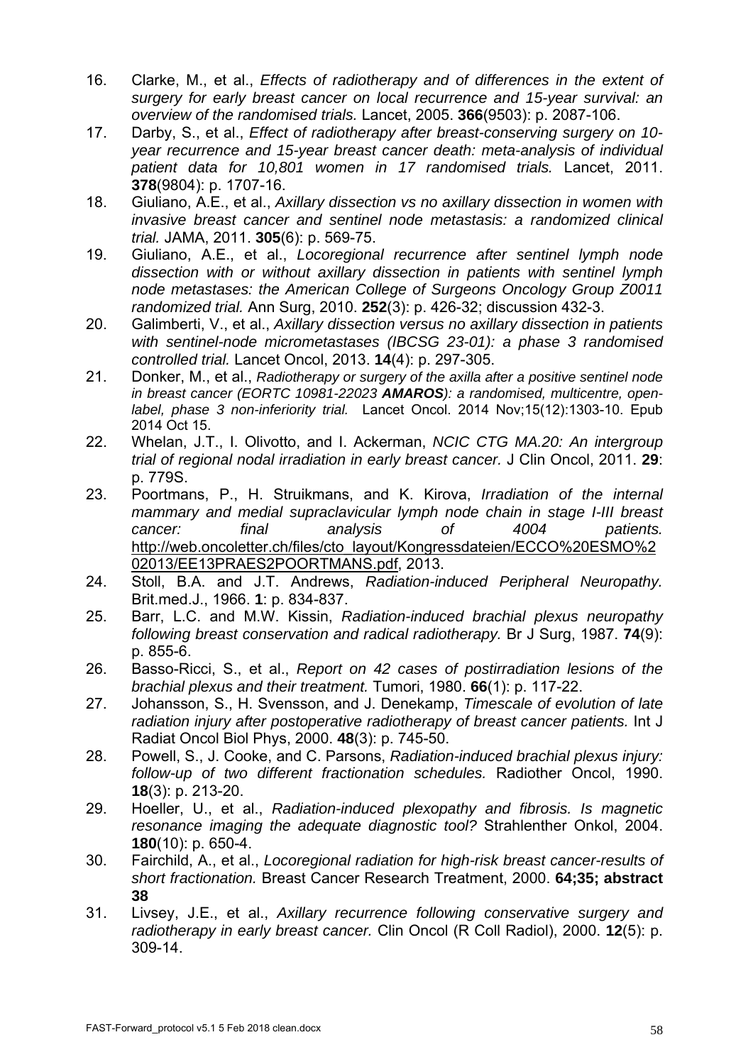16. Clarke, M., et al., *Effects of radiotherapy and of differences in the extent of surgery for early breast cancer on local recurrence and 15-year survival: an overview of the randomised trials.* Lancet, 2005. **366**(9503): p. 2087-106.
17. Darby, S., et al., *Effect of radiotherapy after breast-conserving surgery on 10-year recurrence and 15-year breast cancer death: meta-analysis of individual patient data for 10,801 women in 17 randomised trials.* Lancet, 2011. **378**(9804): p. 1707-16.
18. Giuliano, A.E., et al., *Axillary dissection vs no axillary dissection in women with invasive breast cancer and sentinel node metastasis: a randomized clinical trial.* JAMA, 2011. **305**(6): p. 569-75.
19. Giuliano, A.E., et al., *Locoregional recurrence after sentinel lymph node dissection with or without axillary dissection in patients with sentinel lymph node metastases: the American College of Surgeons Oncology Group Z0011 randomized trial.* Ann Surg, 2010. **252**(3): p. 426-32; discussion 432-3.
20. Galimberti, V., et al., *Axillary dissection versus no axillary dissection in patients with sentinel-node micrometastases (IBCSG 23-01): a phase 3 randomised controlled trial.* Lancet Oncol, 2013. **14**(4): p. 297-305.
21. Donker, M., et al., *Radiotherapy or surgery of the axilla after a positive sentinel node in breast cancer (EORTC 10981-22023* ***AMAROS****): a randomised, multicentre, open-label, phase 3 non-inferiority trial.* Lancet Oncol. 2014 Nov;15(12):1303-10. Epub 2014 Oct 15.
22. Whelan, J.T., I. Olivotto, and I. Ackerman, *NCIC CTG MA.20: An intergroup trial of regional nodal irradiation in early breast cancer.* J Clin Oncol, 2011. **29**: p. 779S.
23. Poortmans, P., H. Struikmans, and K. Kirova, *Irradiation of the internal mammary and medial supraclavicular lymph node chain in stage I-III breast cancer: final analysis of 4004 patients.* http://web.oncoletter.ch/files/cto_layout/Kongressdateien/ECCO%20ESMO%202013/EE13PRAES2POORTMANS.pdf, 2013.
24. Stoll, B.A. and J.T. Andrews, *Radiation-induced Peripheral Neuropathy.* Brit.med.J., 1966. **1**: p. 834-837.
25. Barr, L.C. and M.W. Kissin, *Radiation-induced brachial plexus neuropathy following breast conservation and radical radiotherapy.* Br J Surg, 1987. **74**(9): p. 855-6.
26. Basso-Ricci, S., et al., *Report on 42 cases of postirradiation lesions of the brachial plexus and their treatment.* Tumori, 1980. **66**(1): p. 117-22.
27. Johansson, S., H. Svensson, and J. Denekamp, *Timescale of evolution of late radiation injury after postoperative radiotherapy of breast cancer patients.* Int J Radiat Oncol Biol Phys, 2000. **48**(3): p. 745-50.
28. Powell, S., J. Cooke, and C. Parsons, *Radiation-induced brachial plexus injury: follow-up of two different fractionation schedules.* Radiother Oncol, 1990. **18**(3): p. 213-20.
29. Hoeller, U., et al., *Radiation-induced plexopathy and fibrosis. Is magnetic resonance imaging the adequate diagnostic tool?* Strahlenther Onkol, 2004. **180**(10): p. 650-4.
30. Fairchild, A., et al., *Locoregional radiation for high-risk breast cancer-results of short fractionation.* Breast Cancer Research Treatment, 2000. **64;35; abstract 38**
31. Livsey, J.E., et al., *Axillary recurrence following conservative surgery and radiotherapy in early breast cancer.* Clin Oncol (R Coll Radiol), 2000. **12**(5): p. 309-14.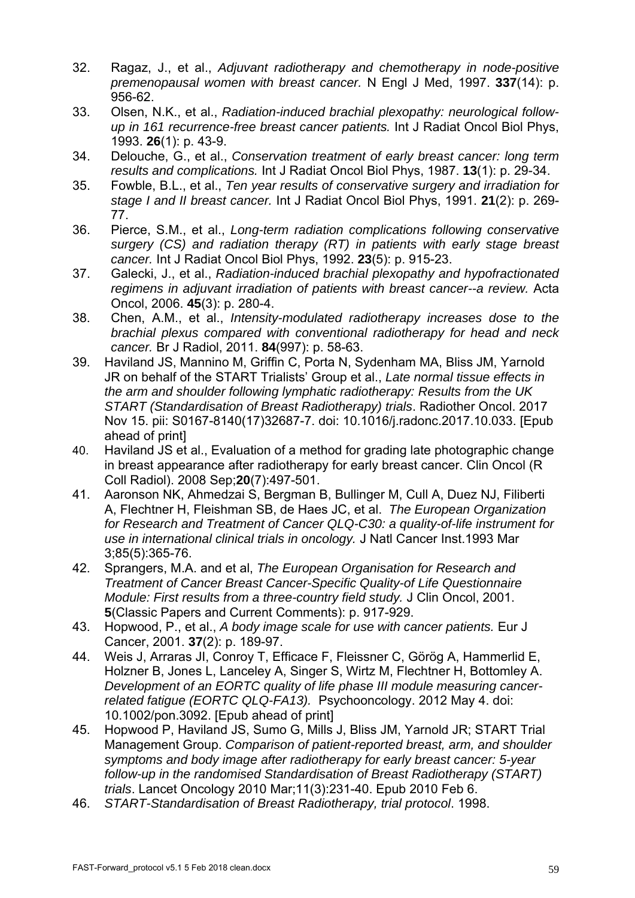32. Ragaz, J., et al., *Adjuvant radiotherapy and chemotherapy in node-positive premenopausal women with breast cancer.* N Engl J Med, 1997. **337**(14): p. 956-62.
33. Olsen, N.K., et al., *Radiation-induced brachial plexopathy: neurological follow-up in 161 recurrence-free breast cancer patients.* Int J Radiat Oncol Biol Phys, 1993. **26**(1): p. 43-9.
34. Delouche, G., et al., *Conservation treatment of early breast cancer: long term results and complications.* Int J Radiat Oncol Biol Phys, 1987. **13**(1): p. 29-34.
35. Fowble, B.L., et al., *Ten year results of conservative surgery and irradiation for stage I and II breast cancer.* Int J Radiat Oncol Biol Phys, 1991. **21**(2): p. 269-77.
36. Pierce, S.M., et al., *Long-term radiation complications following conservative surgery (CS) and radiation therapy (RT) in patients with early stage breast cancer.* Int J Radiat Oncol Biol Phys, 1992. **23**(5): p. 915-23.
37. Galecki, J., et al., *Radiation-induced brachial plexopathy and hypofractionated regimens in adjuvant irradiation of patients with breast cancer--a review.* Acta Oncol, 2006. **45**(3): p. 280-4.
38. Chen, A.M., et al., *Intensity-modulated radiotherapy increases dose to the brachial plexus compared with conventional radiotherapy for head and neck cancer.* Br J Radiol, 2011. **84**(997): p. 58-63.
39. Haviland JS, Mannino M, Griffin C, Porta N, Sydenham MA, Bliss JM, Yarnold JR on behalf of the START Trialists' Group et al., *Late normal tissue effects in the arm and shoulder following lymphatic radiotherapy: Results from the UK START (Standardisation of Breast Radiotherapy) trials*. Radiother Oncol. 2017 Nov 15. pii: S0167-8140(17)32687-7. doi: 10.1016/j.radonc.2017.10.033. [Epub ahead of print]
40. Haviland JS et al., Evaluation of a method for grading late photographic change in breast appearance after radiotherapy for early breast cancer. Clin Oncol (R Coll Radiol). 2008 Sep;**20**(7):497-501.
41. Aaronson NK, Ahmedzai S, Bergman B, Bullinger M, Cull A, Duez NJ, Filiberti A, Flechtner H, Fleishman SB, de Haes JC, et al. *The European Organization for Research and Treatment of Cancer QLQ-C30: a quality-of-life instrument for use in international clinical trials in oncology.* J Natl Cancer Inst.1993 Mar 3;85(5):365-76.
42. Sprangers, M.A. and et al, *The European Organisation for Research and Treatment of Cancer Breast Cancer-Specific Quality-of Life Questionnaire Module: First results from a three-country field study.* J Clin Oncol, 2001. **5**(Classic Papers and Current Comments): p. 917-929.
43. Hopwood, P., et al., *A body image scale for use with cancer patients.* Eur J Cancer, 2001. **37**(2): p. 189-97.
44. Weis J, Arraras JI, Conroy T, Efficace F, Fleissner C, Görög A, Hammerlid E, Holzner B, Jones L, Lanceley A, Singer S, Wirtz M, Flechtner H, Bottomley A. *Development of an EORTC quality of life phase III module measuring cancer-related fatigue (EORTC QLQ-FA13).* Psychooncology. 2012 May 4. doi: 10.1002/pon.3092. [Epub ahead of print]
45. Hopwood P, Haviland JS, Sumo G, Mills J, Bliss JM, Yarnold JR; START Trial Management Group. *Comparison of patient-reported breast, arm, and shoulder symptoms and body image after radiotherapy for early breast cancer: 5-year follow-up in the randomised Standardisation of Breast Radiotherapy (START) trials*. Lancet Oncology 2010 Mar;11(3):231-40. Epub 2010 Feb 6.
46. *START-Standardisation of Breast Radiotherapy, trial protocol*. 1998.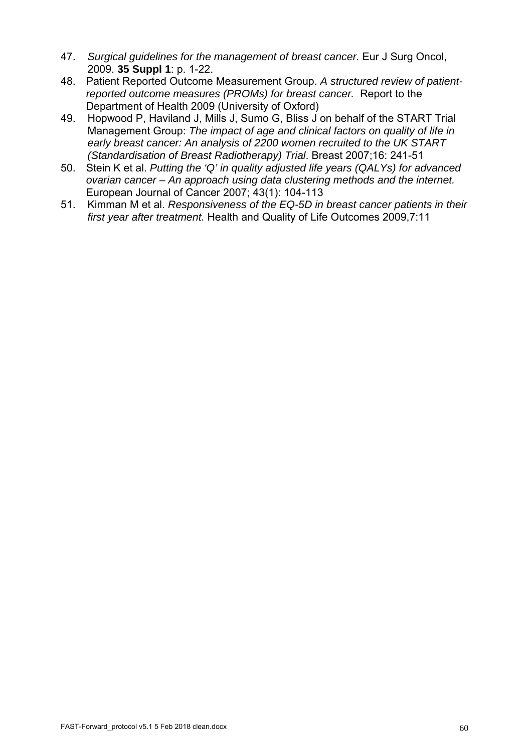47. *Surgical guidelines for the management of breast cancer.* Eur J Surg Oncol, 2009. **35 Suppl 1**: p. 1-22.
48. Patient Reported Outcome Measurement Group. *A structured review of patient-reported outcome measures (PROMs) for breast cancer.* Report to the Department of Health 2009 (University of Oxford)
49. Hopwood P, Haviland J, Mills J, Sumo G, Bliss J on behalf of the START Trial Management Group: *The impact of age and clinical factors on quality of life in early breast cancer: An analysis of 2200 women recruited to the UK START (Standardisation of Breast Radiotherapy) Trial*. Breast 2007;16: 241-51
50. Stein K et al. *Putting the 'Q' in quality adjusted life years (QALYs) for advanced ovarian cancer – An approach using data clustering methods and the internet.* European Journal of Cancer 2007; 43(1): 104-113
51. Kimman M et al. *Responsiveness of the EQ-5D in breast cancer patients in their first year after treatment.* Health and Quality of Life Outcomes 2009,7:11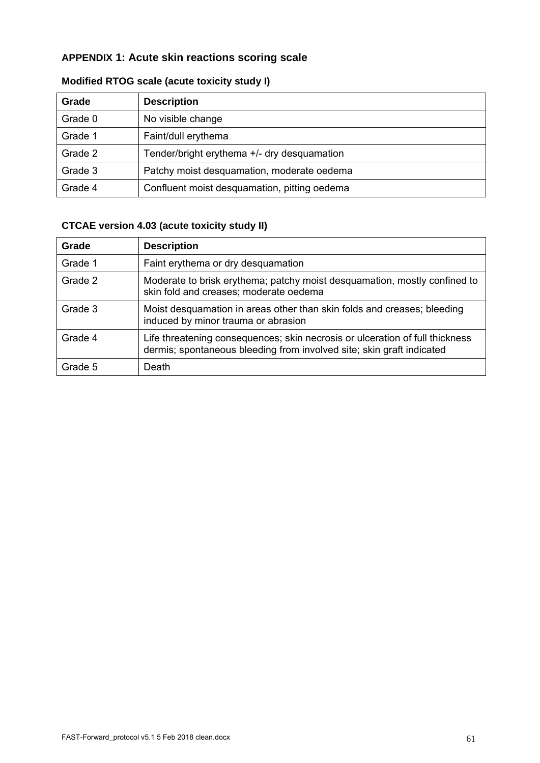## APPENDIX 1: Acute skin reactions scoring scale

### Modified RTOG scale (acute toxicity study I)

| Grade | Description |
|---|---|
| Grade 0 | No visible change |
| Grade 1 | Faint/dull erythema |
| Grade 2 | Tender/bright erythema +/- dry desquamation |
| Grade 3 | Patchy moist desquamation, moderate oedema |
| Grade 4 | Confluent moist desquamation, pitting oedema |

### CTCAE version 4.03 (acute toxicity study II)

| Grade | Description |
|---|---|
| Grade 1 | Faint erythema or dry desquamation |
| Grade 2 | Moderate to brisk erythema; patchy moist desquamation, mostly confined to skin fold and creases; moderate oedema |
| Grade 3 | Moist desquamation in areas other than skin folds and creases; bleeding induced by minor trauma or abrasion |
| Grade 4 | Life threatening consequences; skin necrosis or ulceration of full thickness dermis; spontaneous bleeding from involved site; skin graft indicated |
| Grade 5 | Death |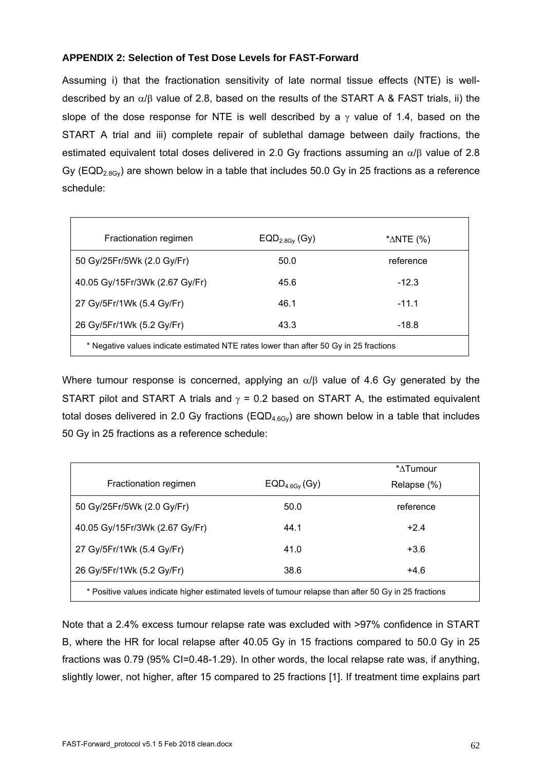### APPENDIX 2: Selection of Test Dose Levels for FAST-Forward

Assuming i) that the fractionation sensitivity of late normal tissue effects (NTE) is well-described by an $\alpha/\beta$ value of 2.8, based on the results of the START A & FAST trials, ii) the slope of the dose response for NTE is well described by a $\gamma$ value of 1.4, based on the START A trial and iii) complete repair of sublethal damage between daily fractions, the estimated equivalent total doses delivered in 2.0 Gy fractions assuming an $\alpha/\beta$ value of 2.8 Gy ($EQD_{2.8Gy}$) are shown below in a table that includes 50.0 Gy in 25 fractions as a reference schedule:

| Fractionation regimen | $EQD_{2.8Gy}$ (Gy) | *$\Delta$NTE (%) |
|---|---|---|
| 50 Gy/25Fr/5Wk (2.0 Gy/Fr) | 50.0 | reference |
| 40.05 Gy/15Fr/3Wk (2.67 Gy/Fr) | 45.6 | -12.3 |
| 27 Gy/5Fr/1Wk (5.4 Gy/Fr) | 46.1 | -11.1 |
| 26 Gy/5Fr/1Wk (5.2 Gy/Fr) | 43.3 | -18.8 |

* Negative values indicate estimated NTE rates lower than after 50 Gy in 25 fractions

Where tumour response is concerned, applying an $\alpha/\beta$ value of 4.6 Gy generated by the START pilot and START A trials and $\gamma$ = 0.2 based on START A, the estimated equivalent total doses delivered in 2.0 Gy fractions ($EQD_{4.6Gy}$) are shown below in a table that includes 50 Gy in 25 fractions as a reference schedule:

| Fractionation regimen | $EQD_{4.6Gy}$ (Gy) | *$\Delta$Tumour Relapse (%) |
|---|---|---|
| 50 Gy/25Fr/5Wk (2.0 Gy/Fr) | 50.0 | reference |
| 40.05 Gy/15Fr/3Wk (2.67 Gy/Fr) | 44.1 | +2.4 |
| 27 Gy/5Fr/1Wk (5.4 Gy/Fr) | 41.0 | +3.6 |
| 26 Gy/5Fr/1Wk (5.2 Gy/Fr) | 38.6 | +4.6 |

* Positive values indicate higher estimated levels of tumour relapse than after 50 Gy in 25 fractions

Note that a 2.4% excess tumour relapse rate was excluded with >97% confidence in START B, where the HR for local relapse after 40.05 Gy in 15 fractions compared to 50.0 Gy in 25 fractions was 0.79 (95% CI=0.48-1.29). In other words, the local relapse rate was, if anything, slightly lower, not higher, after 15 compared to 25 fractions [1]. If treatment time explains part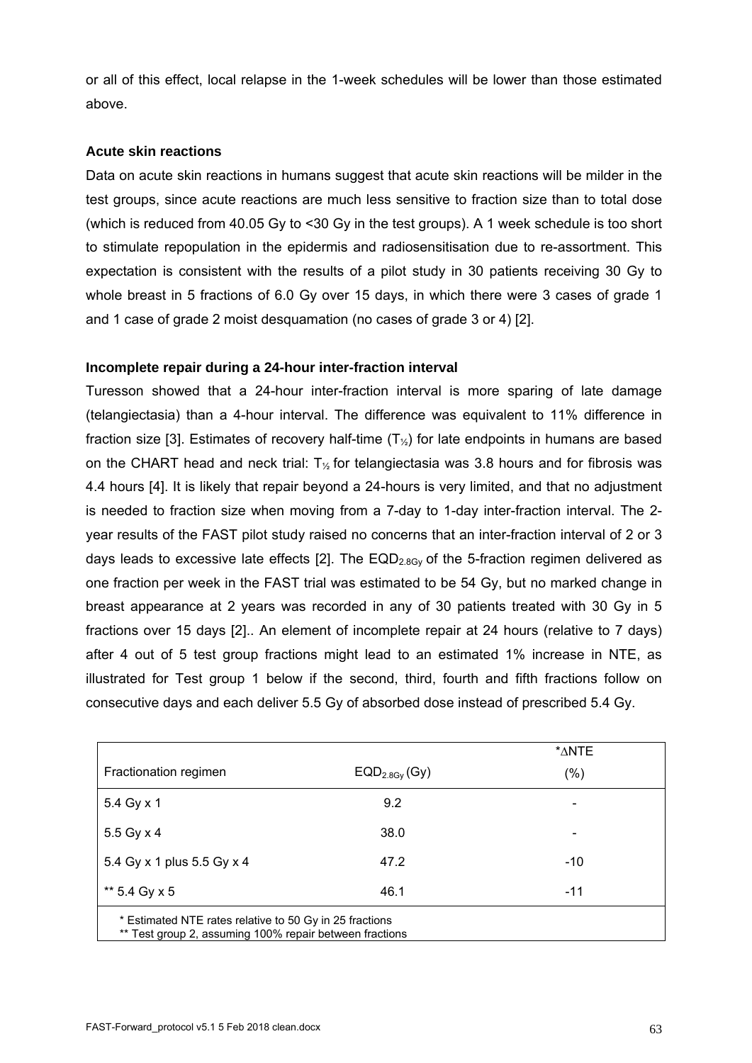or all of this effect, local relapse in the 1-week schedules will be lower than those estimated above.

### Acute skin reactions

Data on acute skin reactions in humans suggest that acute skin reactions will be milder in the test groups, since acute reactions are much less sensitive to fraction size than to total dose (which is reduced from 40.05 Gy to <30 Gy in the test groups). A 1 week schedule is too short to stimulate repopulation in the epidermis and radiosensitisation due to re-assortment. This expectation is consistent with the results of a pilot study in 30 patients receiving 30 Gy to whole breast in 5 fractions of 6.0 Gy over 15 days, in which there were 3 cases of grade 1 and 1 case of grade 2 moist desquamation (no cases of grade 3 or 4) [2].

### Incomplete repair during a 24-hour inter-fraction interval

Turesson showed that a 24-hour inter-fraction interval is more sparing of late damage (telangiectasia) than a 4-hour interval. The difference was equivalent to 11% difference in fraction size [3]. Estimates of recovery half-time ($T_{½}$) for late endpoints in humans are based on the CHART head and neck trial: $T_{½}$ for telangiectasia was 3.8 hours and for fibrosis was 4.4 hours [4]. It is likely that repair beyond a 24-hours is very limited, and that no adjustment is needed to fraction size when moving from a 7-day to 1-day inter-fraction interval. The 2-year results of the FAST pilot study raised no concerns that an inter-fraction interval of 2 or 3 days leads to excessive late effects [2]. The $EQD_{2.8Gy}$ of the 5-fraction regimen delivered as one fraction per week in the FAST trial was estimated to be 54 Gy, but no marked change in breast appearance at 2 years was recorded in any of 30 patients treated with 30 Gy in 5 fractions over 15 days [2].. An element of incomplete repair at 24 hours (relative to 7 days) after 4 out of 5 test group fractions might lead to an estimated 1% increase in NTE, as illustrated for Test group 1 below if the second, third, fourth and fifth fractions follow on consecutive days and each deliver 5.5 Gy of absorbed dose instead of prescribed 5.4 Gy.

| Fractionation regimen | $EQD_{2.8Gy}$ (Gy) | *ΔNTE (%) |
|---|---|---|
| 5.4 Gy x 1 | 9.2 | - |
| 5.5 Gy x 4 | 38.0 | - |
| 5.4 Gy x 1 plus 5.5 Gy x 4 | 47.2 | -10 |
| ** 5.4 Gy x 5 | 46.1 | -11 |

\* Estimated NTE rates relative to 50 Gy in 25 fractions
\** Test group 2, assuming 100% repair between fractions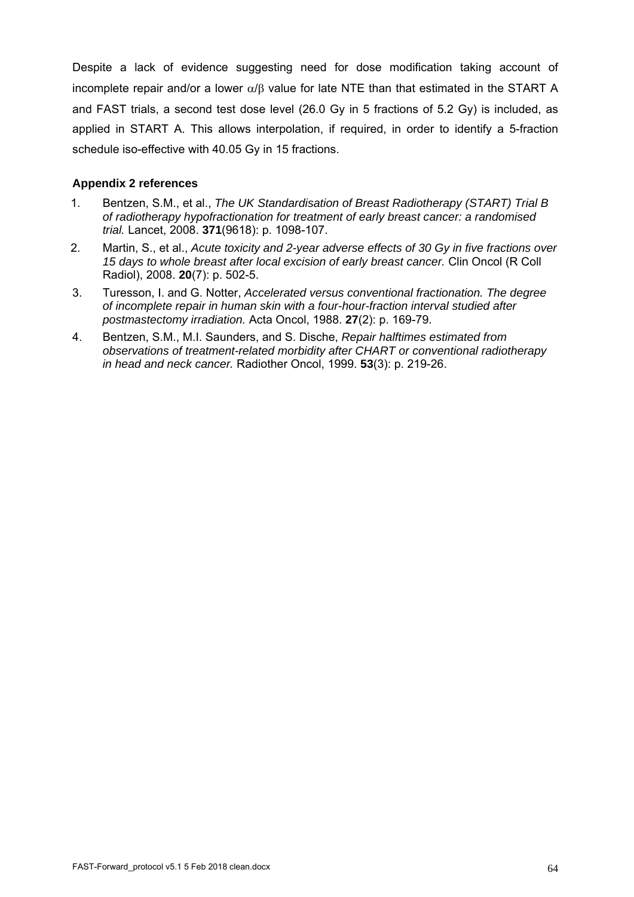Despite a lack of evidence suggesting need for dose modification taking account of incomplete repair and/or a lower $\alpha/\beta$ value for late NTE than that estimated in the START A and FAST trials, a second test dose level (26.0 Gy in 5 fractions of 5.2 Gy) is included, as applied in START A. This allows interpolation, if required, in order to identify a 5-fraction schedule iso-effective with 40.05 Gy in 15 fractions.

### Appendix 2 references

1. Bentzen, S.M., et al., *The UK Standardisation of Breast Radiotherapy (START) Trial B of radiotherapy hypofractionation for treatment of early breast cancer: a randomised trial.* Lancet, 2008. **371**(9618): p. 1098-107.
2. Martin, S., et al., *Acute toxicity and 2-year adverse effects of 30 Gy in five fractions over 15 days to whole breast after local excision of early breast cancer.* Clin Oncol (R Coll Radiol), 2008. **20**(7): p. 502-5.
3. Turesson, I. and G. Notter, *Accelerated versus conventional fractionation. The degree of incomplete repair in human skin with a four-hour-fraction interval studied after postmastectomy irradiation.* Acta Oncol, 1988. **27**(2): p. 169-79.
4. Bentzen, S.M., M.I. Saunders, and S. Dische, *Repair halftimes estimated from observations of treatment-related morbidity after CHART or conventional radiotherapy in head and neck cancer.* Radiother Oncol, 1999. **53**(3): p. 219-26.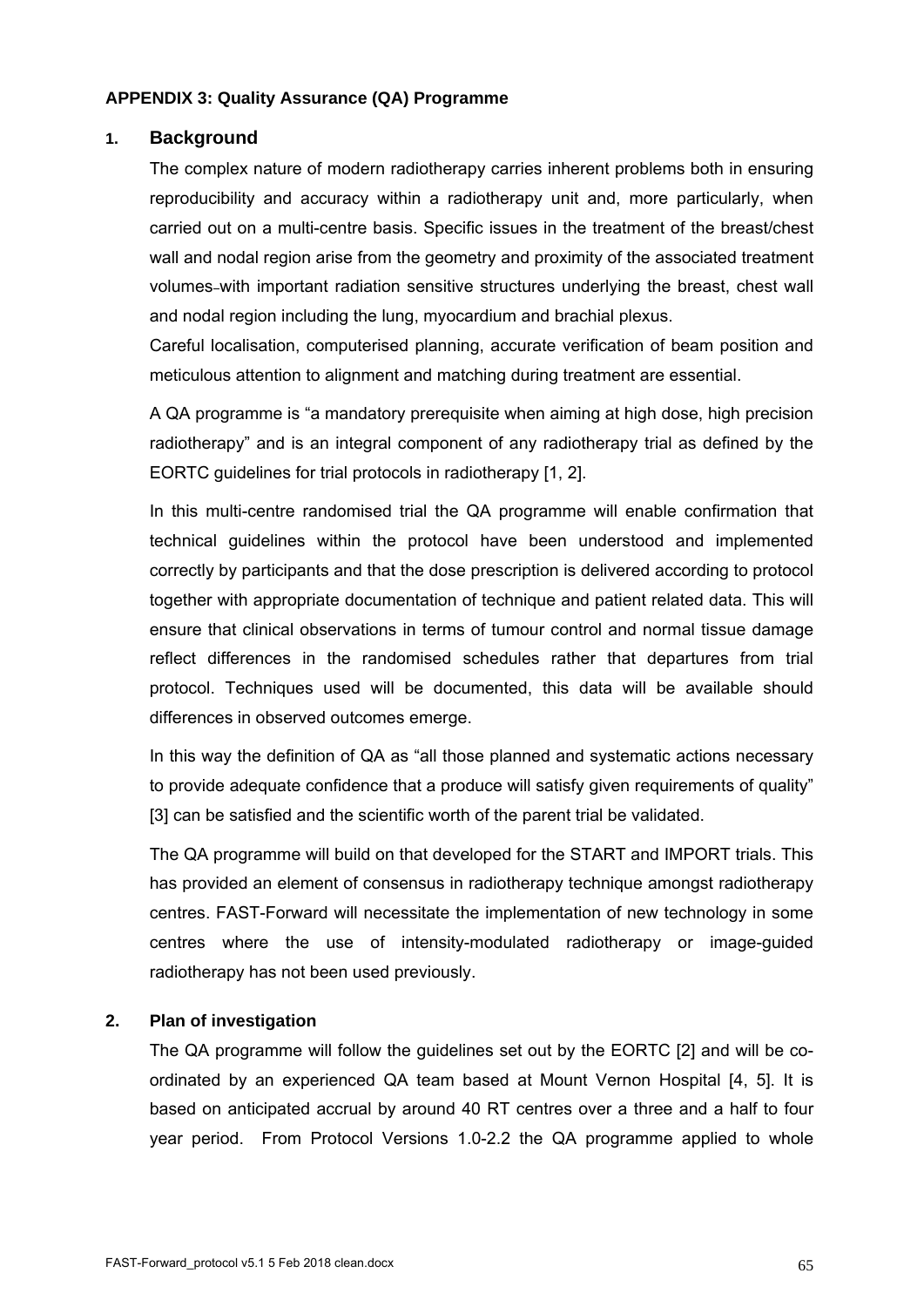**APPENDIX 3: Quality Assurance (QA) Programme**

## 1. Background

The complex nature of modern radiotherapy carries inherent problems both in ensuring reproducibility and accuracy within a radiotherapy unit and, more particularly, when carried out on a multi-centre basis. Specific issues in the treatment of the breast/chest wall and nodal region arise from the geometry and proximity of the associated treatment volumes with important radiation sensitive structures underlying the breast, chest wall and nodal region including the lung, myocardium and brachial plexus.

Careful localisation, computerised planning, accurate verification of beam position and meticulous attention to alignment and matching during treatment are essential.

A QA programme is "a mandatory prerequisite when aiming at high dose, high precision radiotherapy" and is an integral component of any radiotherapy trial as defined by the EORTC guidelines for trial protocols in radiotherapy [1, 2].

In this multi-centre randomised trial the QA programme will enable confirmation that technical guidelines within the protocol have been understood and implemented correctly by participants and that the dose prescription is delivered according to protocol together with appropriate documentation of technique and patient related data. This will ensure that clinical observations in terms of tumour control and normal tissue damage reflect differences in the randomised schedules rather that departures from trial protocol. Techniques used will be documented, this data will be available should differences in observed outcomes emerge.

In this way the definition of QA as "all those planned and systematic actions necessary to provide adequate confidence that a produce will satisfy given requirements of quality" [3] can be satisfied and the scientific worth of the parent trial be validated.

The QA programme will build on that developed for the START and IMPORT trials. This has provided an element of consensus in radiotherapy technique amongst radiotherapy centres. FAST-Forward will necessitate the implementation of new technology in some centres where the use of intensity-modulated radiotherapy or image-guided radiotherapy has not been used previously.

## 2. Plan of investigation

The QA programme will follow the guidelines set out by the EORTC [2] and will be co-ordinated by an experienced QA team based at Mount Vernon Hospital [4, 5]. It is based on anticipated accrual by around 40 RT centres over a three and a half to four year period. From Protocol Versions 1.0-2.2 the QA programme applied to whole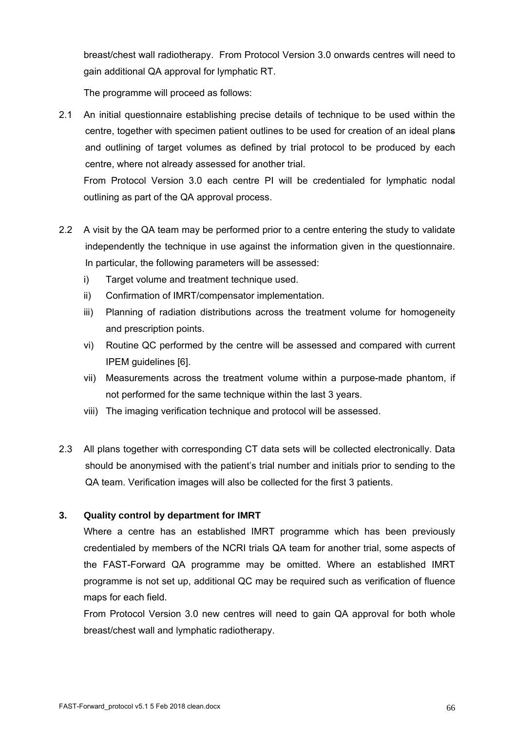breast/chest wall radiotherapy. From Protocol Version 3.0 onwards centres will need to gain additional QA approval for lymphatic RT.

The programme will proceed as follows:

2.1 An initial questionnaire establishing precise details of technique to be used within the centre, together with specimen patient outlines to be used for creation of an ideal plans and outlining of target volumes as defined by trial protocol to be produced by each centre, where not already assessed for another trial.

From Protocol Version 3.0 each centre PI will be credentialed for lymphatic nodal outlining as part of the QA approval process.

2.2 A visit by the QA team may be performed prior to a centre entering the study to validate independently the technique in use against the information given in the questionnaire. In particular, the following parameters will be assessed:

   i) Target volume and treatment technique used.
   ii) Confirmation of IMRT/compensator implementation.
   iii) Planning of radiation distributions across the treatment volume for homogeneity and prescription points.
   vi) Routine QC performed by the centre will be assessed and compared with current IPEM guidelines [6].
   vii) Measurements across the treatment volume within a purpose-made phantom, if not performed for the same technique within the last 3 years.
   viii) The imaging verification technique and protocol will be assessed.

2.3 All plans together with corresponding CT data sets will be collected electronically. Data should be anonymised with the patient's trial number and initials prior to sending to the QA team. Verification images will also be collected for the first 3 patients.

### 3. Quality control by department for IMRT

Where a centre has an established IMRT programme which has been previously credentialed by members of the NCRI trials QA team for another trial, some aspects of the FAST-Forward QA programme may be omitted. Where an established IMRT programme is not set up, additional QC may be required such as verification of fluence maps for each field.

From Protocol Version 3.0 new centres will need to gain QA approval for both whole breast/chest wall and lymphatic radiotherapy.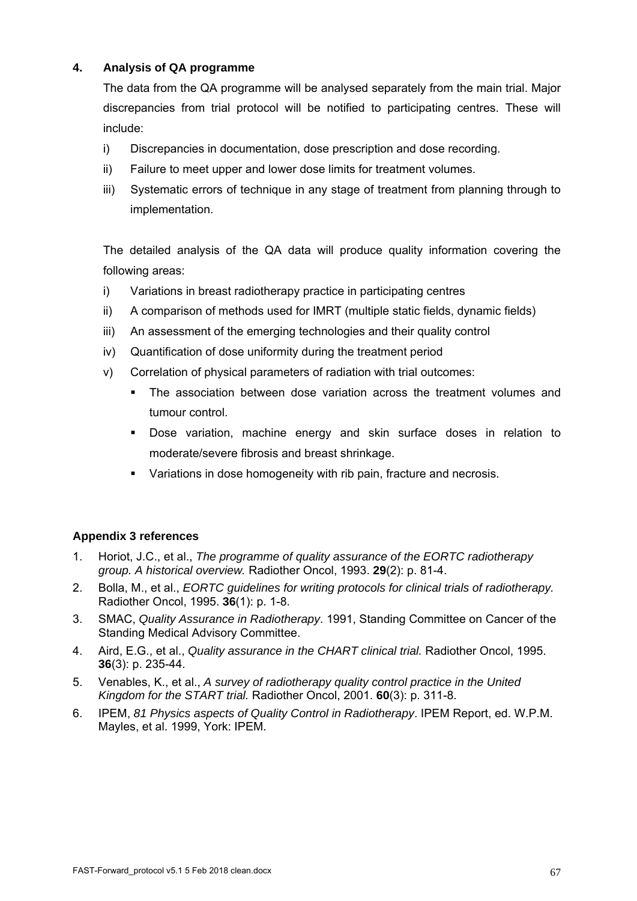### 4. Analysis of QA programme

The data from the QA programme will be analysed separately from the main trial. Major discrepancies from trial protocol will be notified to participating centres. These will include:

i) Discrepancies in documentation, dose prescription and dose recording.

ii) Failure to meet upper and lower dose limits for treatment volumes.

iii) Systematic errors of technique in any stage of treatment from planning through to implementation.

The detailed analysis of the QA data will produce quality information covering the following areas:

i) Variations in breast radiotherapy practice in participating centres

ii) A comparison of methods used for IMRT (multiple static fields, dynamic fields)

iii) An assessment of the emerging technologies and their quality control

iv) Quantification of dose uniformity during the treatment period

v) Correlation of physical parameters of radiation with trial outcomes:

- The association between dose variation across the treatment volumes and tumour control.
- Dose variation, machine energy and skin surface doses in relation to moderate/severe fibrosis and breast shrinkage.
- Variations in dose homogeneity with rib pain, fracture and necrosis.

### Appendix 3 references

1. Horiot, J.C., et al., *The programme of quality assurance of the EORTC radiotherapy group. A historical overview.* Radiother Oncol, 1993. **29**(2): p. 81-4.
2. Bolla, M., et al., *EORTC guidelines for writing protocols for clinical trials of radiotherapy.* Radiother Oncol, 1995. **36**(1): p. 1-8.
3. SMAC, *Quality Assurance in Radiotherapy*. 1991, Standing Committee on Cancer of the Standing Medical Advisory Committee.
4. Aird, E.G., et al., *Quality assurance in the CHART clinical trial.* Radiother Oncol, 1995. **36**(3): p. 235-44.
5. Venables, K., et al., *A survey of radiotherapy quality control practice in the United Kingdom for the START trial.* Radiother Oncol, 2001. **60**(3): p. 311-8.
6. IPEM, *81 Physics aspects of Quality Control in Radiotherapy*. IPEM Report, ed. W.P.M. Mayles, et al. 1999, York: IPEM.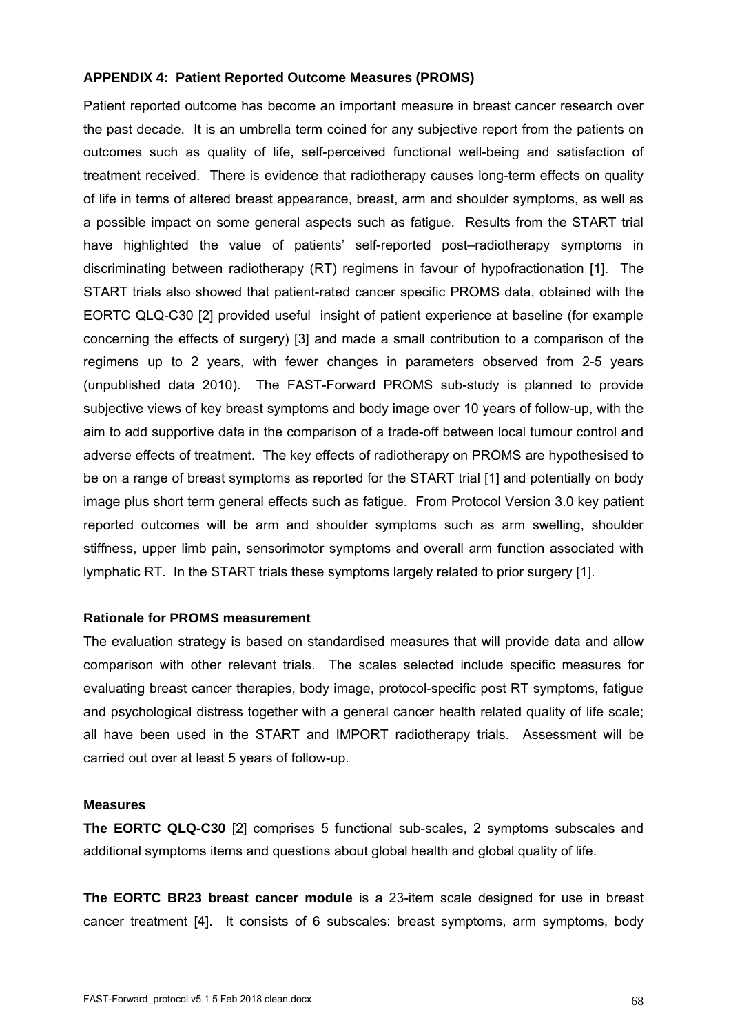### APPENDIX 4: Patient Reported Outcome Measures (PROMS)

Patient reported outcome has become an important measure in breast cancer research over the past decade. It is an umbrella term coined for any subjective report from the patients on outcomes such as quality of life, self-perceived functional well-being and satisfaction of treatment received. There is evidence that radiotherapy causes long-term effects on quality of life in terms of altered breast appearance, breast, arm and shoulder symptoms, as well as a possible impact on some general aspects such as fatigue. Results from the START trial have highlighted the value of patients' self-reported post–radiotherapy symptoms in discriminating between radiotherapy (RT) regimens in favour of hypofractionation [1]. The START trials also showed that patient-rated cancer specific PROMS data, obtained with the EORTC QLQ-C30 [2] provided useful insight of patient experience at baseline (for example concerning the effects of surgery) [3] and made a small contribution to a comparison of the regimens up to 2 years, with fewer changes in parameters observed from 2-5 years (unpublished data 2010). The FAST-Forward PROMS sub-study is planned to provide subjective views of key breast symptoms and body image over 10 years of follow-up, with the aim to add supportive data in the comparison of a trade-off between local tumour control and adverse effects of treatment. The key effects of radiotherapy on PROMS are hypothesised to be on a range of breast symptoms as reported for the START trial [1] and potentially on body image plus short term general effects such as fatigue. From Protocol Version 3.0 key patient reported outcomes will be arm and shoulder symptoms such as arm swelling, shoulder stiffness, upper limb pain, sensorimotor symptoms and overall arm function associated with lymphatic RT. In the START trials these symptoms largely related to prior surgery [1].

#### Rationale for PROMS measurement

The evaluation strategy is based on standardised measures that will provide data and allow comparison with other relevant trials. The scales selected include specific measures for evaluating breast cancer therapies, body image, protocol-specific post RT symptoms, fatigue and psychological distress together with a general cancer health related quality of life scale; all have been used in the START and IMPORT radiotherapy trials. Assessment will be carried out over at least 5 years of follow-up.

#### Measures

**The EORTC QLQ-C30** [2] comprises 5 functional sub-scales, 2 symptoms subscales and additional symptoms items and questions about global health and global quality of life.

**The EORTC BR23 breast cancer module** is a 23-item scale designed for use in breast cancer treatment [4]. It consists of 6 subscales: breast symptoms, arm symptoms, body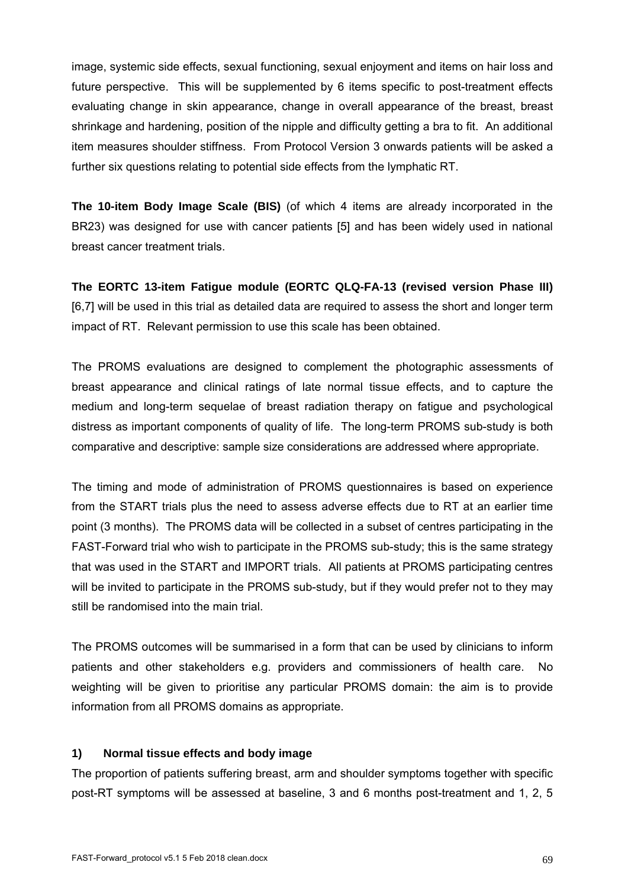image, systemic side effects, sexual functioning, sexual enjoyment and items on hair loss and future perspective. This will be supplemented by 6 items specific to post-treatment effects evaluating change in skin appearance, change in overall appearance of the breast, breast shrinkage and hardening, position of the nipple and difficulty getting a bra to fit. An additional item measures shoulder stiffness. From Protocol Version 3 onwards patients will be asked a further six questions relating to potential side effects from the lymphatic RT.

**The 10-item Body Image Scale (BIS)** (of which 4 items are already incorporated in the BR23) was designed for use with cancer patients [5] and has been widely used in national breast cancer treatment trials.

**The EORTC 13-item Fatigue module (EORTC QLQ-FA-13 (revised version Phase III)** [6,7] will be used in this trial as detailed data are required to assess the short and longer term impact of RT. Relevant permission to use this scale has been obtained.

The PROMS evaluations are designed to complement the photographic assessments of breast appearance and clinical ratings of late normal tissue effects, and to capture the medium and long-term sequelae of breast radiation therapy on fatigue and psychological distress as important components of quality of life. The long-term PROMS sub-study is both comparative and descriptive: sample size considerations are addressed where appropriate.

The timing and mode of administration of PROMS questionnaires is based on experience from the START trials plus the need to assess adverse effects due to RT at an earlier time point (3 months). The PROMS data will be collected in a subset of centres participating in the FAST-Forward trial who wish to participate in the PROMS sub-study; this is the same strategy that was used in the START and IMPORT trials. All patients at PROMS participating centres will be invited to participate in the PROMS sub-study, but if they would prefer not to they may still be randomised into the main trial.

The PROMS outcomes will be summarised in a form that can be used by clinicians to inform patients and other stakeholders e.g. providers and commissioners of health care. No weighting will be given to prioritise any particular PROMS domain: the aim is to provide information from all PROMS domains as appropriate.

#### 1) Normal tissue effects and body image

The proportion of patients suffering breast, arm and shoulder symptoms together with specific post-RT symptoms will be assessed at baseline, 3 and 6 months post-treatment and 1, 2, 5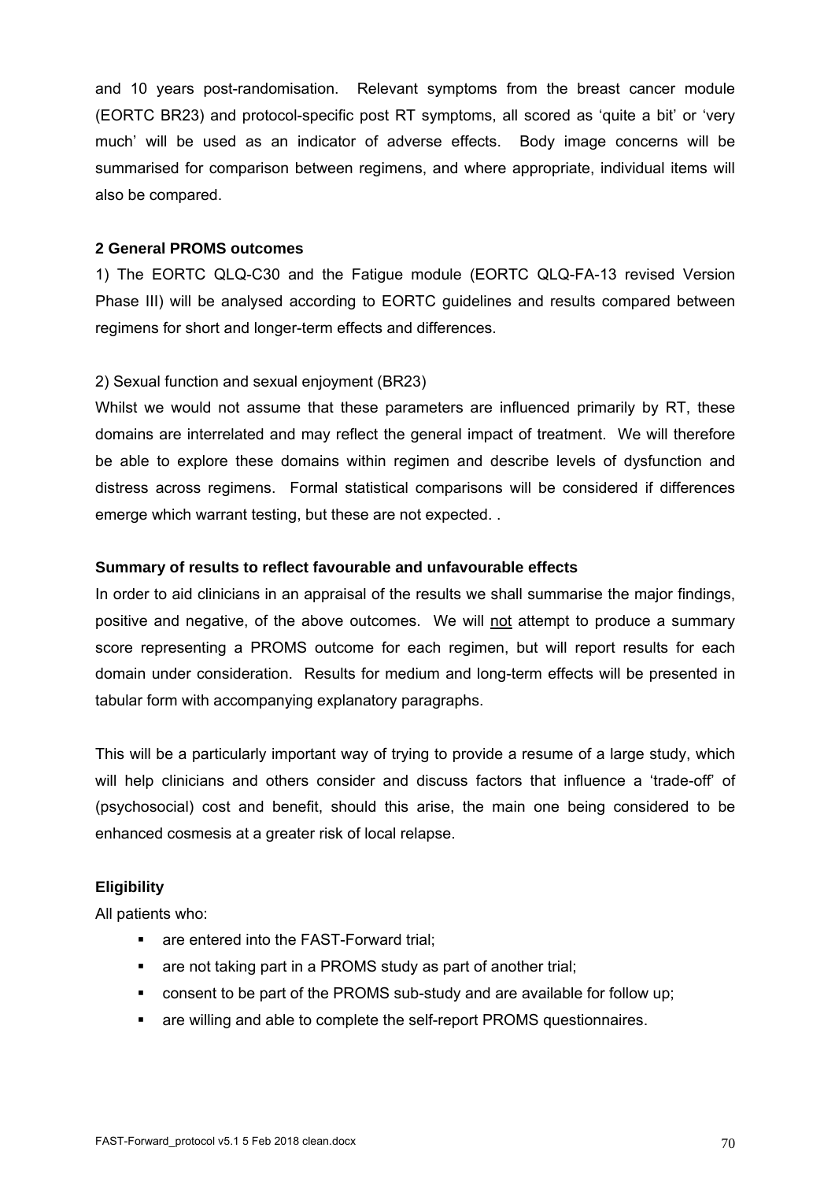and 10 years post-randomisation. Relevant symptoms from the breast cancer module (EORTC BR23) and protocol-specific post RT symptoms, all scored as 'quite a bit' or 'very much' will be used as an indicator of adverse effects. Body image concerns will be summarised for comparison between regimens, and where appropriate, individual items will also be compared.

**2 General PROMS outcomes**

1) The EORTC QLQ-C30 and the Fatigue module (EORTC QLQ-FA-13 revised Version Phase III) will be analysed according to EORTC guidelines and results compared between regimens for short and longer-term effects and differences.

2) Sexual function and sexual enjoyment (BR23)

Whilst we would not assume that these parameters are influenced primarily by RT, these domains are interrelated and may reflect the general impact of treatment. We will therefore be able to explore these domains within regimen and describe levels of dysfunction and distress across regimens. Formal statistical comparisons will be considered if differences emerge which warrant testing, but these are not expected. .

**Summary of results to reflect favourable and unfavourable effects**

In order to aid clinicians in an appraisal of the results we shall summarise the major findings, positive and negative, of the above outcomes. We will <u>not</u> attempt to produce a summary score representing a PROMS outcome for each regimen, but will report results for each domain under consideration. Results for medium and long-term effects will be presented in tabular form with accompanying explanatory paragraphs.

This will be a particularly important way of trying to provide a resume of a large study, which will help clinicians and others consider and discuss factors that influence a 'trade-off' of (psychosocial) cost and benefit, should this arise, the main one being considered to be enhanced cosmesis at a greater risk of local relapse.

**Eligibility**

All patients who:

- are entered into the FAST-Forward trial;
- are not taking part in a PROMS study as part of another trial;
- consent to be part of the PROMS sub-study and are available for follow up;
- are willing and able to complete the self-report PROMS questionnaires.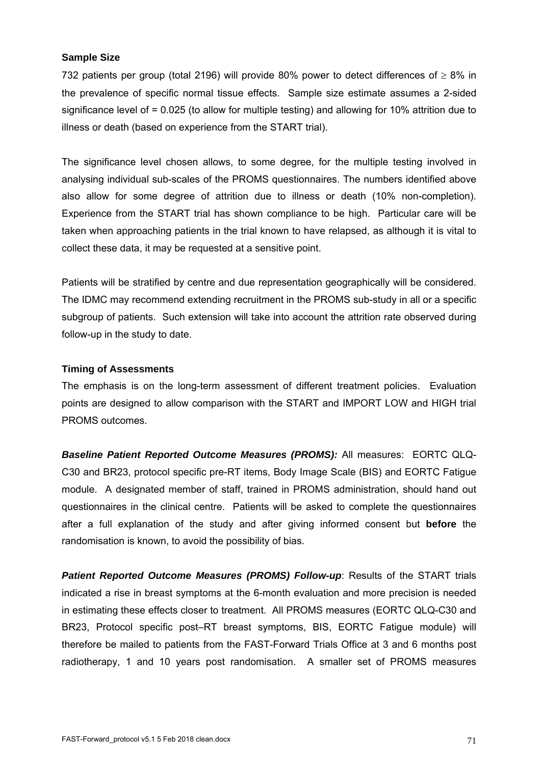**Sample Size**

732 patients per group (total 2196) will provide 80% power to detect differences of $\geq$ 8% in the prevalence of specific normal tissue effects. Sample size estimate assumes a 2-sided significance level of = 0.025 (to allow for multiple testing) and allowing for 10% attrition due to illness or death (based on experience from the START trial).

The significance level chosen allows, to some degree, for the multiple testing involved in analysing individual sub-scales of the PROMS questionnaires. The numbers identified above also allow for some degree of attrition due to illness or death (10% non-completion). Experience from the START trial has shown compliance to be high. Particular care will be taken when approaching patients in the trial known to have relapsed, as although it is vital to collect these data, it may be requested at a sensitive point.

Patients will be stratified by centre and due representation geographically will be considered. The IDMC may recommend extending recruitment in the PROMS sub-study in all or a specific subgroup of patients. Such extension will take into account the attrition rate observed during follow-up in the study to date.

**Timing of Assessments**

The emphasis is on the long-term assessment of different treatment policies. Evaluation points are designed to allow comparison with the START and IMPORT LOW and HIGH trial PROMS outcomes.

***Baseline Patient Reported Outcome Measures (PROMS):*** All measures: EORTC QLQ-C30 and BR23, protocol specific pre-RT items, Body Image Scale (BIS) and EORTC Fatigue module. A designated member of staff, trained in PROMS administration, should hand out questionnaires in the clinical centre. Patients will be asked to complete the questionnaires after a full explanation of the study and after giving informed consent but **before** the randomisation is known, to avoid the possibility of bias.

***Patient Reported Outcome Measures (PROMS) Follow-up***: Results of the START trials indicated a rise in breast symptoms at the 6-month evaluation and more precision is needed in estimating these effects closer to treatment. All PROMS measures (EORTC QLQ-C30 and BR23, Protocol specific post–RT breast symptoms, BIS, EORTC Fatigue module) will therefore be mailed to patients from the FAST-Forward Trials Office at 3 and 6 months post radiotherapy, 1 and 10 years post randomisation. A smaller set of PROMS measures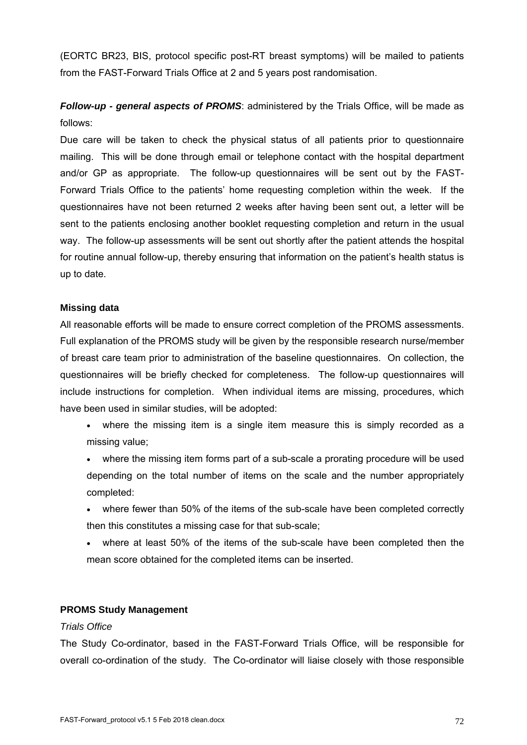(EORTC BR23, BIS, protocol specific post-RT breast symptoms) will be mailed to patients from the FAST-Forward Trials Office at 2 and 5 years post randomisation.

***Follow-up - general aspects of PROMS***: administered by the Trials Office, will be made as follows:

Due care will be taken to check the physical status of all patients prior to questionnaire mailing. This will be done through email or telephone contact with the hospital department and/or GP as appropriate. The follow-up questionnaires will be sent out by the FAST-Forward Trials Office to the patients' home requesting completion within the week. If the questionnaires have not been returned 2 weeks after having been sent out, a letter will be sent to the patients enclosing another booklet requesting completion and return in the usual way. The follow-up assessments will be sent out shortly after the patient attends the hospital for routine annual follow-up, thereby ensuring that information on the patient's health status is up to date.

**Missing data**

All reasonable efforts will be made to ensure correct completion of the PROMS assessments. Full explanation of the PROMS study will be given by the responsible research nurse/member of breast care team prior to administration of the baseline questionnaires. On collection, the questionnaires will be briefly checked for completeness. The follow-up questionnaires will include instructions for completion. When individual items are missing, procedures, which have been used in similar studies, will be adopted:

- where the missing item is a single item measure this is simply recorded as a missing value;
- where the missing item forms part of a sub-scale a prorating procedure will be used depending on the total number of items on the scale and the number appropriately completed:
- where fewer than 50% of the items of the sub-scale have been completed correctly then this constitutes a missing case for that sub-scale;
- where at least 50% of the items of the sub-scale have been completed then the mean score obtained for the completed items can be inserted.

**PROMS Study Management**

*Trials Office*

The Study Co-ordinator, based in the FAST-Forward Trials Office, will be responsible for overall co-ordination of the study. The Co-ordinator will liaise closely with those responsible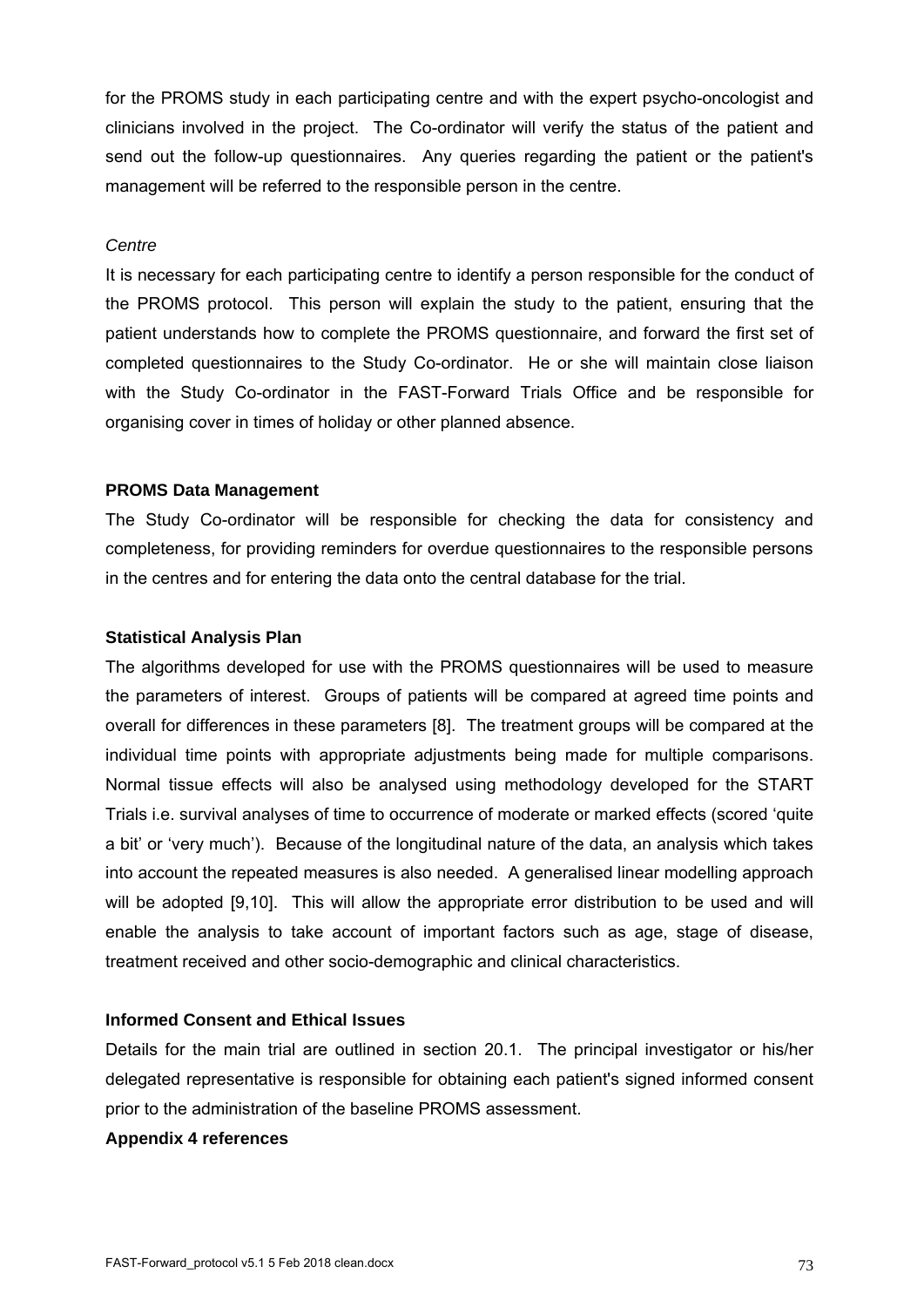for the PROMS study in each participating centre and with the expert psycho-oncologist and clinicians involved in the project. The Co-ordinator will verify the status of the patient and send out the follow-up questionnaires. Any queries regarding the patient or the patient's management will be referred to the responsible person in the centre.

*Centre*

It is necessary for each participating centre to identify a person responsible for the conduct of the PROMS protocol. This person will explain the study to the patient, ensuring that the patient understands how to complete the PROMS questionnaire, and forward the first set of completed questionnaires to the Study Co-ordinator. He or she will maintain close liaison with the Study Co-ordinator in the FAST-Forward Trials Office and be responsible for organising cover in times of holiday or other planned absence.

**PROMS Data Management**

The Study Co-ordinator will be responsible for checking the data for consistency and completeness, for providing reminders for overdue questionnaires to the responsible persons in the centres and for entering the data onto the central database for the trial.

**Statistical Analysis Plan**

The algorithms developed for use with the PROMS questionnaires will be used to measure the parameters of interest. Groups of patients will be compared at agreed time points and overall for differences in these parameters [8]. The treatment groups will be compared at the individual time points with appropriate adjustments being made for multiple comparisons. Normal tissue effects will also be analysed using methodology developed for the START Trials i.e. survival analyses of time to occurrence of moderate or marked effects (scored 'quite a bit' or 'very much'). Because of the longitudinal nature of the data, an analysis which takes into account the repeated measures is also needed. A generalised linear modelling approach will be adopted [9,10]. This will allow the appropriate error distribution to be used and will enable the analysis to take account of important factors such as age, stage of disease, treatment received and other socio-demographic and clinical characteristics.

**Informed Consent and Ethical Issues**

Details for the main trial are outlined in section 20.1. The principal investigator or his/her delegated representative is responsible for obtaining each patient's signed informed consent prior to the administration of the baseline PROMS assessment.

**Appendix 4 references**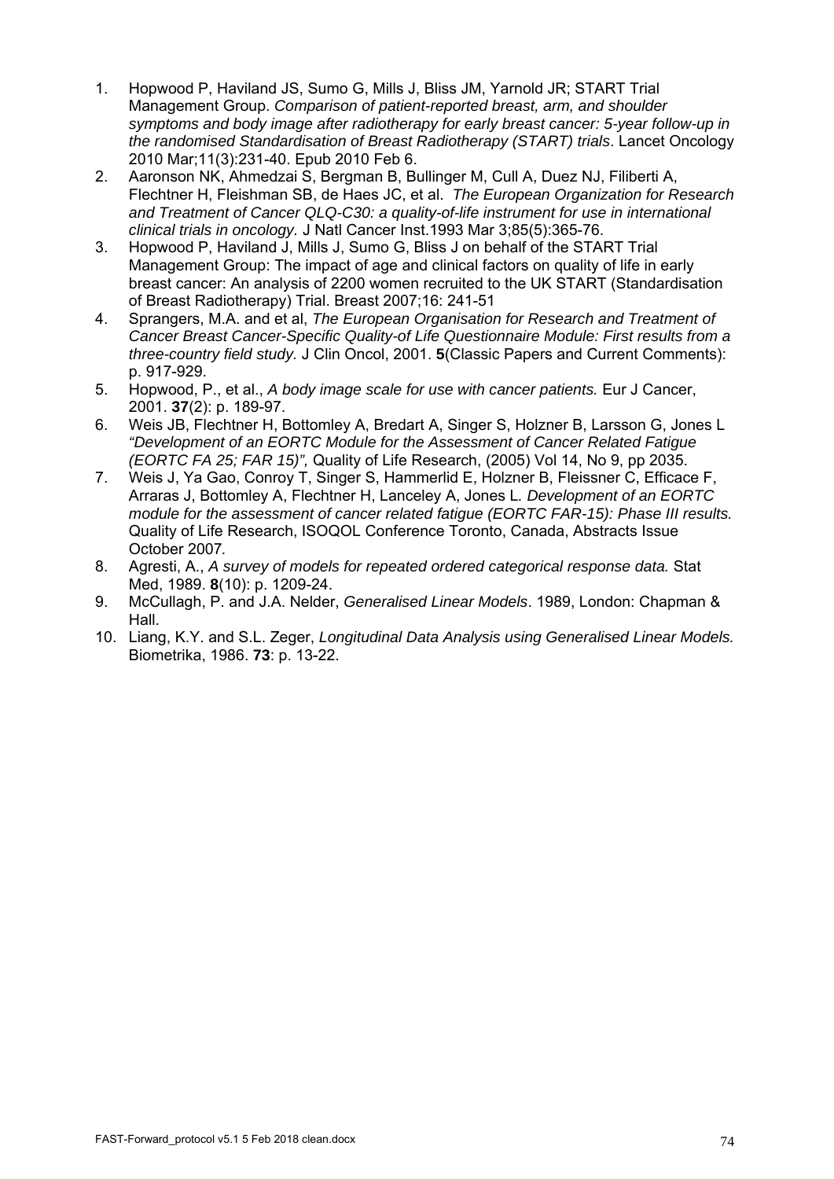1. Hopwood P, Haviland JS, Sumo G, Mills J, Bliss JM, Yarnold JR; START Trial Management Group. *Comparison of patient-reported breast, arm, and shoulder symptoms and body image after radiotherapy for early breast cancer: 5-year follow-up in the randomised Standardisation of Breast Radiotherapy (START) trials*. Lancet Oncology 2010 Mar;11(3):231-40. Epub 2010 Feb 6.
2. Aaronson NK, Ahmedzai S, Bergman B, Bullinger M, Cull A, Duez NJ, Filiberti A, Flechtner H, Fleishman SB, de Haes JC, et al. *The European Organization for Research and Treatment of Cancer QLQ-C30: a quality-of-life instrument for use in international clinical trials in oncology.* J Natl Cancer Inst.1993 Mar 3;85(5):365-76.
3. Hopwood P, Haviland J, Mills J, Sumo G, Bliss J on behalf of the START Trial Management Group: The impact of age and clinical factors on quality of life in early breast cancer: An analysis of 2200 women recruited to the UK START (Standardisation of Breast Radiotherapy) Trial. Breast 2007;16: 241-51
4. Sprangers, M.A. and et al, *The European Organisation for Research and Treatment of Cancer Breast Cancer-Specific Quality-of Life Questionnaire Module: First results from a three-country field study.* J Clin Oncol, 2001. **5**(Classic Papers and Current Comments): p. 917-929.
5. Hopwood, P., et al., *A body image scale for use with cancer patients.* Eur J Cancer, 2001. **37**(2): p. 189-97.
6. Weis JB, Flechtner H, Bottomley A, Bredart A, Singer S, Holzner B, Larsson G, Jones L *"Development of an EORTC Module for the Assessment of Cancer Related Fatigue (EORTC FA 25; FAR 15)",* Quality of Life Research, (2005) Vol 14, No 9, pp 2035.
7. Weis J, Ya Gao, Conroy T, Singer S, Hammerlid E, Holzner B, Fleissner C, Efficace F, Arraras J, Bottomley A, Flechtner H, Lanceley A, Jones L*. Development of an EORTC module for the assessment of cancer related fatigue (EORTC FAR-15): Phase III results.* Quality of Life Research, ISOQOL Conference Toronto, Canada, Abstracts Issue October 2007*.*
8. Agresti, A., *A survey of models for repeated ordered categorical response data.* Stat Med, 1989. **8**(10): p. 1209-24.
9. McCullagh, P. and J.A. Nelder, *Generalised Linear Models*. 1989, London: Chapman & Hall.
10. Liang, K.Y. and S.L. Zeger, *Longitudinal Data Analysis using Generalised Linear Models.* Biometrika, 1986. **73**: p. 13-22.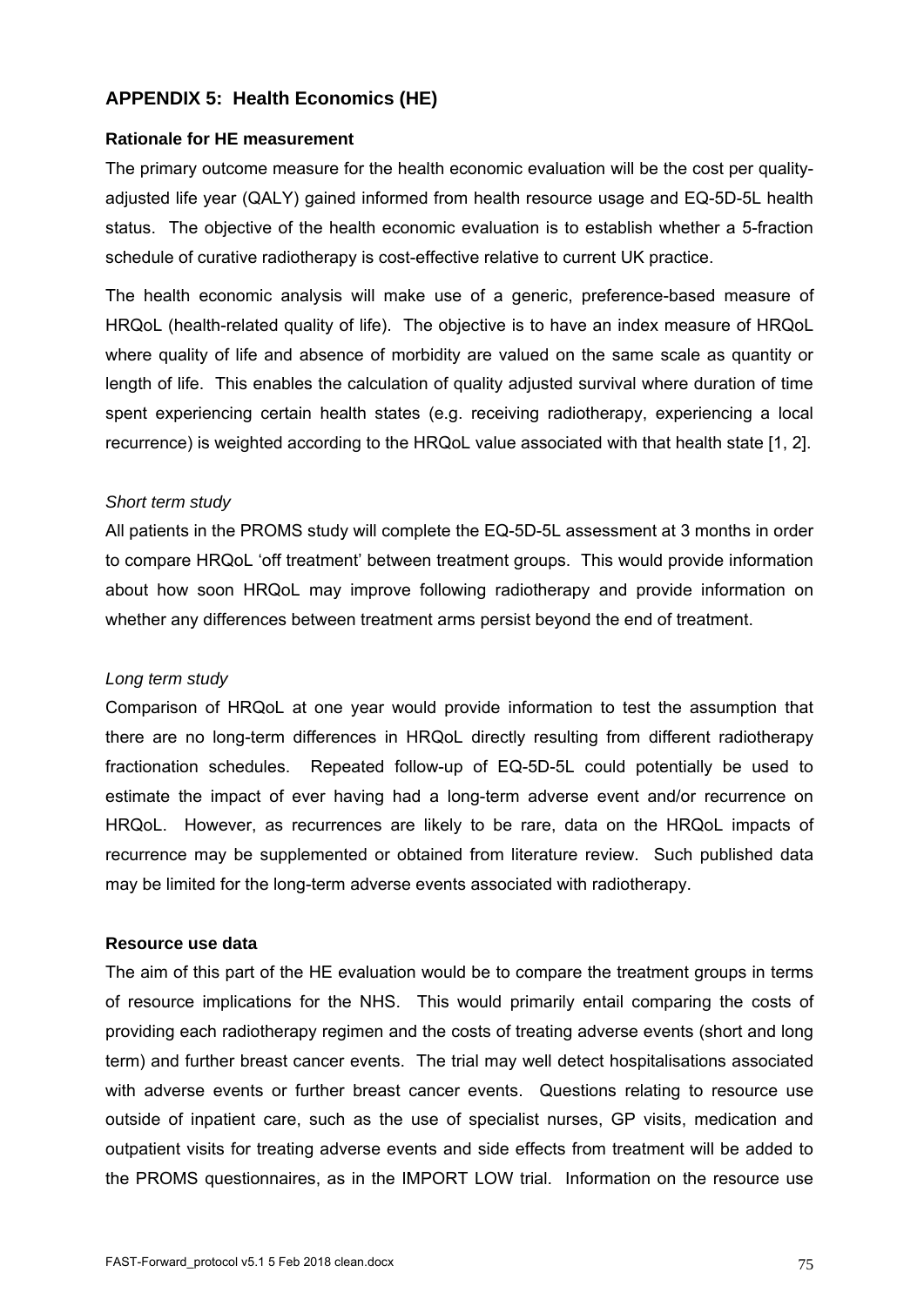## APPENDIX 5: Health Economics (HE)

### Rationale for HE measurement

The primary outcome measure for the health economic evaluation will be the cost per quality-adjusted life year (QALY) gained informed from health resource usage and EQ-5D-5L health status. The objective of the health economic evaluation is to establish whether a 5-fraction schedule of curative radiotherapy is cost-effective relative to current UK practice.

The health economic analysis will make use of a generic, preference-based measure of HRQoL (health-related quality of life). The objective is to have an index measure of HRQoL where quality of life and absence of morbidity are valued on the same scale as quantity or length of life. This enables the calculation of quality adjusted survival where duration of time spent experiencing certain health states (e.g. receiving radiotherapy, experiencing a local recurrence) is weighted according to the HRQoL value associated with that health state [1, 2].

*Short term study*

All patients in the PROMS study will complete the EQ-5D-5L assessment at 3 months in order to compare HRQoL 'off treatment' between treatment groups. This would provide information about how soon HRQoL may improve following radiotherapy and provide information on whether any differences between treatment arms persist beyond the end of treatment.

*Long term study*

Comparison of HRQoL at one year would provide information to test the assumption that there are no long-term differences in HRQoL directly resulting from different radiotherapy fractionation schedules. Repeated follow-up of EQ-5D-5L could potentially be used to estimate the impact of ever having had a long-term adverse event and/or recurrence on HRQoL. However, as recurrences are likely to be rare, data on the HRQoL impacts of recurrence may be supplemented or obtained from literature review. Such published data may be limited for the long-term adverse events associated with radiotherapy.

### Resource use data

The aim of this part of the HE evaluation would be to compare the treatment groups in terms of resource implications for the NHS. This would primarily entail comparing the costs of providing each radiotherapy regimen and the costs of treating adverse events (short and long term) and further breast cancer events. The trial may well detect hospitalisations associated with adverse events or further breast cancer events. Questions relating to resource use outside of inpatient care, such as the use of specialist nurses, GP visits, medication and outpatient visits for treating adverse events and side effects from treatment will be added to the PROMS questionnaires, as in the IMPORT LOW trial. Information on the resource use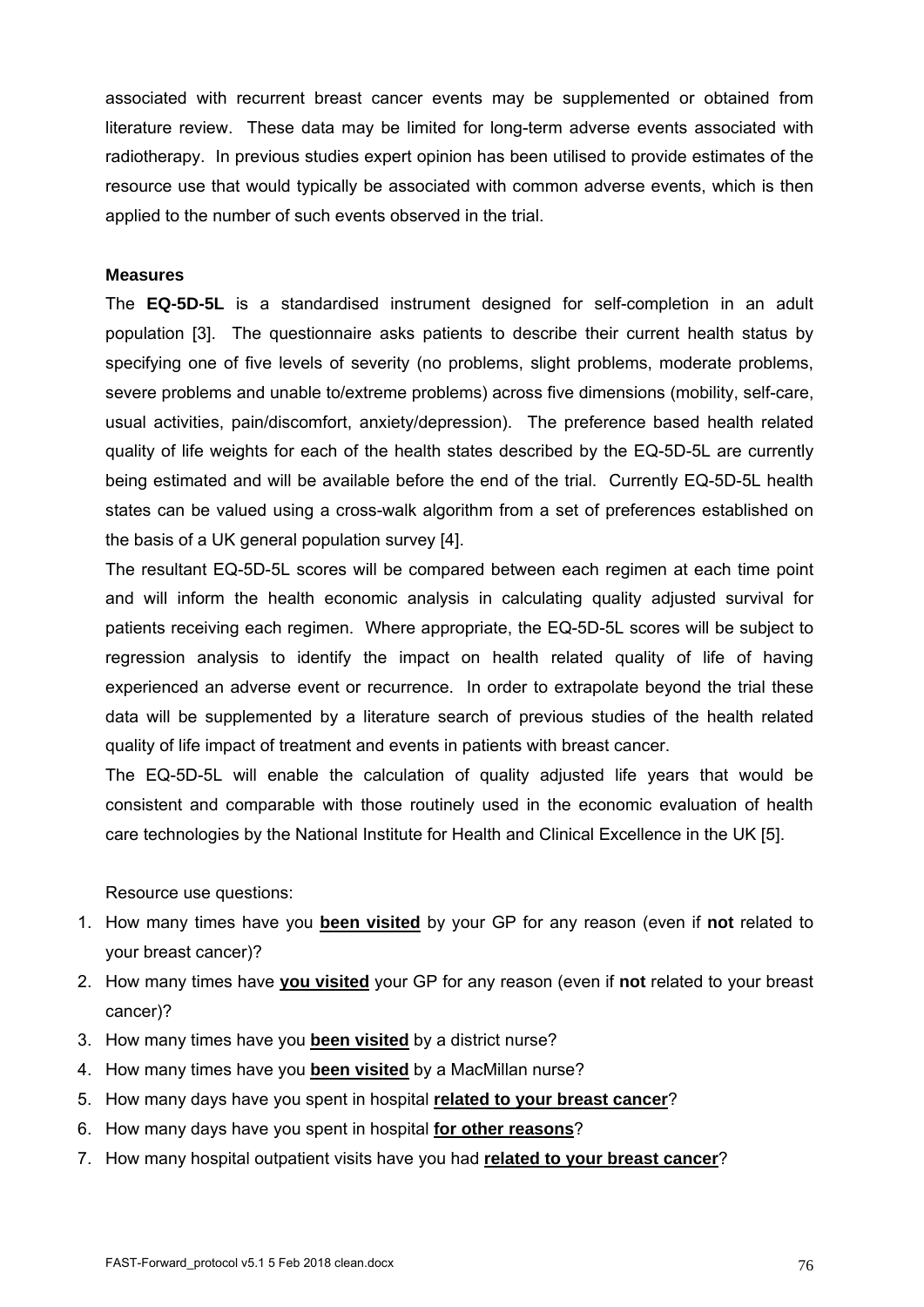associated with recurrent breast cancer events may be supplemented or obtained from literature review. These data may be limited for long-term adverse events associated with radiotherapy. In previous studies expert opinion has been utilised to provide estimates of the resource use that would typically be associated with common adverse events, which is then applied to the number of such events observed in the trial.

**Measures**

The **EQ-5D-5L** is a standardised instrument designed for self-completion in an adult population [3]. The questionnaire asks patients to describe their current health status by specifying one of five levels of severity (no problems, slight problems, moderate problems, severe problems and unable to/extreme problems) across five dimensions (mobility, self-care, usual activities, pain/discomfort, anxiety/depression). The preference based health related quality of life weights for each of the health states described by the EQ-5D-5L are currently being estimated and will be available before the end of the trial. Currently EQ-5D-5L health states can be valued using a cross-walk algorithm from a set of preferences established on the basis of a UK general population survey [4].

The resultant EQ-5D-5L scores will be compared between each regimen at each time point and will inform the health economic analysis in calculating quality adjusted survival for patients receiving each regimen. Where appropriate, the EQ-5D-5L scores will be subject to regression analysis to identify the impact on health related quality of life of having experienced an adverse event or recurrence. In order to extrapolate beyond the trial these data will be supplemented by a literature search of previous studies of the health related quality of life impact of treatment and events in patients with breast cancer.

The EQ-5D-5L will enable the calculation of quality adjusted life years that would be consistent and comparable with those routinely used in the economic evaluation of health care technologies by the National Institute for Health and Clinical Excellence in the UK [5].

Resource use questions:

1. How many times have you **been visited** by your GP for any reason (even if **not** related to your breast cancer)?
2. How many times have **you visited** your GP for any reason (even if **not** related to your breast cancer)?
3. How many times have you **been visited** by a district nurse?
4. How many times have you **been visited** by a MacMillan nurse?
5. How many days have you spent in hospital **related to your breast cancer**?
6. How many days have you spent in hospital **for other reasons**?
7. How many hospital outpatient visits have you had **related to your breast cancer**?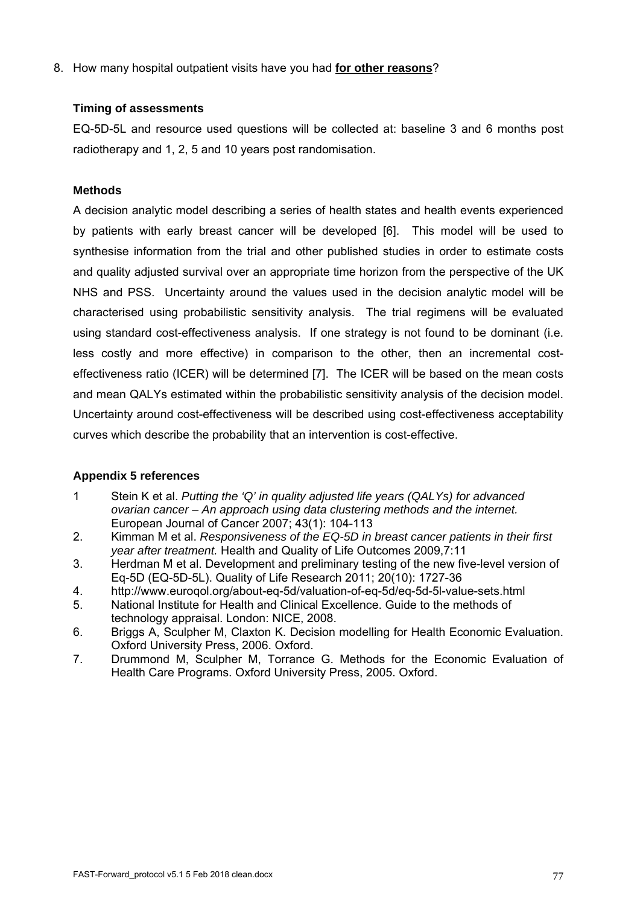8. How many hospital outpatient visits have you had **for other reasons**?

**Timing of assessments**

EQ-5D-5L and resource used questions will be collected at: baseline 3 and 6 months post radiotherapy and 1, 2, 5 and 10 years post randomisation.

**Methods**

A decision analytic model describing a series of health states and health events experienced by patients with early breast cancer will be developed [6]. This model will be used to synthesise information from the trial and other published studies in order to estimate costs and quality adjusted survival over an appropriate time horizon from the perspective of the UK NHS and PSS. Uncertainty around the values used in the decision analytic model will be characterised using probabilistic sensitivity analysis. The trial regimens will be evaluated using standard cost-effectiveness analysis. If one strategy is not found to be dominant (i.e. less costly and more effective) in comparison to the other, then an incremental cost-effectiveness ratio (ICER) will be determined [7]. The ICER will be based on the mean costs and mean QALYs estimated within the probabilistic sensitivity analysis of the decision model. Uncertainty around cost-effectiveness will be described using cost-effectiveness acceptability curves which describe the probability that an intervention is cost-effective.

**Appendix 5 references**

1 Stein K et al. *Putting the 'Q' in quality adjusted life years (QALYs) for advanced ovarian cancer – An approach using data clustering methods and the internet.* European Journal of Cancer 2007; 43(1): 104-113

2. Kimman M et al. *Responsiveness of the EQ-5D in breast cancer patients in their first year after treatment.* Health and Quality of Life Outcomes 2009,7:11

3. Herdman M et al. Development and preliminary testing of the new five-level version of Eq-5D (EQ-5D-5L). Quality of Life Research 2011; 20(10): 1727-36

4. http://www.euroqol.org/about-eq-5d/valuation-of-eq-5d/eq-5d-5l-value-sets.html

5. National Institute for Health and Clinical Excellence. Guide to the methods of technology appraisal. London: NICE, 2008.

6. Briggs A, Sculpher M, Claxton K. Decision modelling for Health Economic Evaluation. Oxford University Press, 2006. Oxford.

7. Drummond M, Sculpher M, Torrance G. Methods for the Economic Evaluation of Health Care Programs. Oxford University Press, 2005. Oxford.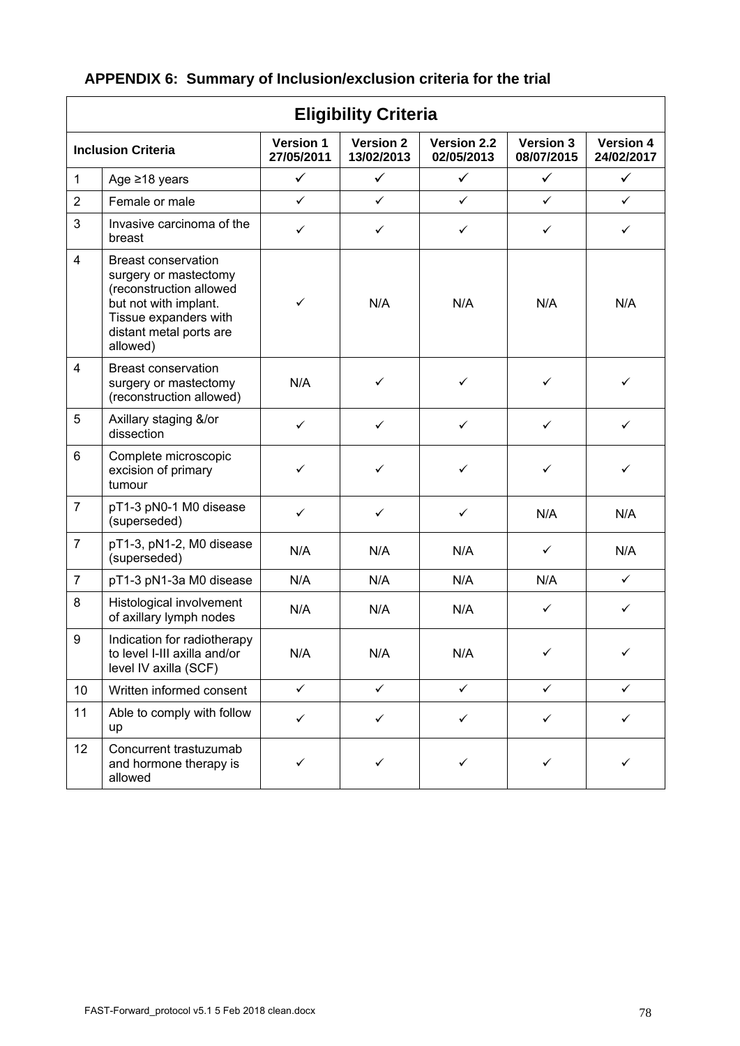## APPENDIX 6: Summary of Inclusion/exclusion criteria for the trial

| Eligibility Criteria | | | | | | |
|---|---|---|---|---|---|---|
| **Inclusion Criteria** | | **Version 1 27/05/2011** | **Version 2 13/02/2013** | **Version 2.2 02/05/2013** | **Version 3 08/07/2015** | **Version 4 24/02/2017** |
| 1 | Age ≥18 years | ✓ | ✓ | ✓ | ✓ | ✓ |
| 2 | Female or male | ✓ | ✓ | ✓ | ✓ | ✓ |
| 3 | Invasive carcinoma of the breast | ✓ | ✓ | ✓ | ✓ | ✓ |
| 4 | Breast conservation surgery or mastectomy (reconstruction allowed but not with implant. Tissue expanders with distant metal ports are allowed) | ✓ | N/A | N/A | N/A | N/A |
| 4 | Breast conservation surgery or mastectomy (reconstruction allowed) | N/A | ✓ | ✓ | ✓ | ✓ |
| 5 | Axillary staging &/or dissection | ✓ | ✓ | ✓ | ✓ | ✓ |
| 6 | Complete microscopic excision of primary tumour | ✓ | ✓ | ✓ | ✓ | ✓ |
| 7 | pT1-3 pN0-1 M0 disease (superseded) | ✓ | ✓ | ✓ | N/A | N/A |
| 7 | pT1-3, pN1-2, M0 disease (superseded) | N/A | N/A | N/A | ✓ | N/A |
| 7 | pT1-3 pN1-3a M0 disease | N/A | N/A | N/A | N/A | ✓ |
| 8 | Histological involvement of axillary lymph nodes | N/A | N/A | N/A | ✓ | ✓ |
| 9 | Indication for radiotherapy to level I-III axilla and/or level IV axilla (SCF) | N/A | N/A | N/A | ✓ | ✓ |
| 10 | Written informed consent | ✓ | ✓ | ✓ | ✓ | ✓ |
| 11 | Able to comply with follow up | ✓ | ✓ | ✓ | ✓ | ✓ |
| 12 | Concurrent trastuzumab and hormone therapy is allowed | ✓ | ✓ | ✓ | ✓ | ✓ |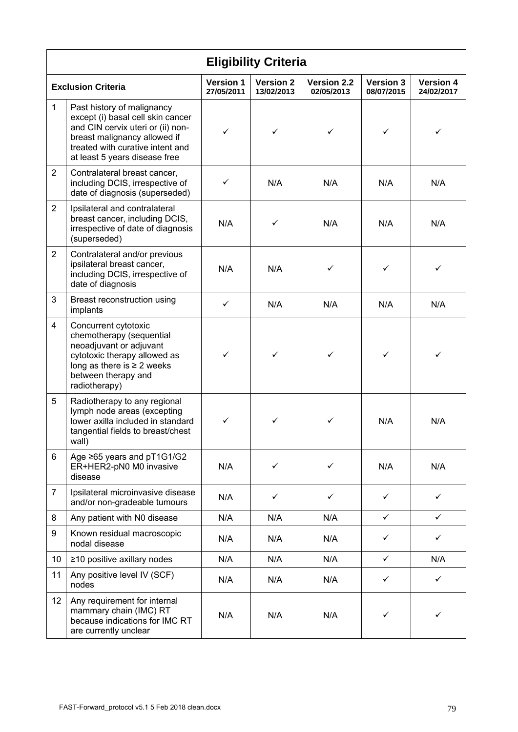| Eligibility Criteria | | | | | | |
|---|---|---|---|---|---|---|
| **Exclusion Criteria** | | **Version 1** 27/05/2011 | **Version 2** 13/02/2013 | **Version 2.2** 02/05/2013 | **Version 3** 08/07/2015 | **Version 4** 24/02/2017 |
| 1 | Past history of malignancy except (i) basal cell skin cancer and CIN cervix uteri or (ii) non-breast malignancy allowed if treated with curative intent and at least 5 years disease free | ✓ | ✓ | ✓ | ✓ | ✓ |
| 2 | Contralateral breast cancer, including DCIS, irrespective of date of diagnosis (superseded) | ✓ | N/A | N/A | N/A | N/A |
| 2 | Ipsilateral and contralateral breast cancer, including DCIS, irrespective of date of diagnosis (superseded) | N/A | ✓ | N/A | N/A | N/A |
| 2 | Contralateral and/or previous ipsilateral breast cancer, including DCIS, irrespective of date of diagnosis | N/A | N/A | ✓ | ✓ | ✓ |
| 3 | Breast reconstruction using implants | ✓ | N/A | N/A | N/A | N/A |
| 4 | Concurrent cytotoxic chemotherapy (sequential neoadjuvant or adjuvant cytotoxic therapy allowed as long as there is ≥ 2 weeks between therapy and radiotherapy) | ✓ | ✓ | ✓ | ✓ | ✓ |
| 5 | Radiotherapy to any regional lymph node areas (excepting lower axilla included in standard tangential fields to breast/chest wall) | ✓ | ✓ | ✓ | N/A | N/A |
| 6 | Age ≥65 years and pT1G1/G2 ER+HER2-pN0 M0 invasive disease | N/A | ✓ | ✓ | N/A | N/A |
| 7 | Ipsilateral microinvasive disease and/or non-gradeable tumours | N/A | ✓ | ✓ | ✓ | ✓ |
| 8 | Any patient with N0 disease | N/A | N/A | N/A | ✓ | ✓ |
| 9 | Known residual macroscopic nodal disease | N/A | N/A | N/A | ✓ | ✓ |
| 10 | ≥10 positive axillary nodes | N/A | N/A | N/A | ✓ | N/A |
| 11 | Any positive level IV (SCF) nodes | N/A | N/A | N/A | ✓ | ✓ |
| 12 | Any requirement for internal mammary chain (IMC) RT because indications for IMC RT are currently unclear | N/A | N/A | N/A | ✓ | ✓ |